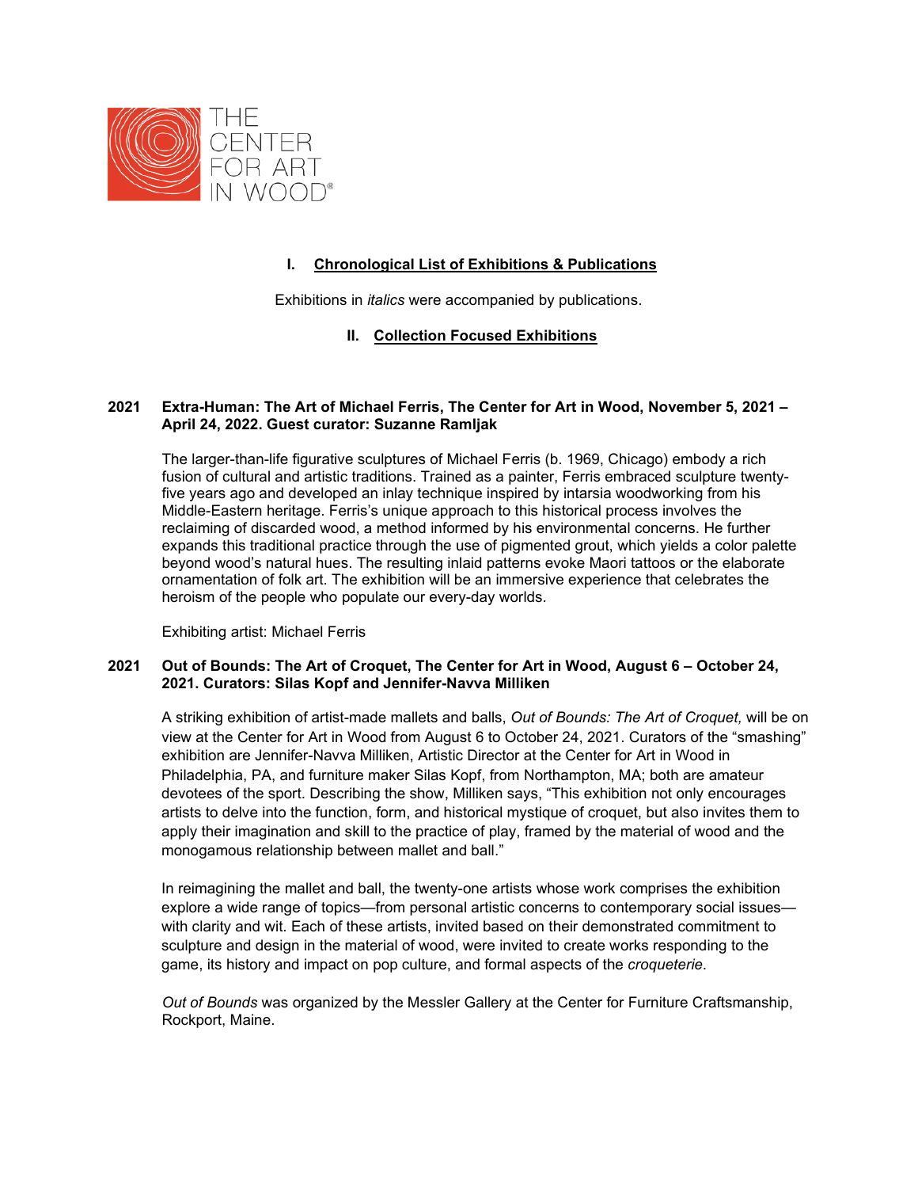THE CENTER FOR ART IN WOOD®

## I. Chronological List of Exhibitions & Publications

Exhibitions in *italics* were accompanied by publications.

## II. Collection Focused Exhibitions

**2021 Extra-Human: The Art of Michael Ferris, The Center for Art in Wood, November 5, 2021 – April 24, 2022. Guest curator: Suzanne Ramljak**

The larger-than-life figurative sculptures of Michael Ferris (b. 1969, Chicago) embody a rich fusion of cultural and artistic traditions. Trained as a painter, Ferris embraced sculpture twenty-five years ago and developed an inlay technique inspired by intarsia woodworking from his Middle-Eastern heritage. Ferris's unique approach to this historical process involves the reclaiming of discarded wood, a method informed by his environmental concerns. He further expands this traditional practice through the use of pigmented grout, which yields a color palette beyond wood's natural hues. The resulting inlaid patterns evoke Maori tattoos or the elaborate ornamentation of folk art. The exhibition will be an immersive experience that celebrates the heroism of the people who populate our every-day worlds.

Exhibiting artist: Michael Ferris

**2021 Out of Bounds: The Art of Croquet, The Center for Art in Wood, August 6 – October 24, 2021. Curators: Silas Kopf and Jennifer-Navva Milliken**

A striking exhibition of artist-made mallets and balls, *Out of Bounds: The Art of Croquet,* will be on view at the Center for Art in Wood from August 6 to October 24, 2021. Curators of the "smashing" exhibition are Jennifer-Navva Milliken, Artistic Director at the Center for Art in Wood in Philadelphia, PA, and furniture maker Silas Kopf, from Northampton, MA; both are amateur devotees of the sport. Describing the show, Milliken says, "This exhibition not only encourages artists to delve into the function, form, and historical mystique of croquet, but also invites them to apply their imagination and skill to the practice of play, framed by the material of wood and the monogamous relationship between mallet and ball."

In reimagining the mallet and ball, the twenty-one artists whose work comprises the exhibition explore a wide range of topics—from personal artistic concerns to contemporary social issues—with clarity and wit. Each of these artists, invited based on their demonstrated commitment to sculpture and design in the material of wood, were invited to create works responding to the game, its history and impact on pop culture, and formal aspects of the *croqueterie*.

*Out of Bounds* was organized by the Messler Gallery at the Center for Furniture Craftsmanship, Rockport, Maine.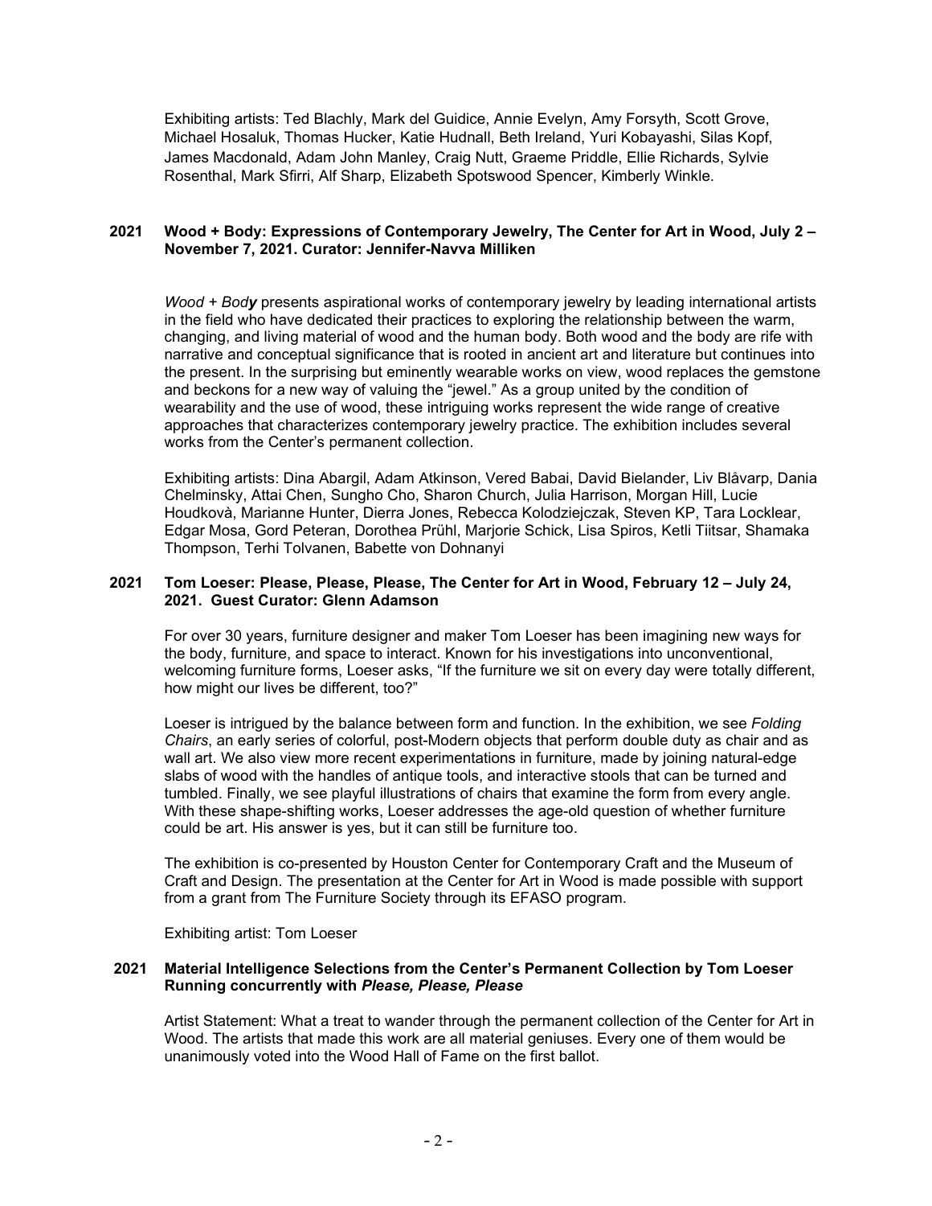Exhibiting artists: Ted Blachly, Mark del Guidice, Annie Evelyn, Amy Forsyth, Scott Grove, Michael Hosaluk, Thomas Hucker, Katie Hudnall, Beth Ireland, Yuri Kobayashi, Silas Kopf, James Macdonald, Adam John Manley, Craig Nutt, Graeme Priddle, Ellie Richards, Sylvie Rosenthal, Mark Sfirri, Alf Sharp, Elizabeth Spotswood Spencer, Kimberly Winkle.

**2021 Wood + Body: Expressions of Contemporary Jewelry, The Center for Art in Wood, July 2 – November 7, 2021. Curator: Jennifer-Navva Milliken**

*Wood + Bod**y*** presents aspirational works of contemporary jewelry by leading international artists in the field who have dedicated their practices to exploring the relationship between the warm, changing, and living material of wood and the human body. Both wood and the body are rife with narrative and conceptual significance that is rooted in ancient art and literature but continues into the present. In the surprising but eminently wearable works on view, wood replaces the gemstone and beckons for a new way of valuing the "jewel." As a group united by the condition of wearability and the use of wood, these intriguing works represent the wide range of creative approaches that characterizes contemporary jewelry practice. The exhibition includes several works from the Center's permanent collection.

Exhibiting artists: Dina Abargil, Adam Atkinson, Vered Babai, David Bielander, Liv Blåvarp, Dania Chelminsky, Attai Chen, Sungho Cho, Sharon Church, Julia Harrison, Morgan Hill, Lucie Houdkovà, Marianne Hunter, Dierra Jones, Rebecca Kolodziejczak, Steven KP, Tara Locklear, Edgar Mosa, Gord Peteran, Dorothea Prühl, Marjorie Schick, Lisa Spiros, Ketli Tiitsar, Shamaka Thompson, Terhi Tolvanen, Babette von Dohnanyi

**2021 Tom Loeser: Please, Please, Please, The Center for Art in Wood, February 12 – July 24, 2021. Guest Curator: Glenn Adamson**

For over 30 years, furniture designer and maker Tom Loeser has been imagining new ways for the body, furniture, and space to interact. Known for his investigations into unconventional, welcoming furniture forms, Loeser asks, "If the furniture we sit on every day were totally different, how might our lives be different, too?"

Loeser is intrigued by the balance between form and function. In the exhibition, we see *Folding Chairs*, an early series of colorful, post-Modern objects that perform double duty as chair and as wall art. We also view more recent experimentations in furniture, made by joining natural-edge slabs of wood with the handles of antique tools, and interactive stools that can be turned and tumbled. Finally, we see playful illustrations of chairs that examine the form from every angle. With these shape-shifting works, Loeser addresses the age-old question of whether furniture could be art. His answer is yes, but it can still be furniture too.

The exhibition is co-presented by Houston Center for Contemporary Craft and the Museum of Craft and Design. The presentation at the Center for Art in Wood is made possible with support from a grant from The Furniture Society through its EFASO program.

Exhibiting artist: Tom Loeser

**2021 Material Intelligence Selections from the Center's Permanent Collection by Tom Loeser Running concurrently with *Please, Please, Please***

Artist Statement: What a treat to wander through the permanent collection of the Center for Art in Wood. The artists that made this work are all material geniuses. Every one of them would be unanimously voted into the Wood Hall of Fame on the first ballot.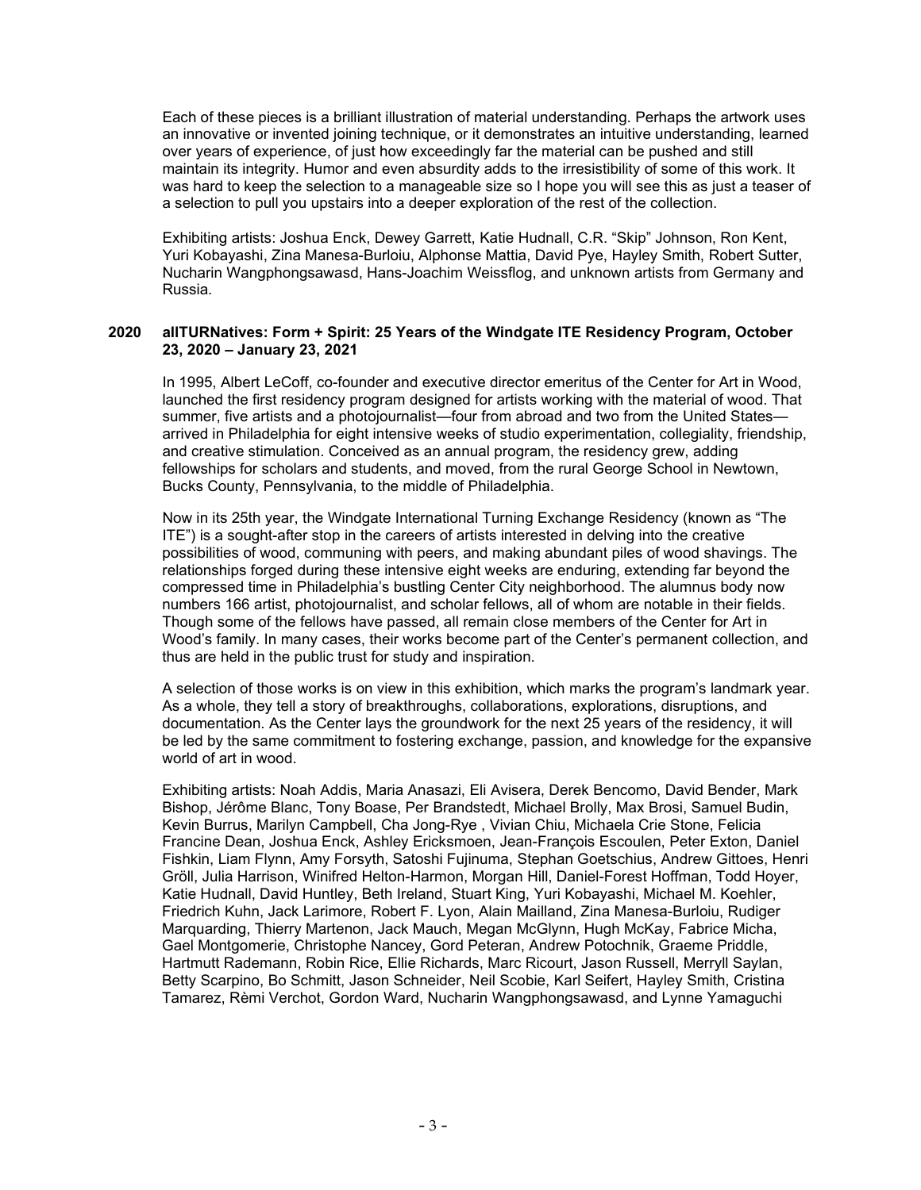Each of these pieces is a brilliant illustration of material understanding. Perhaps the artwork uses an innovative or invented joining technique, or it demonstrates an intuitive understanding, learned over years of experience, of just how exceedingly far the material can be pushed and still maintain its integrity. Humor and even absurdity adds to the irresistibility of some of this work. It was hard to keep the selection to a manageable size so I hope you will see this as just a teaser of a selection to pull you upstairs into a deeper exploration of the rest of the collection.

Exhibiting artists: Joshua Enck, Dewey Garrett, Katie Hudnall, C.R. "Skip" Johnson, Ron Kent, Yuri Kobayashi, Zina Manesa-Burloiu, Alphonse Mattia, David Pye, Hayley Smith, Robert Sutter, Nucharin Wangphongsawasd, Hans-Joachim Weissflog, and unknown artists from Germany and Russia.

**2020 allTURNatives: Form + Spirit: 25 Years of the Windgate ITE Residency Program, October 23, 2020 – January 23, 2021**

In 1995, Albert LeCoff, co-founder and executive director emeritus of the Center for Art in Wood, launched the first residency program designed for artists working with the material of wood. That summer, five artists and a photojournalist—four from abroad and two from the United States—arrived in Philadelphia for eight intensive weeks of studio experimentation, collegiality, friendship, and creative stimulation. Conceived as an annual program, the residency grew, adding fellowships for scholars and students, and moved, from the rural George School in Newtown, Bucks County, Pennsylvania, to the middle of Philadelphia.

Now in its 25th year, the Windgate International Turning Exchange Residency (known as "The ITE") is a sought-after stop in the careers of artists interested in delving into the creative possibilities of wood, communing with peers, and making abundant piles of wood shavings. The relationships forged during these intensive eight weeks are enduring, extending far beyond the compressed time in Philadelphia's bustling Center City neighborhood. The alumnus body now numbers 166 artist, photojournalist, and scholar fellows, all of whom are notable in their fields. Though some of the fellows have passed, all remain close members of the Center for Art in Wood's family. In many cases, their works become part of the Center's permanent collection, and thus are held in the public trust for study and inspiration.

A selection of those works is on view in this exhibition, which marks the program's landmark year. As a whole, they tell a story of breakthroughs, collaborations, explorations, disruptions, and documentation. As the Center lays the groundwork for the next 25 years of the residency, it will be led by the same commitment to fostering exchange, passion, and knowledge for the expansive world of art in wood.

Exhibiting artists: Noah Addis, Maria Anasazi, Eli Avisera, Derek Bencomo, David Bender, Mark Bishop, Jérôme Blanc, Tony Boase, Per Brandstedt, Michael Brolly, Max Brosi, Samuel Budin, Kevin Burrus, Marilyn Campbell, Cha Jong-Rye , Vivian Chiu, Michaela Crie Stone, Felicia Francine Dean, Joshua Enck, Ashley Ericksmoen, Jean-François Escoulen, Peter Exton, Daniel Fishkin, Liam Flynn, Amy Forsyth, Satoshi Fujinuma, Stephan Goetschius, Andrew Gittoes, Henri Gröll, Julia Harrison, Winifred Helton-Harmon, Morgan Hill, Daniel-Forest Hoffman, Todd Hoyer, Katie Hudnall, David Huntley, Beth Ireland, Stuart King, Yuri Kobayashi, Michael M. Koehler, Friedrich Kuhn, Jack Larimore, Robert F. Lyon, Alain Mailland, Zina Manesa-Burloiu, Rudiger Marquarding, Thierry Martenon, Jack Mauch, Megan McGlynn, Hugh McKay, Fabrice Micha, Gael Montgomerie, Christophe Nancey, Gord Peteran, Andrew Potochnik, Graeme Priddle, Hartmutt Rademann, Robin Rice, Ellie Richards, Marc Ricourt, Jason Russell, Merryll Saylan, Betty Scarpino, Bo Schmitt, Jason Schneider, Neil Scobie, Karl Seifert, Hayley Smith, Cristina Tamarez, Rèmi Verchot, Gordon Ward, Nucharin Wangphongsawasd, and Lynne Yamaguchi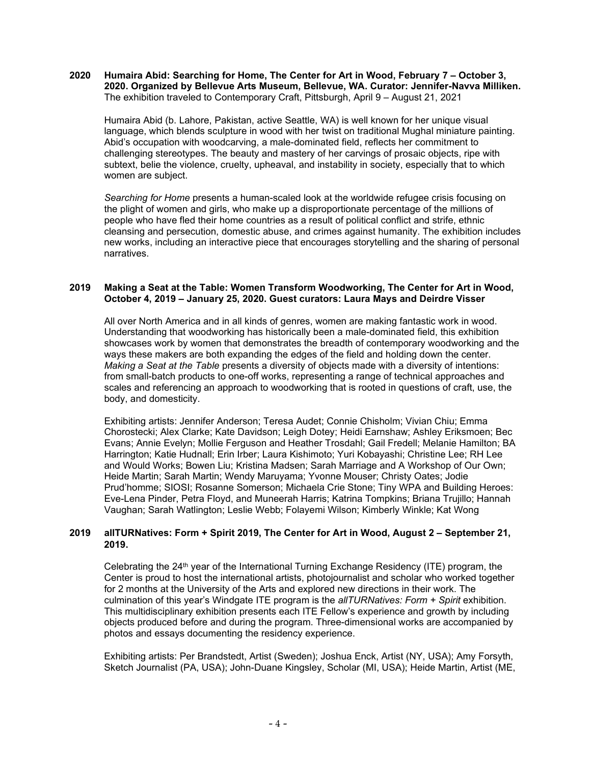**2020 Humaira Abid: Searching for Home, The Center for Art in Wood, February 7 – October 3, 2020. Organized by Bellevue Arts Museum, Bellevue, WA. Curator: Jennifer-Navva Milliken.**
The exhibition traveled to Contemporary Craft, Pittsburgh, April 9 – August 21, 2021

Humaira Abid (b. Lahore, Pakistan, active Seattle, WA) is well known for her unique visual language, which blends sculpture in wood with her twist on traditional Mughal miniature painting. Abid's occupation with woodcarving, a male-dominated field, reflects her commitment to challenging stereotypes. The beauty and mastery of her carvings of prosaic objects, ripe with subtext, belie the violence, cruelty, upheaval, and instability in society, especially that to which women are subject.

*Searching for Home* presents a human-scaled look at the worldwide refugee crisis focusing on the plight of women and girls, who make up a disproportionate percentage of the millions of people who have fled their home countries as a result of political conflict and strife, ethnic cleansing and persecution, domestic abuse, and crimes against humanity. The exhibition includes new works, including an interactive piece that encourages storytelling and the sharing of personal narratives.

**2019 Making a Seat at the Table: Women Transform Woodworking, The Center for Art in Wood, October 4, 2019 – January 25, 2020. Guest curators: Laura Mays and Deirdre Visser**

All over North America and in all kinds of genres, women are making fantastic work in wood. Understanding that woodworking has historically been a male-dominated field, this exhibition showcases work by women that demonstrates the breadth of contemporary woodworking and the ways these makers are both expanding the edges of the field and holding down the center. *Making a Seat at the Table* presents a diversity of objects made with a diversity of intentions: from small-batch products to one-off works, representing a range of technical approaches and scales and referencing an approach to woodworking that is rooted in questions of craft, use, the body, and domesticity.

Exhibiting artists: Jennifer Anderson; Teresa Audet; Connie Chisholm; Vivian Chiu; Emma Chorostecki; Alex Clarke; Kate Davidson; Leigh Dotey; Heidi Earnshaw; Ashley Eriksmoen; Bec Evans; Annie Evelyn; Mollie Ferguson and Heather Trosdahl; Gail Fredell; Melanie Hamilton; BA Harrington; Katie Hudnall; Erin Irber; Laura Kishimoto; Yuri Kobayashi; Christine Lee; RH Lee and Would Works; Bowen Liu; Kristina Madsen; Sarah Marriage and A Workshop of Our Own; Heide Martin; Sarah Martin; Wendy Maruyama; Yvonne Mouser; Christy Oates; Jodie Prud'homme; SIOSI; Rosanne Somerson; Michaela Crie Stone; Tiny WPA and Building Heroes: Eve-Lena Pinder, Petra Floyd, and Muneerah Harris; Katrina Tompkins; Briana Trujillo; Hannah Vaughan; Sarah Watlington; Leslie Webb; Folayemi Wilson; Kimberly Winkle; Kat Wong

**2019 allTURNatives: Form + Spirit 2019, The Center for Art in Wood, August 2 – September 21, 2019.**

Celebrating the 24th year of the International Turning Exchange Residency (ITE) program, the Center is proud to host the international artists, photojournalist and scholar who worked together for 2 months at the University of the Arts and explored new directions in their work. The culmination of this year's Windgate ITE program is the *allTURNatives: Form + Spirit* exhibition. This multidisciplinary exhibition presents each ITE Fellow's experience and growth by including objects produced before and during the program. Three-dimensional works are accompanied by photos and essays documenting the residency experience.

Exhibiting artists: Per Brandstedt, Artist (Sweden); Joshua Enck, Artist (NY, USA); Amy Forsyth, Sketch Journalist (PA, USA); John-Duane Kingsley, Scholar (MI, USA); Heide Martin, Artist (ME,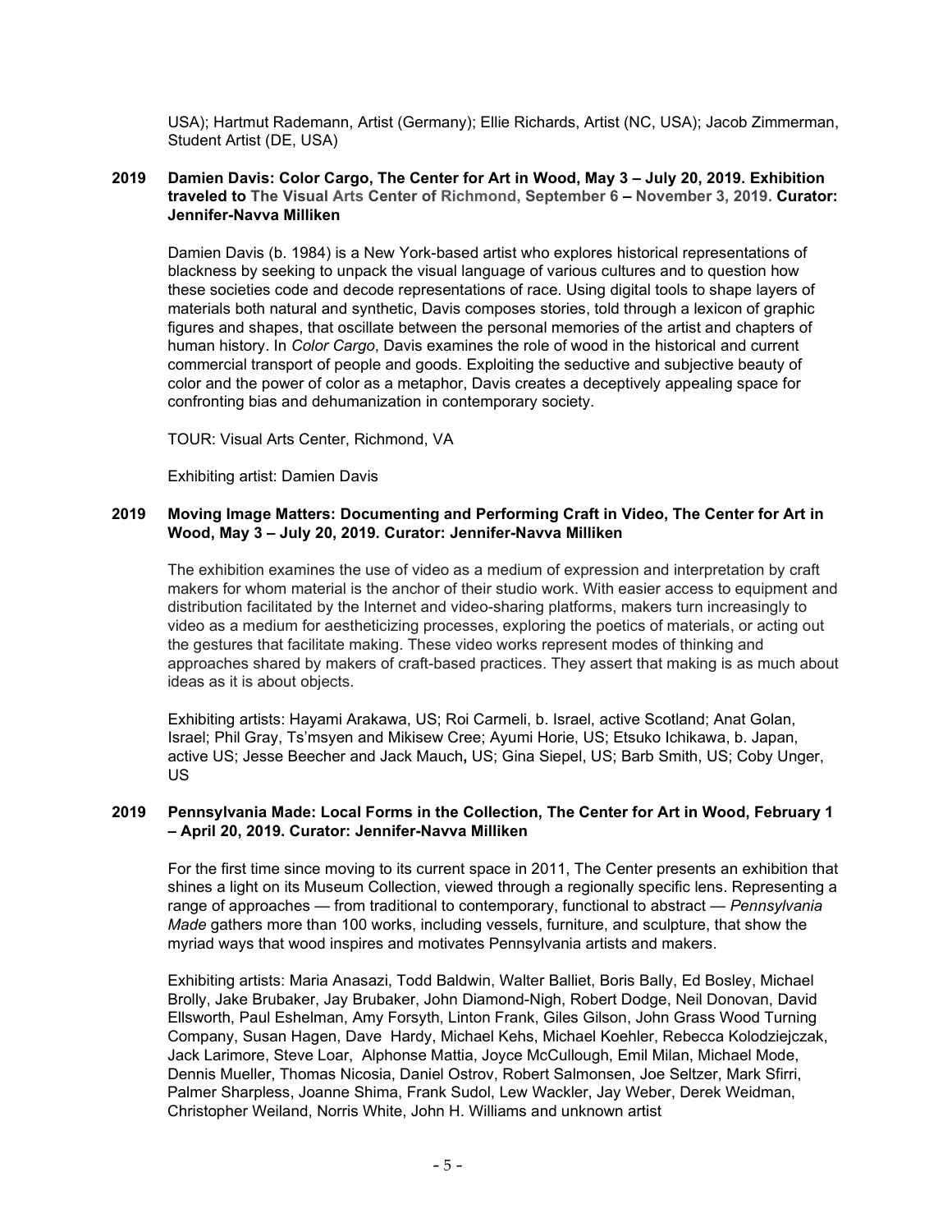USA); Hartmut Rademann, Artist (Germany); Ellie Richards, Artist (NC, USA); Jacob Zimmerman, Student Artist (DE, USA)

**2019 Damien Davis: Color Cargo, The Center for Art in Wood, May 3 – July 20, 2019. Exhibition traveled to The Visual Arts Center of Richmond, September 6 – November 3, 2019. Curator: Jennifer-Navva Milliken**

Damien Davis (b. 1984) is a New York-based artist who explores historical representations of blackness by seeking to unpack the visual language of various cultures and to question how these societies code and decode representations of race. Using digital tools to shape layers of materials both natural and synthetic, Davis composes stories, told through a lexicon of graphic figures and shapes, that oscillate between the personal memories of the artist and chapters of human history. In *Color Cargo*, Davis examines the role of wood in the historical and current commercial transport of people and goods. Exploiting the seductive and subjective beauty of color and the power of color as a metaphor, Davis creates a deceptively appealing space for confronting bias and dehumanization in contemporary society.

TOUR: Visual Arts Center, Richmond, VA

Exhibiting artist: Damien Davis

**2019 Moving Image Matters: Documenting and Performing Craft in Video, The Center for Art in Wood, May 3 – July 20, 2019. Curator: Jennifer-Navva Milliken**

The exhibition examines the use of video as a medium of expression and interpretation by craft makers for whom material is the anchor of their studio work. With easier access to equipment and distribution facilitated by the Internet and video-sharing platforms, makers turn increasingly to video as a medium for aestheticizing processes, exploring the poetics of materials, or acting out the gestures that facilitate making. These video works represent modes of thinking and approaches shared by makers of craft-based practices. They assert that making is as much about ideas as it is about objects.

Exhibiting artists: Hayami Arakawa, US; Roi Carmeli, b. Israel, active Scotland; Anat Golan, Israel; Phil Gray, Ts'msyen and Mikisew Cree; Ayumi Horie, US; Etsuko Ichikawa, b. Japan, active US; Jesse Beecher and Jack Mauch**,** US; Gina Siepel, US; Barb Smith, US; Coby Unger, US

**2019 Pennsylvania Made: Local Forms in the Collection, The Center for Art in Wood, February 1 – April 20, 2019. Curator: Jennifer-Navva Milliken**

For the first time since moving to its current space in 2011, The Center presents an exhibition that shines a light on its Museum Collection, viewed through a regionally specific lens. Representing a range of approaches — from traditional to contemporary, functional to abstract — *Pennsylvania Made* gathers more than 100 works, including vessels, furniture, and sculpture, that show the myriad ways that wood inspires and motivates Pennsylvania artists and makers.

Exhibiting artists: Maria Anasazi, Todd Baldwin, Walter Balliet, Boris Bally, Ed Bosley, Michael Brolly, Jake Brubaker, Jay Brubaker, John Diamond-Nigh, Robert Dodge, Neil Donovan, David Ellsworth, Paul Eshelman, Amy Forsyth, Linton Frank, Giles Gilson, John Grass Wood Turning Company, Susan Hagen, Dave Hardy, Michael Kehs, Michael Koehler, Rebecca Kolodziejczak, Jack Larimore, Steve Loar, Alphonse Mattia, Joyce McCullough, Emil Milan, Michael Mode, Dennis Mueller, Thomas Nicosia, Daniel Ostrov, Robert Salmonsen, Joe Seltzer, Mark Sfirri, Palmer Sharpless, Joanne Shima, Frank Sudol, Lew Wackler, Jay Weber, Derek Weidman, Christopher Weiland, Norris White, John H. Williams and unknown artist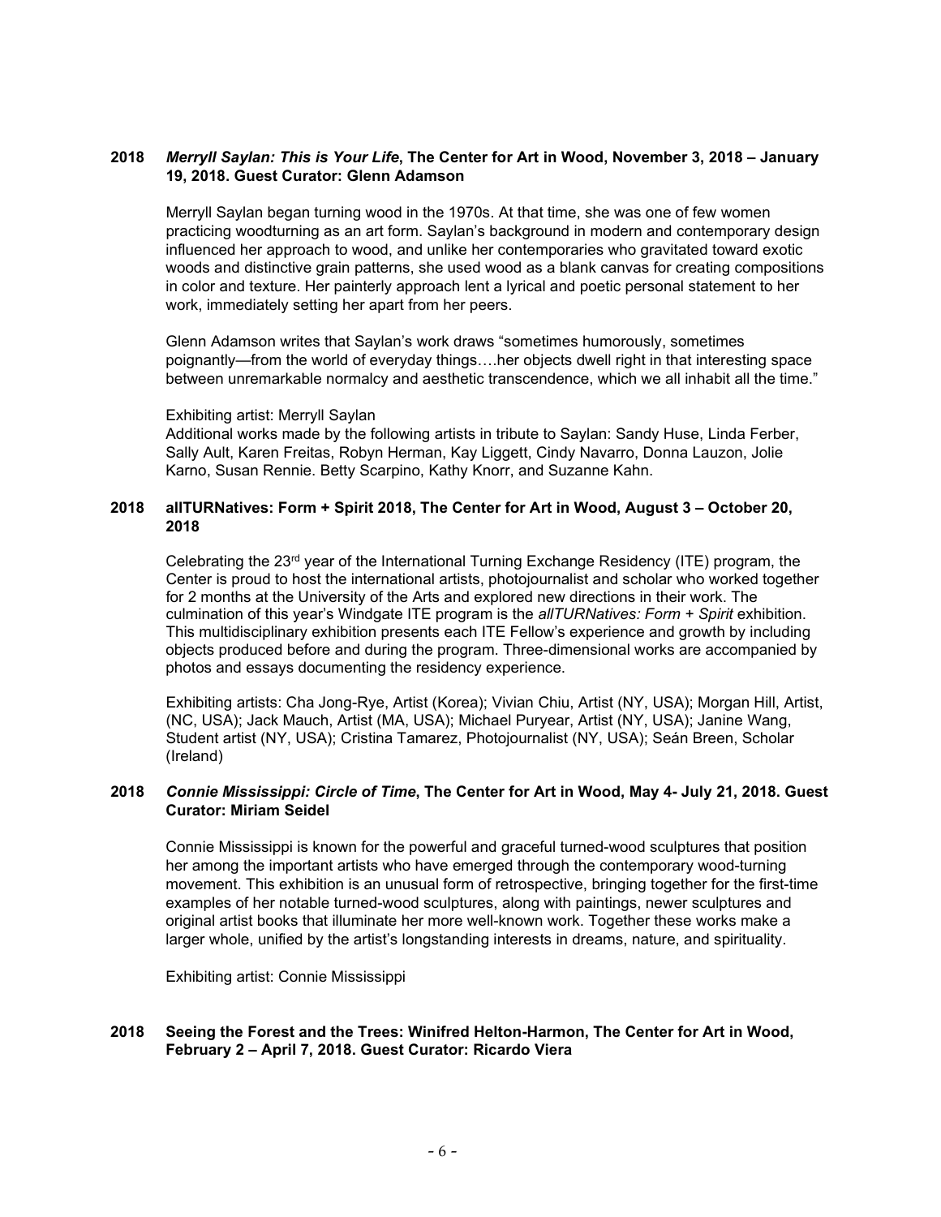**2018** ***Merryll Saylan: This is Your Life*****, The Center for Art in Wood, November 3, 2018 – January 19, 2018. Guest Curator: Glenn Adamson**

Merryll Saylan began turning wood in the 1970s. At that time, she was one of few women practicing woodturning as an art form. Saylan's background in modern and contemporary design influenced her approach to wood, and unlike her contemporaries who gravitated toward exotic woods and distinctive grain patterns, she used wood as a blank canvas for creating compositions in color and texture. Her painterly approach lent a lyrical and poetic personal statement to her work, immediately setting her apart from her peers.

Glenn Adamson writes that Saylan's work draws "sometimes humorously, sometimes poignantly—from the world of everyday things….her objects dwell right in that interesting space between unremarkable normalcy and aesthetic transcendence, which we all inhabit all the time."

Exhibiting artist: Merryll Saylan
Additional works made by the following artists in tribute to Saylan: Sandy Huse, Linda Ferber, Sally Ault, Karen Freitas, Robyn Herman, Kay Liggett, Cindy Navarro, Donna Lauzon, Jolie Karno, Susan Rennie. Betty Scarpino, Kathy Knorr, and Suzanne Kahn.

**2018 allTURNatives: Form + Spirit 2018, The Center for Art in Wood, August 3 – October 20, 2018**

Celebrating the 23rd year of the International Turning Exchange Residency (ITE) program, the Center is proud to host the international artists, photojournalist and scholar who worked together for 2 months at the University of the Arts and explored new directions in their work. The culmination of this year's Windgate ITE program is the *allTURNatives: Form + Spirit* exhibition. This multidisciplinary exhibition presents each ITE Fellow's experience and growth by including objects produced before and during the program. Three-dimensional works are accompanied by photos and essays documenting the residency experience.

Exhibiting artists: Cha Jong-Rye, Artist (Korea); Vivian Chiu, Artist (NY, USA); Morgan Hill, Artist, (NC, USA); Jack Mauch, Artist (MA, USA); Michael Puryear, Artist (NY, USA); Janine Wang, Student artist (NY, USA); Cristina Tamarez, Photojournalist (NY, USA); Seán Breen, Scholar (Ireland)

**2018** ***Connie Mississippi: Circle of Time*****, The Center for Art in Wood, May 4- July 21, 2018. Guest Curator: Miriam Seidel**

Connie Mississippi is known for the powerful and graceful turned-wood sculptures that position her among the important artists who have emerged through the contemporary wood-turning movement. This exhibition is an unusual form of retrospective, bringing together for the first-time examples of her notable turned-wood sculptures, along with paintings, newer sculptures and original artist books that illuminate her more well-known work. Together these works make a larger whole, unified by the artist's longstanding interests in dreams, nature, and spirituality.

Exhibiting artist: Connie Mississippi

**2018 Seeing the Forest and the Trees: Winifred Helton-Harmon, The Center for Art in Wood, February 2 – April 7, 2018. Guest Curator: Ricardo Viera**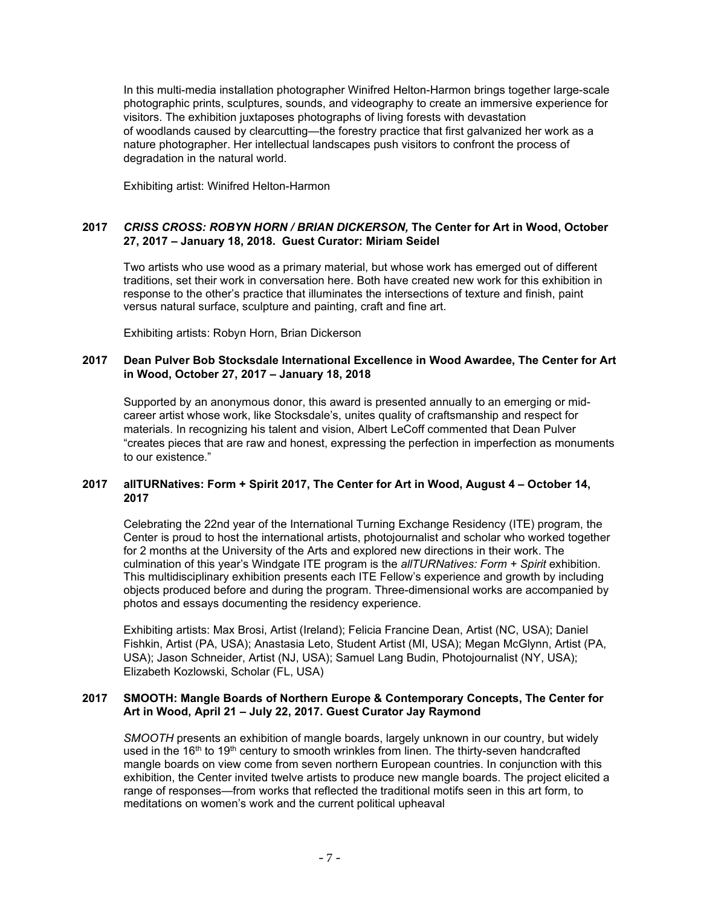In this multi-media installation photographer Winifred Helton-Harmon brings together large-scale photographic prints, sculptures, sounds, and videography to create an immersive experience for visitors. The exhibition juxtaposes photographs of living forests with devastation of woodlands caused by clearcutting—the forestry practice that first galvanized her work as a nature photographer. Her intellectual landscapes push visitors to confront the process of degradation in the natural world.

Exhibiting artist: Winifred Helton-Harmon

**2017 *CRISS CROSS: ROBYN HORN / BRIAN DICKERSON,* The Center for Art in Wood, October 27, 2017 – January 18, 2018. Guest Curator: Miriam Seidel**

Two artists who use wood as a primary material, but whose work has emerged out of different traditions, set their work in conversation here. Both have created new work for this exhibition in response to the other's practice that illuminates the intersections of texture and finish, paint versus natural surface, sculpture and painting, craft and fine art.

Exhibiting artists: Robyn Horn, Brian Dickerson

**2017 Dean Pulver Bob Stocksdale International Excellence in Wood Awardee, The Center for Art in Wood, October 27, 2017 – January 18, 2018**

Supported by an anonymous donor, this award is presented annually to an emerging or mid-career artist whose work, like Stocksdale's, unites quality of craftsmanship and respect for materials. In recognizing his talent and vision, Albert LeCoff commented that Dean Pulver "creates pieces that are raw and honest, expressing the perfection in imperfection as monuments to our existence."

**2017 allTURNatives: Form + Spirit 2017, The Center for Art in Wood, August 4 – October 14, 2017**

Celebrating the 22nd year of the International Turning Exchange Residency (ITE) program, the Center is proud to host the international artists, photojournalist and scholar who worked together for 2 months at the University of the Arts and explored new directions in their work. The culmination of this year's Windgate ITE program is the *allTURNatives: Form + Spirit* exhibition. This multidisciplinary exhibition presents each ITE Fellow's experience and growth by including objects produced before and during the program. Three-dimensional works are accompanied by photos and essays documenting the residency experience.

Exhibiting artists: Max Brosi, Artist (Ireland); Felicia Francine Dean, Artist (NC, USA); Daniel Fishkin, Artist (PA, USA); Anastasia Leto, Student Artist (MI, USA); Megan McGlynn, Artist (PA, USA); Jason Schneider, Artist (NJ, USA); Samuel Lang Budin, Photojournalist (NY, USA); Elizabeth Kozlowski, Scholar (FL, USA)

**2017 SMOOTH: Mangle Boards of Northern Europe & Contemporary Concepts, The Center for Art in Wood, April 21 – July 22, 2017. Guest Curator Jay Raymond**

*SMOOTH* presents an exhibition of mangle boards, largely unknown in our country, but widely used in the 16th to 19th century to smooth wrinkles from linen. The thirty-seven handcrafted mangle boards on view come from seven northern European countries. In conjunction with this exhibition, the Center invited twelve artists to produce new mangle boards. The project elicited a range of responses—from works that reflected the traditional motifs seen in this art form, to meditations on women's work and the current political upheaval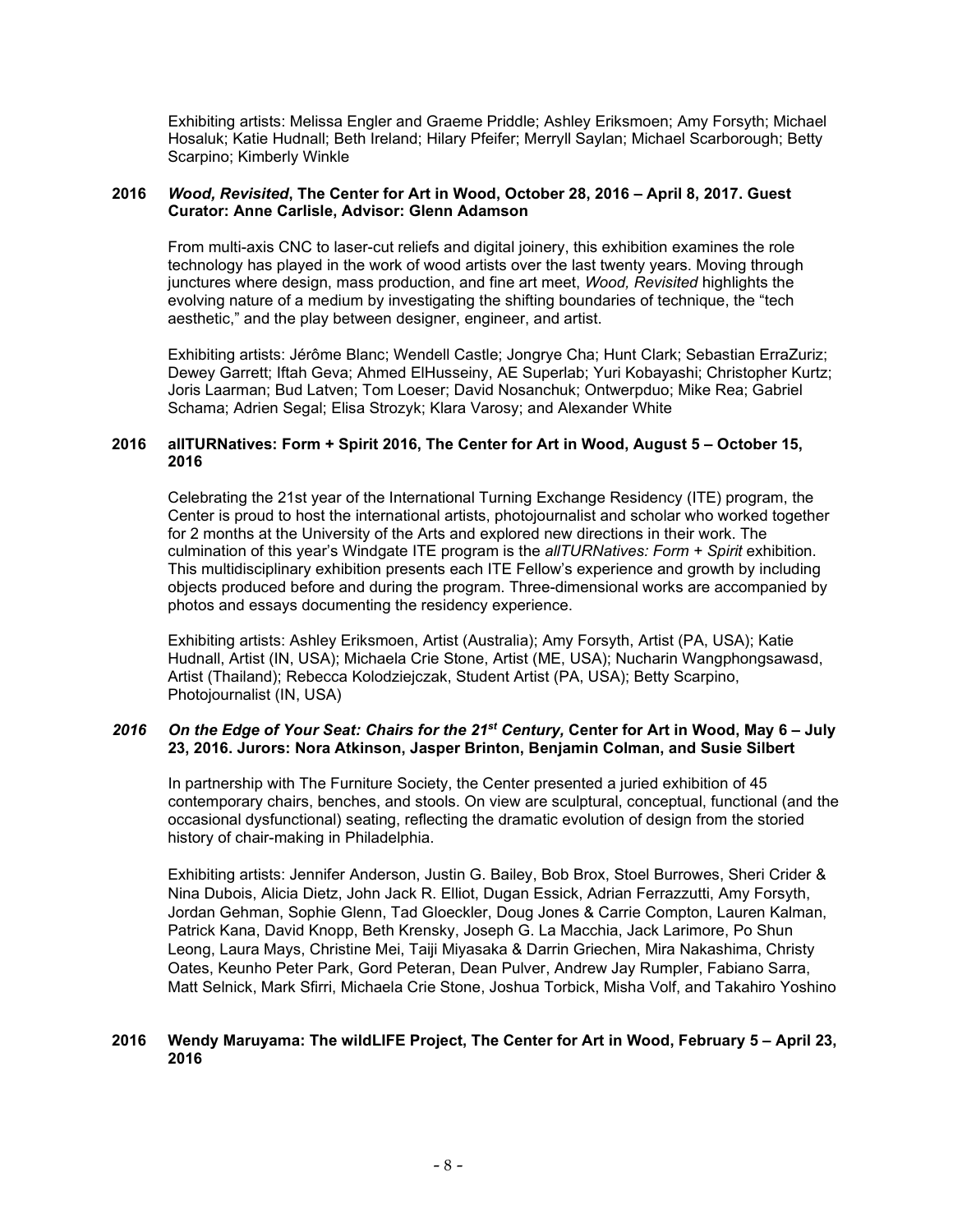Exhibiting artists: Melissa Engler and Graeme Priddle; Ashley Eriksmoen; Amy Forsyth; Michael Hosaluk; Katie Hudnall; Beth Ireland; Hilary Pfeifer; Merryll Saylan; Michael Scarborough; Betty Scarpino; Kimberly Winkle

**2016 *Wood, Revisited*, The Center for Art in Wood, October 28, 2016 – April 8, 2017. Guest Curator: Anne Carlisle, Advisor: Glenn Adamson**

From multi-axis CNC to laser-cut reliefs and digital joinery, this exhibition examines the role technology has played in the work of wood artists over the last twenty years. Moving through junctures where design, mass production, and fine art meet, *Wood, Revisited* highlights the evolving nature of a medium by investigating the shifting boundaries of technique, the "tech aesthetic," and the play between designer, engineer, and artist.

Exhibiting artists: Jérôme Blanc; Wendell Castle; Jongrye Cha; Hunt Clark; Sebastian ErraZuriz; Dewey Garrett; Iftah Geva; Ahmed ElHusseiny, AE Superlab; Yuri Kobayashi; Christopher Kurtz; Joris Laarman; Bud Latven; Tom Loeser; David Nosanchuk; Ontwerpduo; Mike Rea; Gabriel Schama; Adrien Segal; Elisa Strozyk; Klara Varosy; and Alexander White

**2016 allTURNatives: Form + Spirit 2016, The Center for Art in Wood, August 5 – October 15, 2016**

Celebrating the 21st year of the International Turning Exchange Residency (ITE) program, the Center is proud to host the international artists, photojournalist and scholar who worked together for 2 months at the University of the Arts and explored new directions in their work. The culmination of this year's Windgate ITE program is the *allTURNatives: Form + Spirit* exhibition. This multidisciplinary exhibition presents each ITE Fellow's experience and growth by including objects produced before and during the program. Three-dimensional works are accompanied by photos and essays documenting the residency experience.

Exhibiting artists: Ashley Eriksmoen, Artist (Australia); Amy Forsyth, Artist (PA, USA); Katie Hudnall, Artist (IN, USA); Michaela Crie Stone, Artist (ME, USA); Nucharin Wangphongsawasd, Artist (Thailand); Rebecca Kolodziejczak, Student Artist (PA, USA); Betty Scarpino, Photojournalist (IN, USA)

***2016 On the Edge of Your Seat: Chairs for the 21st Century,* Center for Art in Wood, May 6 – July 23, 2016. Jurors: Nora Atkinson, Jasper Brinton, Benjamin Colman, and Susie Silbert**

In partnership with The Furniture Society, the Center presented a juried exhibition of 45 contemporary chairs, benches, and stools. On view are sculptural, conceptual, functional (and the occasional dysfunctional) seating, reflecting the dramatic evolution of design from the storied history of chair-making in Philadelphia.

Exhibiting artists: Jennifer Anderson, Justin G. Bailey, Bob Brox, Stoel Burrowes, Sheri Crider & Nina Dubois, Alicia Dietz, John Jack R. Elliot, Dugan Essick, Adrian Ferrazzutti, Amy Forsyth, Jordan Gehman, Sophie Glenn, Tad Gloeckler, Doug Jones & Carrie Compton, Lauren Kalman, Patrick Kana, David Knopp, Beth Krensky, Joseph G. La Macchia, Jack Larimore, Po Shun Leong, Laura Mays, Christine Mei, Taiji Miyasaka & Darrin Griechen, Mira Nakashima, Christy Oates, Keunho Peter Park, Gord Peteran, Dean Pulver, Andrew Jay Rumpler, Fabiano Sarra, Matt Selnick, Mark Sfirri, Michaela Crie Stone, Joshua Torbick, Misha Volf, and Takahiro Yoshino

**2016 Wendy Maruyama: The wildLIFE Project, The Center for Art in Wood, February 5 – April 23, 2016**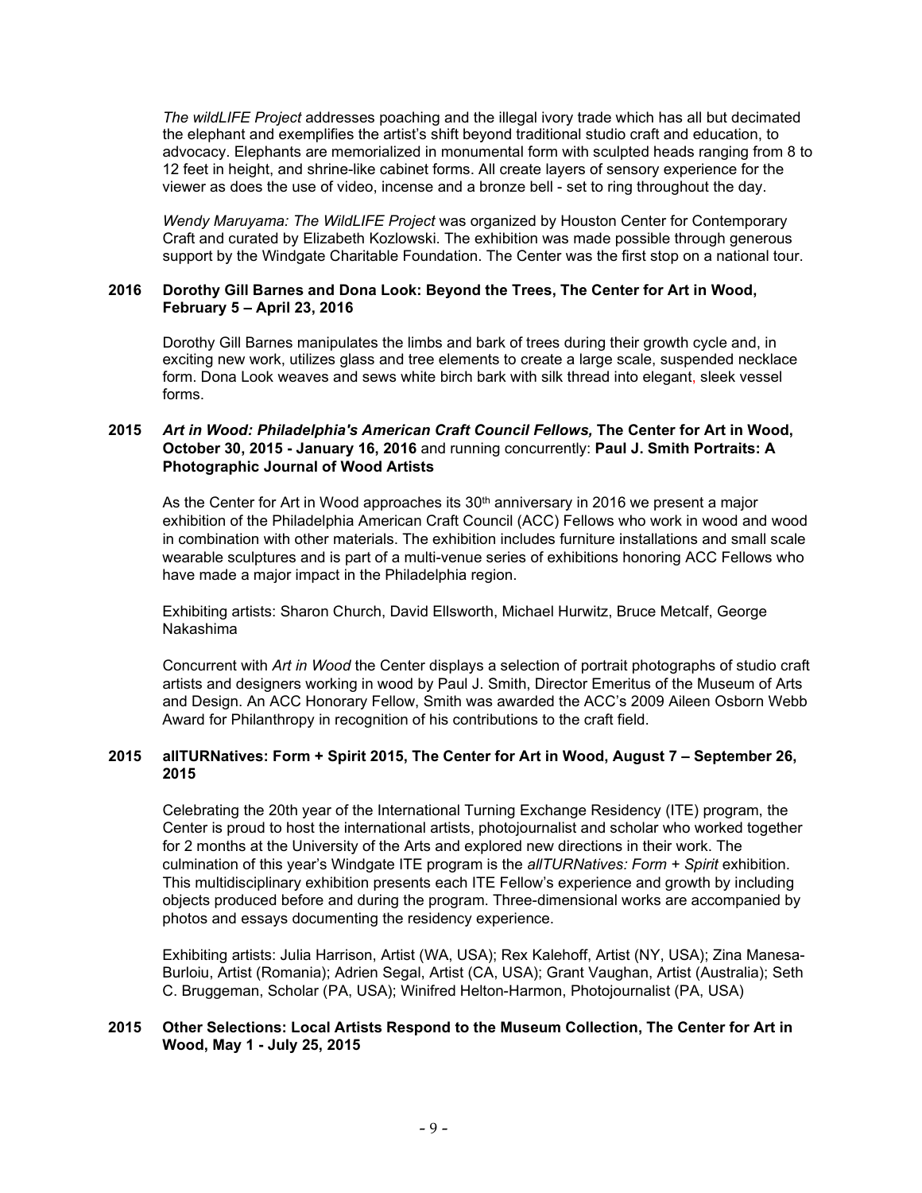*The wildLIFE Project* addresses poaching and the illegal ivory trade which has all but decimated the elephant and exemplifies the artist's shift beyond traditional studio craft and education, to advocacy. Elephants are memorialized in monumental form with sculpted heads ranging from 8 to 12 feet in height, and shrine-like cabinet forms. All create layers of sensory experience for the viewer as does the use of video, incense and a bronze bell - set to ring throughout the day.

*Wendy Maruyama: The WildLIFE Project* was organized by Houston Center for Contemporary Craft and curated by Elizabeth Kozlowski. The exhibition was made possible through generous support by the Windgate Charitable Foundation. The Center was the first stop on a national tour.

**2016 Dorothy Gill Barnes and Dona Look: Beyond the Trees, The Center for Art in Wood, February 5 – April 23, 2016**

Dorothy Gill Barnes manipulates the limbs and bark of trees during their growth cycle and, in exciting new work, utilizes glass and tree elements to create a large scale, suspended necklace form. Dona Look weaves and sews white birch bark with silk thread into elegant, sleek vessel forms.

**2015 *Art in Wood: Philadelphia's American Craft Council Fellows,* The Center for Art in Wood, October 30, 2015 - January 16, 2016** and running concurrently: **Paul J. Smith Portraits: A Photographic Journal of Wood Artists**

As the Center for Art in Wood approaches its 30th anniversary in 2016 we present a major exhibition of the Philadelphia American Craft Council (ACC) Fellows who work in wood and wood in combination with other materials. The exhibition includes furniture installations and small scale wearable sculptures and is part of a multi-venue series of exhibitions honoring ACC Fellows who have made a major impact in the Philadelphia region.

Exhibiting artists: Sharon Church, David Ellsworth, Michael Hurwitz, Bruce Metcalf, George Nakashima

Concurrent with *Art in Wood* the Center displays a selection of portrait photographs of studio craft artists and designers working in wood by Paul J. Smith, Director Emeritus of the Museum of Arts and Design. An ACC Honorary Fellow, Smith was awarded the ACC's 2009 Aileen Osborn Webb Award for Philanthropy in recognition of his contributions to the craft field.

**2015 allTURNatives: Form + Spirit 2015, The Center for Art in Wood, August 7 – September 26, 2015**

Celebrating the 20th year of the International Turning Exchange Residency (ITE) program, the Center is proud to host the international artists, photojournalist and scholar who worked together for 2 months at the University of the Arts and explored new directions in their work. The culmination of this year's Windgate ITE program is the *allTURNatives: Form + Spirit* exhibition. This multidisciplinary exhibition presents each ITE Fellow's experience and growth by including objects produced before and during the program. Three-dimensional works are accompanied by photos and essays documenting the residency experience.

Exhibiting artists: Julia Harrison, Artist (WA, USA); Rex Kalehoff, Artist (NY, USA); Zina Manesa-Burloiu, Artist (Romania); Adrien Segal, Artist (CA, USA); Grant Vaughan, Artist (Australia); Seth C. Bruggeman, Scholar (PA, USA); Winifred Helton-Harmon, Photojournalist (PA, USA)

**2015 Other Selections: Local Artists Respond to the Museum Collection, The Center for Art in Wood, May 1 - July 25, 2015**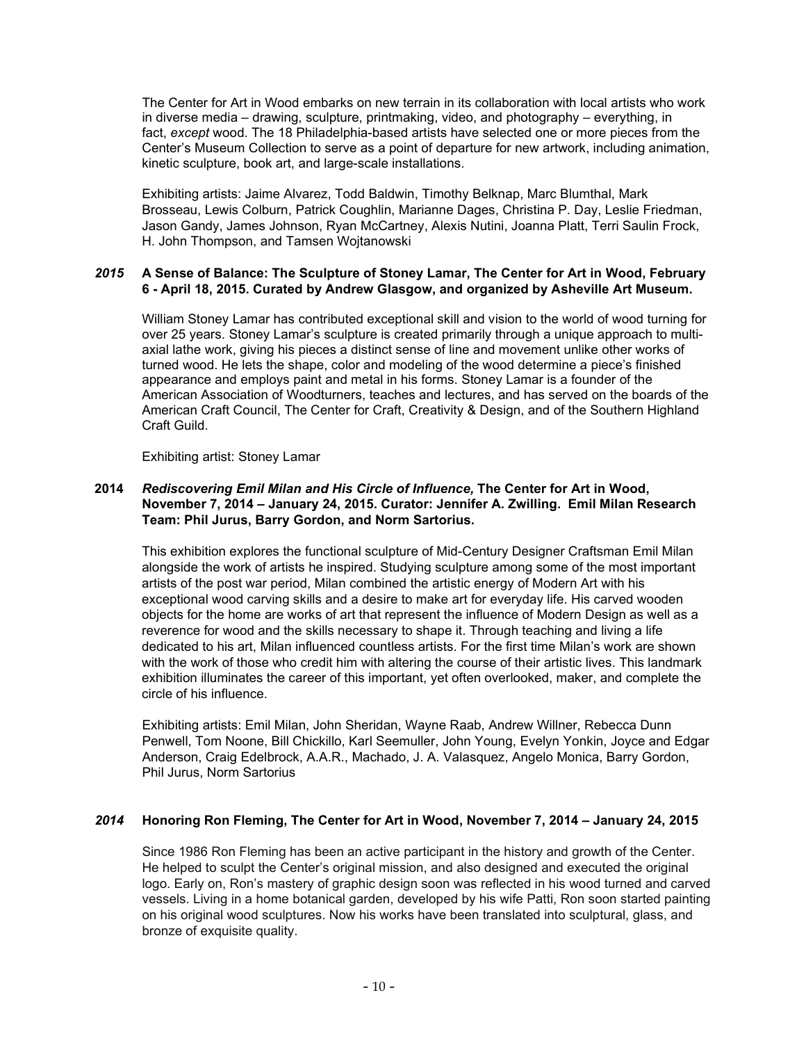The Center for Art in Wood embarks on new terrain in its collaboration with local artists who work in diverse media – drawing, sculpture, printmaking, video, and photography – everything, in fact, *except* wood. The 18 Philadelphia-based artists have selected one or more pieces from the Center's Museum Collection to serve as a point of departure for new artwork, including animation, kinetic sculpture, book art, and large-scale installations.

Exhibiting artists: Jaime Alvarez, Todd Baldwin, Timothy Belknap, Marc Blumthal, Mark Brosseau, Lewis Colburn, Patrick Coughlin, Marianne Dages, Christina P. Day, Leslie Friedman, Jason Gandy, James Johnson, Ryan McCartney, Alexis Nutini, Joanna Platt, Terri Saulin Frock, H. John Thompson, and Tamsen Wojtanowski

***2015*** **A Sense of Balance: The Sculpture of Stoney Lamar, The Center for Art in Wood, February 6 - April 18, 2015. Curated by Andrew Glasgow, and organized by Asheville Art Museum.**

William Stoney Lamar has contributed exceptional skill and vision to the world of wood turning for over 25 years. Stoney Lamar's sculpture is created primarily through a unique approach to multi-axial lathe work, giving his pieces a distinct sense of line and movement unlike other works of turned wood. He lets the shape, color and modeling of the wood determine a piece's finished appearance and employs paint and metal in his forms. Stoney Lamar is a founder of the American Association of Woodturners, teaches and lectures, and has served on the boards of the American Craft Council, The Center for Craft, Creativity & Design, and of the Southern Highland Craft Guild.

Exhibiting artist: Stoney Lamar

**2014** ***Rediscovering Emil Milan and His Circle of Influence,*** **The Center for Art in Wood, November 7, 2014 – January 24, 2015. Curator: Jennifer A. Zwilling. Emil Milan Research Team: Phil Jurus, Barry Gordon, and Norm Sartorius.**

This exhibition explores the functional sculpture of Mid-Century Designer Craftsman Emil Milan alongside the work of artists he inspired. Studying sculpture among some of the most important artists of the post war period, Milan combined the artistic energy of Modern Art with his exceptional wood carving skills and a desire to make art for everyday life. His carved wooden objects for the home are works of art that represent the influence of Modern Design as well as a reverence for wood and the skills necessary to shape it. Through teaching and living a life dedicated to his art, Milan influenced countless artists. For the first time Milan's work are shown with the work of those who credit him with altering the course of their artistic lives. This landmark exhibition illuminates the career of this important, yet often overlooked, maker, and complete the circle of his influence.

Exhibiting artists: Emil Milan, John Sheridan, Wayne Raab, Andrew Willner, Rebecca Dunn Penwell, Tom Noone, Bill Chickillo, Karl Seemuller, John Young, Evelyn Yonkin, Joyce and Edgar Anderson, Craig Edelbrock, A.A.R., Machado, J. A. Valasquez, Angelo Monica, Barry Gordon, Phil Jurus, Norm Sartorius

***2014*** **Honoring Ron Fleming, The Center for Art in Wood, November 7, 2014 – January 24, 2015**

Since 1986 Ron Fleming has been an active participant in the history and growth of the Center. He helped to sculpt the Center's original mission, and also designed and executed the original logo. Early on, Ron's mastery of graphic design soon was reflected in his wood turned and carved vessels. Living in a home botanical garden, developed by his wife Patti, Ron soon started painting on his original wood sculptures. Now his works have been translated into sculptural, glass, and bronze of exquisite quality.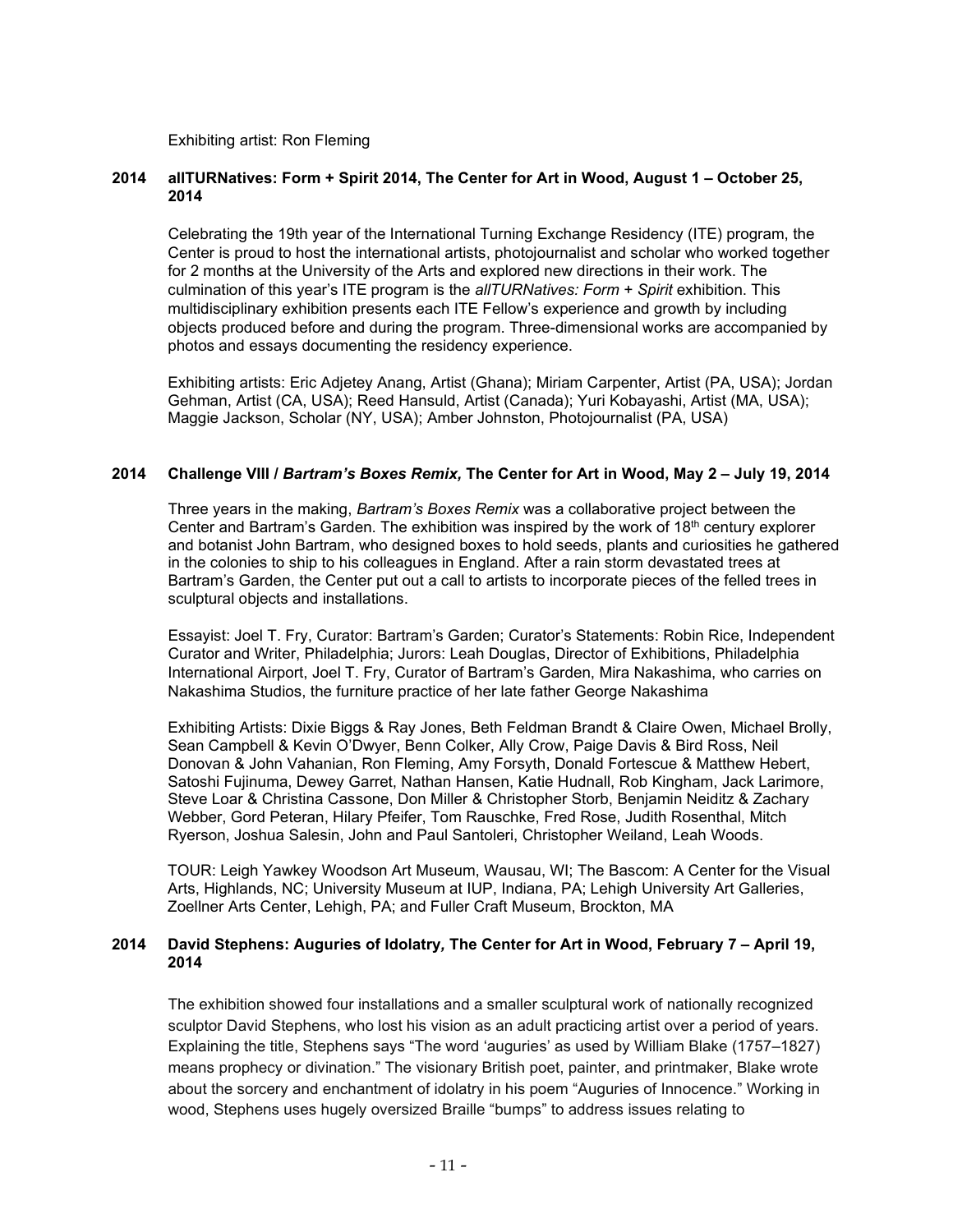Exhibiting artist: Ron Fleming

### 2014 allTURNatives: Form + Spirit 2014, The Center for Art in Wood, August 1 – October 25, 2014

Celebrating the 19th year of the International Turning Exchange Residency (ITE) program, the Center is proud to host the international artists, photojournalist and scholar who worked together for 2 months at the University of the Arts and explored new directions in their work. The culmination of this year's ITE program is the *allTURNatives: Form + Spirit* exhibition. This multidisciplinary exhibition presents each ITE Fellow's experience and growth by including objects produced before and during the program. Three-dimensional works are accompanied by photos and essays documenting the residency experience.

Exhibiting artists: Eric Adjetey Anang, Artist (Ghana); Miriam Carpenter, Artist (PA, USA); Jordan Gehman, Artist (CA, USA); Reed Hansuld, Artist (Canada); Yuri Kobayashi, Artist (MA, USA); Maggie Jackson, Scholar (NY, USA); Amber Johnston, Photojournalist (PA, USA)

### 2014 Challenge VIII / *Bartram's Boxes Remix,* The Center for Art in Wood, May 2 – July 19, 2014

Three years in the making, *Bartram's Boxes Remix* was a collaborative project between the Center and Bartram's Garden. The exhibition was inspired by the work of 18th century explorer and botanist John Bartram, who designed boxes to hold seeds, plants and curiosities he gathered in the colonies to ship to his colleagues in England. After a rain storm devastated trees at Bartram's Garden, the Center put out a call to artists to incorporate pieces of the felled trees in sculptural objects and installations.

Essayist: Joel T. Fry, Curator: Bartram's Garden; Curator's Statements: Robin Rice, Independent Curator and Writer, Philadelphia; Jurors: Leah Douglas, Director of Exhibitions, Philadelphia International Airport, Joel T. Fry, Curator of Bartram's Garden, Mira Nakashima, who carries on Nakashima Studios, the furniture practice of her late father George Nakashima

Exhibiting Artists: Dixie Biggs & Ray Jones, Beth Feldman Brandt & Claire Owen, Michael Brolly, Sean Campbell & Kevin O'Dwyer, Benn Colker, Ally Crow, Paige Davis & Bird Ross, Neil Donovan & John Vahanian, Ron Fleming, Amy Forsyth, Donald Fortescue & Matthew Hebert, Satoshi Fujinuma, Dewey Garret, Nathan Hansen, Katie Hudnall, Rob Kingham, Jack Larimore, Steve Loar & Christina Cassone, Don Miller & Christopher Storb, Benjamin Neiditz & Zachary Webber, Gord Peteran, Hilary Pfeifer, Tom Rauschke, Fred Rose, Judith Rosenthal, Mitch Ryerson, Joshua Salesin, John and Paul Santoleri, Christopher Weiland, Leah Woods.

TOUR: Leigh Yawkey Woodson Art Museum, Wausau, WI; The Bascom: A Center for the Visual Arts, Highlands, NC; University Museum at IUP, Indiana, PA; Lehigh University Art Galleries, Zoellner Arts Center, Lehigh, PA; and Fuller Craft Museum, Brockton, MA

### 2014 David Stephens: Auguries of Idolatry*,* The Center for Art in Wood, February 7 – April 19, 2014

The exhibition showed four installations and a smaller sculptural work of nationally recognized sculptor David Stephens, who lost his vision as an adult practicing artist over a period of years. Explaining the title, Stephens says "The word 'auguries' as used by William Blake (1757–1827) means prophecy or divination." The visionary British poet, painter, and printmaker, Blake wrote about the sorcery and enchantment of idolatry in his poem "Auguries of Innocence." Working in wood, Stephens uses hugely oversized Braille "bumps" to address issues relating to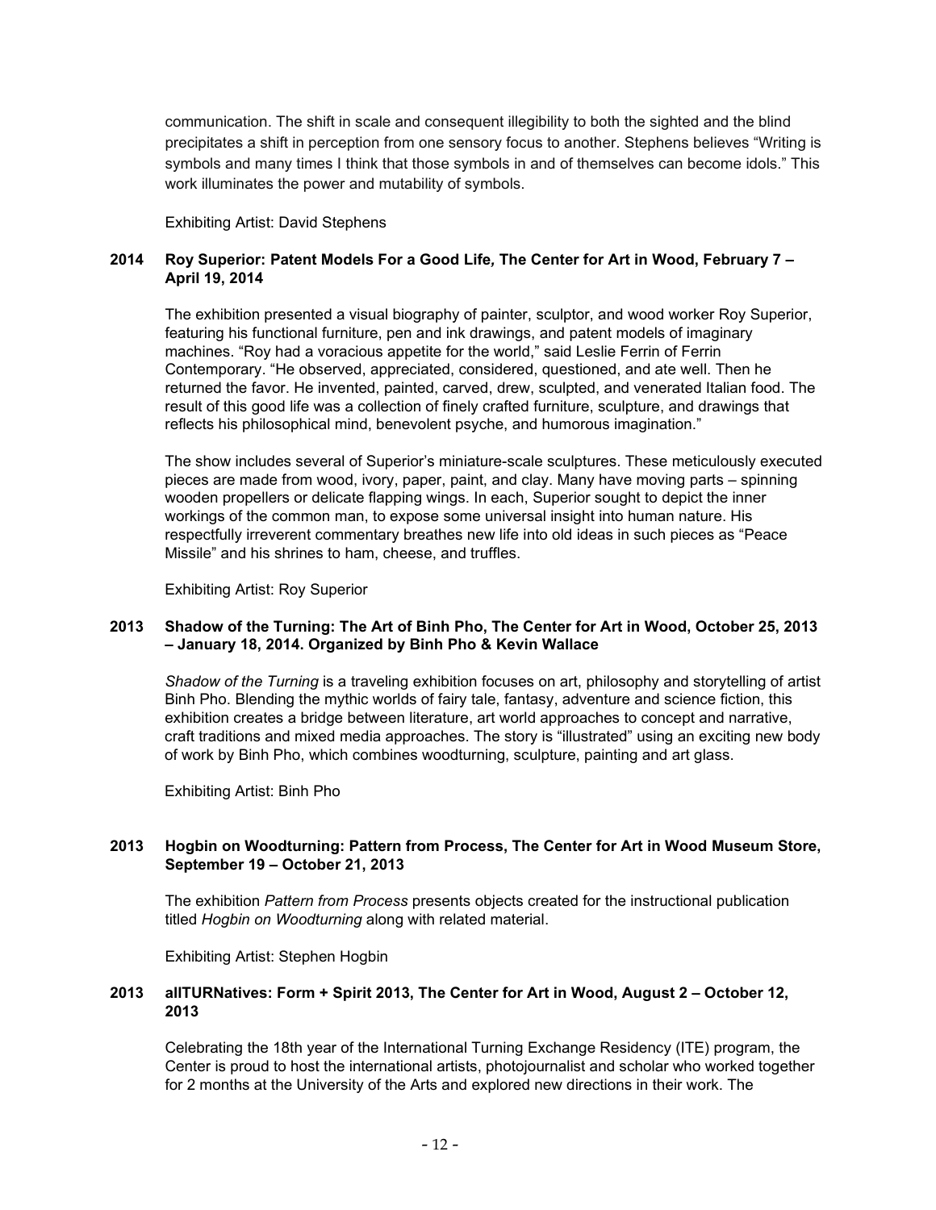communication. The shift in scale and consequent illegibility to both the sighted and the blind precipitates a shift in perception from one sensory focus to another. Stephens believes "Writing is symbols and many times I think that those symbols in and of themselves can become idols." This work illuminates the power and mutability of symbols.

Exhibiting Artist: David Stephens

**2014 Roy Superior: Patent Models For a Good Life*,* The Center for Art in Wood, February 7 – April 19, 2014**

The exhibition presented a visual biography of painter, sculptor, and wood worker Roy Superior, featuring his functional furniture, pen and ink drawings, and patent models of imaginary machines. "Roy had a voracious appetite for the world," said Leslie Ferrin of Ferrin Contemporary. "He observed, appreciated, considered, questioned, and ate well. Then he returned the favor. He invented, painted, carved, drew, sculpted, and venerated Italian food. The result of this good life was a collection of finely crafted furniture, sculpture, and drawings that reflects his philosophical mind, benevolent psyche, and humorous imagination."

The show includes several of Superior's miniature-scale sculptures. These meticulously executed pieces are made from wood, ivory, paper, paint, and clay. Many have moving parts – spinning wooden propellers or delicate flapping wings. In each, Superior sought to depict the inner workings of the common man, to expose some universal insight into human nature. His respectfully irreverent commentary breathes new life into old ideas in such pieces as "Peace Missile" and his shrines to ham, cheese, and truffles.

Exhibiting Artist: Roy Superior

**2013 Shadow of the Turning: The Art of Binh Pho, The Center for Art in Wood, October 25, 2013 – January 18, 2014. Organized by Binh Pho & Kevin Wallace**

*Shadow of the Turning* is a traveling exhibition focuses on art, philosophy and storytelling of artist Binh Pho. Blending the mythic worlds of fairy tale, fantasy, adventure and science fiction, this exhibition creates a bridge between literature, art world approaches to concept and narrative, craft traditions and mixed media approaches. The story is "illustrated" using an exciting new body of work by Binh Pho, which combines woodturning, sculpture, painting and art glass.

Exhibiting Artist: Binh Pho

**2013 Hogbin on Woodturning: Pattern from Process, The Center for Art in Wood Museum Store, September 19 – October 21, 2013**

The exhibition *Pattern from Process* presents objects created for the instructional publication titled *Hogbin on Woodturning* along with related material.

Exhibiting Artist: Stephen Hogbin

**2013 allTURNatives: Form + Spirit 2013, The Center for Art in Wood, August 2 – October 12, 2013**

Celebrating the 18th year of the International Turning Exchange Residency (ITE) program, the Center is proud to host the international artists, photojournalist and scholar who worked together for 2 months at the University of the Arts and explored new directions in their work. The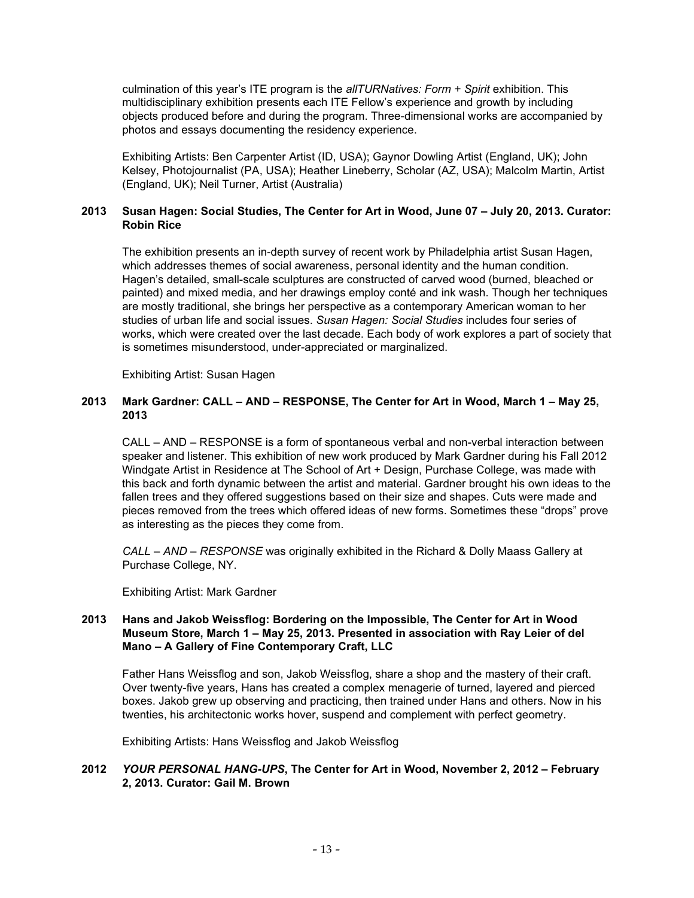culmination of this year's ITE program is the *allTURNatives: Form + Spirit* exhibition. This multidisciplinary exhibition presents each ITE Fellow's experience and growth by including objects produced before and during the program. Three-dimensional works are accompanied by photos and essays documenting the residency experience.

Exhibiting Artists: Ben Carpenter Artist (ID, USA); Gaynor Dowling Artist (England, UK); John Kelsey, Photojournalist (PA, USA); Heather Lineberry, Scholar (AZ, USA); Malcolm Martin, Artist (England, UK); Neil Turner, Artist (Australia)

**2013 Susan Hagen: Social Studies, The Center for Art in Wood, June 07 – July 20, 2013. Curator: Robin Rice**

The exhibition presents an in-depth survey of recent work by Philadelphia artist Susan Hagen, which addresses themes of social awareness, personal identity and the human condition. Hagen's detailed, small-scale sculptures are constructed of carved wood (burned, bleached or painted) and mixed media, and her drawings employ conté and ink wash. Though her techniques are mostly traditional, she brings her perspective as a contemporary American woman to her studies of urban life and social issues. *Susan Hagen: Social Studies* includes four series of works, which were created over the last decade. Each body of work explores a part of society that is sometimes misunderstood, under-appreciated or marginalized.

Exhibiting Artist: Susan Hagen

**2013 Mark Gardner: CALL – AND – RESPONSE, The Center for Art in Wood, March 1 – May 25, 2013**

CALL – AND – RESPONSE is a form of spontaneous verbal and non-verbal interaction between speaker and listener. This exhibition of new work produced by Mark Gardner during his Fall 2012 Windgate Artist in Residence at The School of Art + Design, Purchase College, was made with this back and forth dynamic between the artist and material. Gardner brought his own ideas to the fallen trees and they offered suggestions based on their size and shapes. Cuts were made and pieces removed from the trees which offered ideas of new forms. Sometimes these "drops" prove as interesting as the pieces they come from.

*CALL – AND – RESPONSE* was originally exhibited in the Richard & Dolly Maass Gallery at Purchase College, NY.

Exhibiting Artist: Mark Gardner

**2013 Hans and Jakob Weissflog: Bordering on the Impossible, The Center for Art in Wood Museum Store, March 1 – May 25, 2013. Presented in association with Ray Leier of del Mano – A Gallery of Fine Contemporary Craft, LLC**

Father Hans Weissflog and son, Jakob Weissflog, share a shop and the mastery of their craft. Over twenty-five years, Hans has created a complex menagerie of turned, layered and pierced boxes. Jakob grew up observing and practicing, then trained under Hans and others. Now in his twenties, his architectonic works hover, suspend and complement with perfect geometry.

Exhibiting Artists: Hans Weissflog and Jakob Weissflog

**2012 *YOUR PERSONAL HANG-UPS*, The Center for Art in Wood, November 2, 2012 – February 2, 2013. Curator: Gail M. Brown**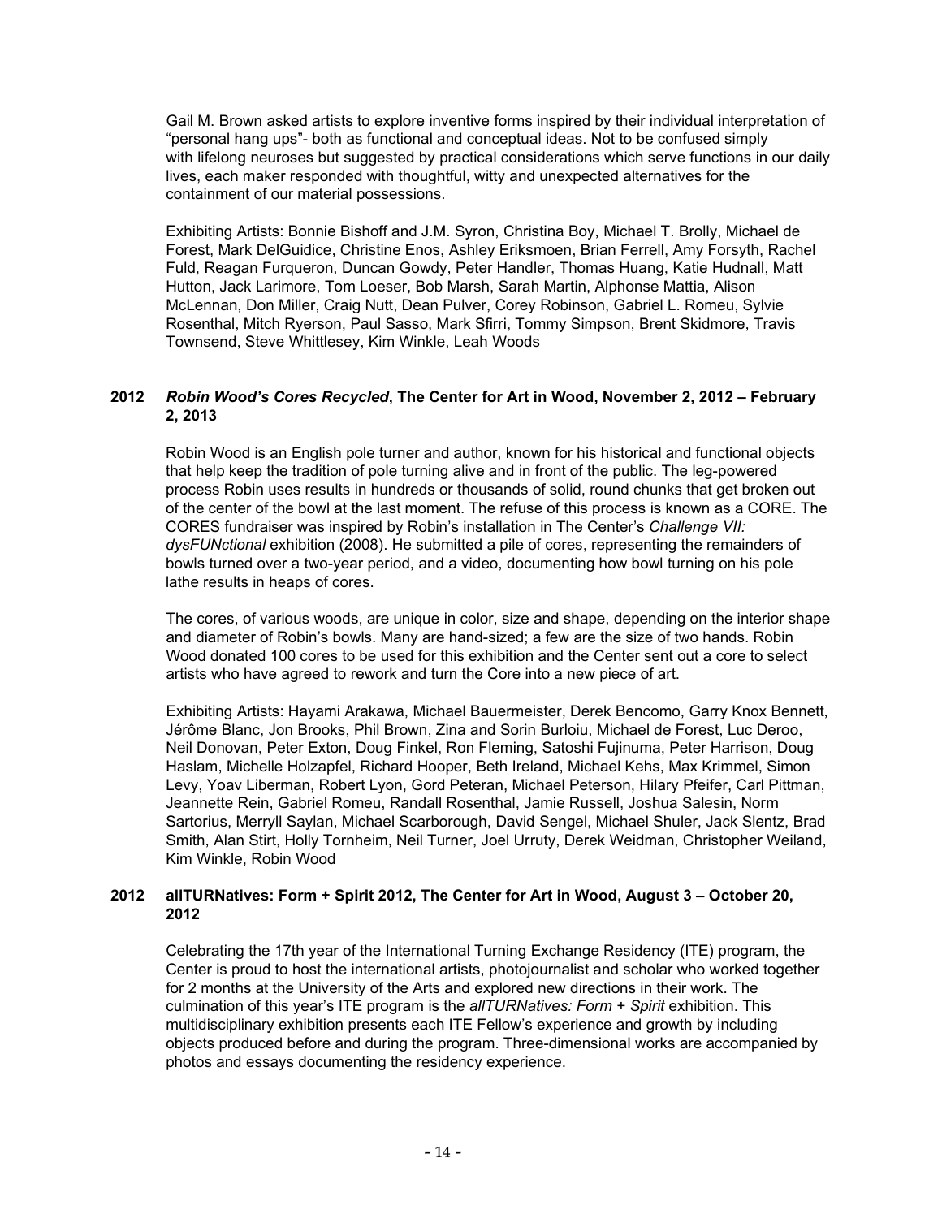Gail M. Brown asked artists to explore inventive forms inspired by their individual interpretation of "personal hang ups"- both as functional and conceptual ideas. Not to be confused simply with lifelong neuroses but suggested by practical considerations which serve functions in our daily lives, each maker responded with thoughtful, witty and unexpected alternatives for the containment of our material possessions.

Exhibiting Artists: Bonnie Bishoff and J.M. Syron, Christina Boy, Michael T. Brolly, Michael de Forest, Mark DelGuidice, Christine Enos, Ashley Eriksmoen, Brian Ferrell, Amy Forsyth, Rachel Fuld, Reagan Furqueron, Duncan Gowdy, Peter Handler, Thomas Huang, Katie Hudnall, Matt Hutton, Jack Larimore, Tom Loeser, Bob Marsh, Sarah Martin, Alphonse Mattia, Alison McLennan, Don Miller, Craig Nutt, Dean Pulver, Corey Robinson, Gabriel L. Romeu, Sylvie Rosenthal, Mitch Ryerson, Paul Sasso, Mark Sfirri, Tommy Simpson, Brent Skidmore, Travis Townsend, Steve Whittlesey, Kim Winkle, Leah Woods

**2012 *Robin Wood's Cores Recycled*, The Center for Art in Wood, November 2, 2012 – February 2, 2013**

Robin Wood is an English pole turner and author, known for his historical and functional objects that help keep the tradition of pole turning alive and in front of the public. The leg-powered process Robin uses results in hundreds or thousands of solid, round chunks that get broken out of the center of the bowl at the last moment. The refuse of this process is known as a CORE. The CORES fundraiser was inspired by Robin's installation in The Center's *Challenge VII: dysFUNctional* exhibition (2008). He submitted a pile of cores, representing the remainders of bowls turned over a two-year period, and a video, documenting how bowl turning on his pole lathe results in heaps of cores.

The cores, of various woods, are unique in color, size and shape, depending on the interior shape and diameter of Robin's bowls. Many are hand-sized; a few are the size of two hands. Robin Wood donated 100 cores to be used for this exhibition and the Center sent out a core to select artists who have agreed to rework and turn the Core into a new piece of art.

Exhibiting Artists: Hayami Arakawa, Michael Bauermeister, Derek Bencomo, Garry Knox Bennett, Jérôme Blanc, Jon Brooks, Phil Brown, Zina and Sorin Burloiu, Michael de Forest, Luc Deroo, Neil Donovan, Peter Exton, Doug Finkel, Ron Fleming, Satoshi Fujinuma, Peter Harrison, Doug Haslam, Michelle Holzapfel, Richard Hooper, Beth Ireland, Michael Kehs, Max Krimmel, Simon Levy, Yoav Liberman, Robert Lyon, Gord Peteran, Michael Peterson, Hilary Pfeifer, Carl Pittman, Jeannette Rein, Gabriel Romeu, Randall Rosenthal, Jamie Russell, Joshua Salesin, Norm Sartorius, Merryll Saylan, Michael Scarborough, David Sengel, Michael Shuler, Jack Slentz, Brad Smith, Alan Stirt, Holly Tornheim, Neil Turner, Joel Urruty, Derek Weidman, Christopher Weiland, Kim Winkle, Robin Wood

**2012 allTURNatives: Form + Spirit 2012, The Center for Art in Wood, August 3 – October 20, 2012**

Celebrating the 17th year of the International Turning Exchange Residency (ITE) program, the Center is proud to host the international artists, photojournalist and scholar who worked together for 2 months at the University of the Arts and explored new directions in their work. The culmination of this year's ITE program is the *allTURNatives: Form + Spirit* exhibition. This multidisciplinary exhibition presents each ITE Fellow's experience and growth by including objects produced before and during the program. Three-dimensional works are accompanied by photos and essays documenting the residency experience.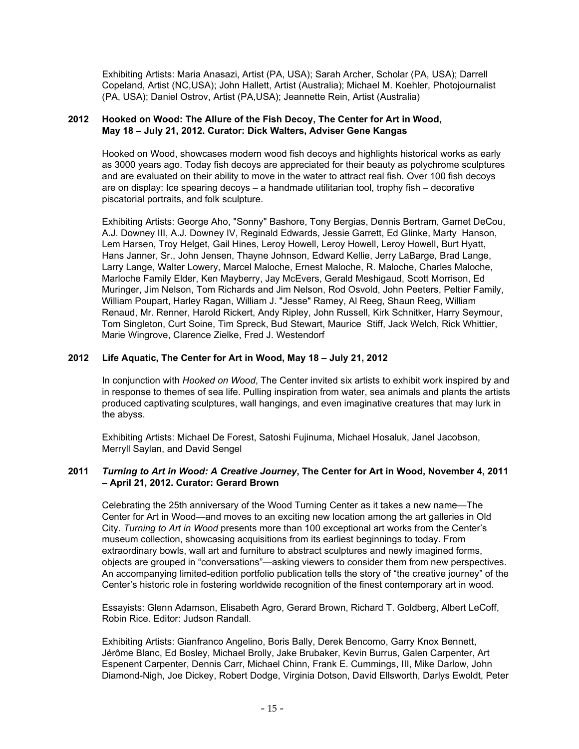Exhibiting Artists: Maria Anasazi, Artist (PA, USA); Sarah Archer, Scholar (PA, USA); Darrell Copeland, Artist (NC,USA); John Hallett, Artist (Australia); Michael M. Koehler, Photojournalist (PA, USA); Daniel Ostrov, Artist (PA,USA); Jeannette Rein, Artist (Australia)

**2012 Hooked on Wood: The Allure of the Fish Decoy, The Center for Art in Wood, May 18 – July 21, 2012. Curator: Dick Walters, Adviser Gene Kangas**

Hooked on Wood, showcases modern wood fish decoys and highlights historical works as early as 3000 years ago. Today fish decoys are appreciated for their beauty as polychrome sculptures and are evaluated on their ability to move in the water to attract real fish. Over 100 fish decoys are on display: Ice spearing decoys – a handmade utilitarian tool, trophy fish – decorative piscatorial portraits, and folk sculpture.

Exhibiting Artists: George Aho, "Sonny" Bashore, Tony Bergias, Dennis Bertram, Garnet DeCou, A.J. Downey III, A.J. Downey IV, Reginald Edwards, Jessie Garrett, Ed Glinke, Marty Hanson, Lem Harsen, Troy Helget, Gail Hines, Leroy Howell, Leroy Howell, Leroy Howell, Burt Hyatt, Hans Janner, Sr., John Jensen, Thayne Johnson, Edward Kellie, Jerry LaBarge, Brad Lange, Larry Lange, Walter Lowery, Marcel Maloche, Ernest Maloche, R. Maloche, Charles Maloche, Marloche Family Elder, Ken Mayberry, Jay McEvers, Gerald Meshigaud, Scott Morrison, Ed Muringer, Jim Nelson, Tom Richards and Jim Nelson, Rod Osvold, John Peeters, Peltier Family, William Poupart, Harley Ragan, William J. "Jesse" Ramey, Al Reeg, Shaun Reeg, William Renaud, Mr. Renner, Harold Rickert, Andy Ripley, John Russell, Kirk Schnitker, Harry Seymour, Tom Singleton, Curt Soine, Tim Spreck, Bud Stewart, Maurice Stiff, Jack Welch, Rick Whittier, Marie Wingrove, Clarence Zielke, Fred J. Westendorf

**2012 Life Aquatic, The Center for Art in Wood, May 18 – July 21, 2012**

In conjunction with *Hooked on Wood*, The Center invited six artists to exhibit work inspired by and in response to themes of sea life. Pulling inspiration from water, sea animals and plants the artists produced captivating sculptures, wall hangings, and even imaginative creatures that may lurk in the abyss.

Exhibiting Artists: Michael De Forest, Satoshi Fujinuma, Michael Hosaluk, Janel Jacobson, Merryll Saylan, and David Sengel

**2011 *Turning to Art in Wood: A Creative Journey*, The Center for Art in Wood, November 4, 2011 – April 21, 2012. Curator: Gerard Brown**

Celebrating the 25th anniversary of the Wood Turning Center as it takes a new name—The Center for Art in Wood—and moves to an exciting new location among the art galleries in Old City. *Turning to Art in Wood* presents more than 100 exceptional art works from the Center's museum collection, showcasing acquisitions from its earliest beginnings to today. From extraordinary bowls, wall art and furniture to abstract sculptures and newly imagined forms, objects are grouped in "conversations"—asking viewers to consider them from new perspectives. An accompanying limited-edition portfolio publication tells the story of "the creative journey" of the Center's historic role in fostering worldwide recognition of the finest contemporary art in wood.

Essayists: Glenn Adamson, Elisabeth Agro, Gerard Brown, Richard T. Goldberg, Albert LeCoff, Robin Rice. Editor: Judson Randall.

Exhibiting Artists: Gianfranco Angelino, Boris Bally, Derek Bencomo, Garry Knox Bennett, Jérôme Blanc, Ed Bosley, Michael Brolly, Jake Brubaker, Kevin Burrus, Galen Carpenter, Art Espenent Carpenter, Dennis Carr, Michael Chinn, Frank E. Cummings, III, Mike Darlow, John Diamond-Nigh, Joe Dickey, Robert Dodge, Virginia Dotson, David Ellsworth, Darlys Ewoldt, Peter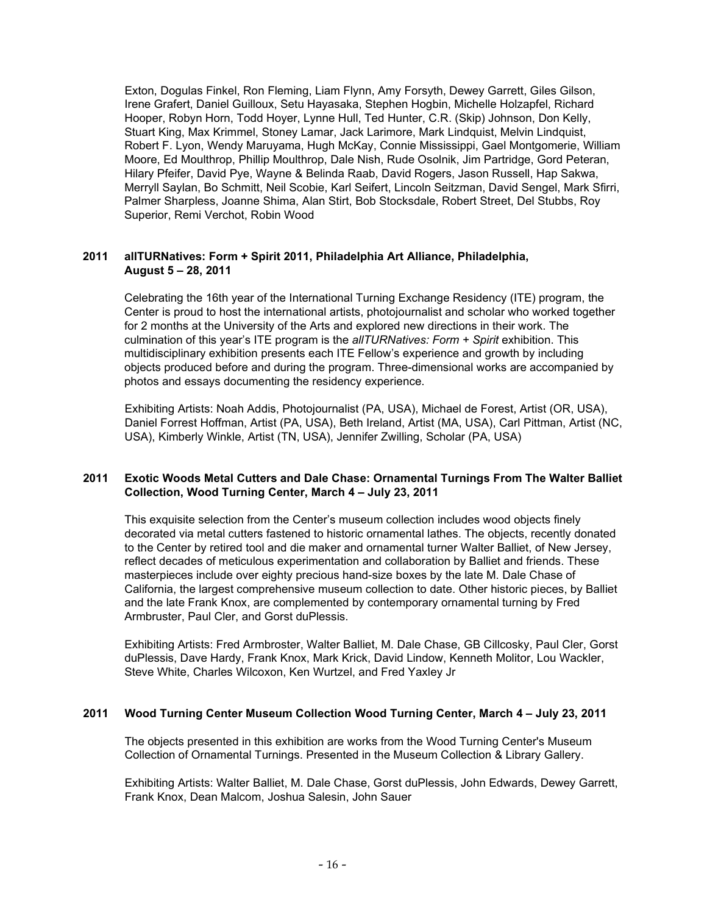Exton, Dogulas Finkel, Ron Fleming, Liam Flynn, Amy Forsyth, Dewey Garrett, Giles Gilson, Irene Grafert, Daniel Guilloux, Setu Hayasaka, Stephen Hogbin, Michelle Holzapfel, Richard Hooper, Robyn Horn, Todd Hoyer, Lynne Hull, Ted Hunter, C.R. (Skip) Johnson, Don Kelly, Stuart King, Max Krimmel, Stoney Lamar, Jack Larimore, Mark Lindquist, Melvin Lindquist, Robert F. Lyon, Wendy Maruyama, Hugh McKay, Connie Mississippi, Gael Montgomerie, William Moore, Ed Moulthrop, Phillip Moulthrop, Dale Nish, Rude Osolnik, Jim Partridge, Gord Peteran, Hilary Pfeifer, David Pye, Wayne & Belinda Raab, David Rogers, Jason Russell, Hap Sakwa, Merryll Saylan, Bo Schmitt, Neil Scobie, Karl Seifert, Lincoln Seitzman, David Sengel, Mark Sfirri, Palmer Sharpless, Joanne Shima, Alan Stirt, Bob Stocksdale, Robert Street, Del Stubbs, Roy Superior, Remi Verchot, Robin Wood

**2011 allTURNatives: Form + Spirit 2011, Philadelphia Art Alliance, Philadelphia, August 5 – 28, 2011**

Celebrating the 16th year of the International Turning Exchange Residency (ITE) program, the Center is proud to host the international artists, photojournalist and scholar who worked together for 2 months at the University of the Arts and explored new directions in their work. The culmination of this year's ITE program is the *allTURNatives: Form + Spirit* exhibition. This multidisciplinary exhibition presents each ITE Fellow's experience and growth by including objects produced before and during the program. Three-dimensional works are accompanied by photos and essays documenting the residency experience.

Exhibiting Artists: Noah Addis, Photojournalist (PA, USA), Michael de Forest, Artist (OR, USA), Daniel Forrest Hoffman, Artist (PA, USA), Beth Ireland, Artist (MA, USA), Carl Pittman, Artist (NC, USA), Kimberly Winkle, Artist (TN, USA), Jennifer Zwilling, Scholar (PA, USA)

**2011 Exotic Woods Metal Cutters and Dale Chase: Ornamental Turnings From The Walter Balliet Collection, Wood Turning Center, March 4 – July 23, 2011**

This exquisite selection from the Center's museum collection includes wood objects finely decorated via metal cutters fastened to historic ornamental lathes. The objects, recently donated to the Center by retired tool and die maker and ornamental turner Walter Balliet, of New Jersey, reflect decades of meticulous experimentation and collaboration by Balliet and friends. These masterpieces include over eighty precious hand-size boxes by the late M. Dale Chase of California, the largest comprehensive museum collection to date. Other historic pieces, by Balliet and the late Frank Knox, are complemented by contemporary ornamental turning by Fred Armbruster, Paul Cler, and Gorst duPlessis.

Exhibiting Artists: Fred Armbroster, Walter Balliet, M. Dale Chase, GB Cillcosky, Paul Cler, Gorst duPlessis, Dave Hardy, Frank Knox, Mark Krick, David Lindow, Kenneth Molitor, Lou Wackler, Steve White, Charles Wilcoxon, Ken Wurtzel, and Fred Yaxley Jr

**2011 Wood Turning Center Museum Collection Wood Turning Center, March 4 – July 23, 2011**

The objects presented in this exhibition are works from the Wood Turning Center's Museum Collection of Ornamental Turnings. Presented in the Museum Collection & Library Gallery.

Exhibiting Artists: Walter Balliet, M. Dale Chase, Gorst duPlessis, John Edwards, Dewey Garrett, Frank Knox, Dean Malcom, Joshua Salesin, John Sauer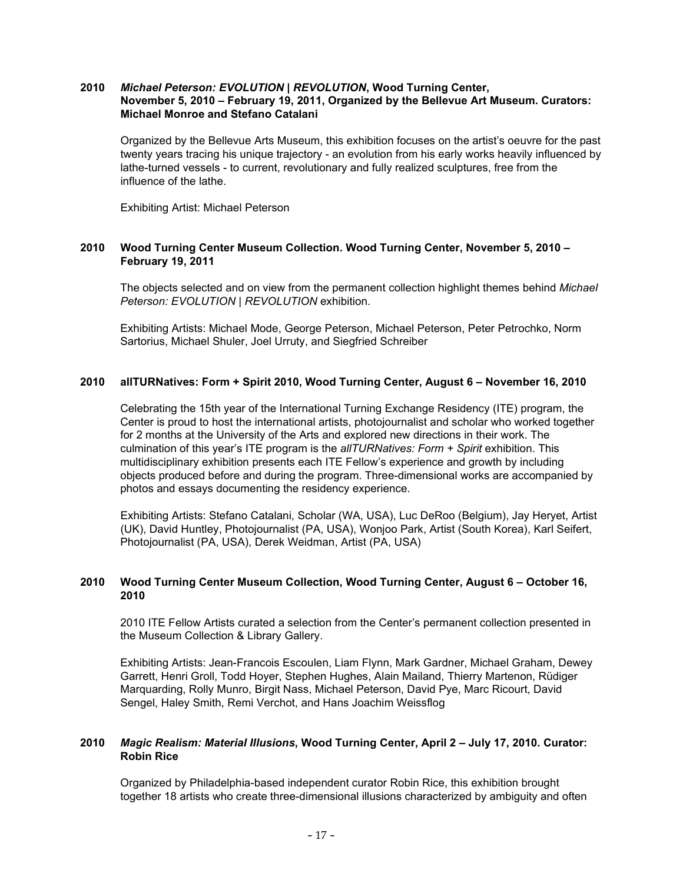**2010 *Michael Peterson: EVOLUTION | REVOLUTION*, Wood Turning Center, November 5, 2010 – February 19, 2011, Organized by the Bellevue Art Museum. Curators: Michael Monroe and Stefano Catalani**

Organized by the Bellevue Arts Museum, this exhibition focuses on the artist's oeuvre for the past twenty years tracing his unique trajectory - an evolution from his early works heavily influenced by lathe-turned vessels - to current, revolutionary and fully realized sculptures, free from the influence of the lathe.

Exhibiting Artist: Michael Peterson

**2010 Wood Turning Center Museum Collection. Wood Turning Center, November 5, 2010 – February 19, 2011**

The objects selected and on view from the permanent collection highlight themes behind *Michael Peterson: EVOLUTION | REVOLUTION* exhibition.

Exhibiting Artists: Michael Mode, George Peterson, Michael Peterson, Peter Petrochko, Norm Sartorius, Michael Shuler, Joel Urruty, and Siegfried Schreiber

**2010 allTURNatives: Form + Spirit 2010, Wood Turning Center, August 6 – November 16, 2010**

Celebrating the 15th year of the International Turning Exchange Residency (ITE) program, the Center is proud to host the international artists, photojournalist and scholar who worked together for 2 months at the University of the Arts and explored new directions in their work. The culmination of this year's ITE program is the *allTURNatives: Form + Spirit* exhibition. This multidisciplinary exhibition presents each ITE Fellow's experience and growth by including objects produced before and during the program. Three-dimensional works are accompanied by photos and essays documenting the residency experience.

Exhibiting Artists: Stefano Catalani, Scholar (WA, USA), Luc DeRoo (Belgium), Jay Heryet, Artist (UK), David Huntley, Photojournalist (PA, USA), Wonjoo Park, Artist (South Korea), Karl Seifert, Photojournalist (PA, USA), Derek Weidman, Artist (PA, USA)

**2010 Wood Turning Center Museum Collection, Wood Turning Center, August 6 – October 16, 2010**

2010 ITE Fellow Artists curated a selection from the Center's permanent collection presented in the Museum Collection & Library Gallery.

Exhibiting Artists: Jean-Francois Escoulen, Liam Flynn, Mark Gardner, Michael Graham, Dewey Garrett, Henri Groll, Todd Hoyer, Stephen Hughes, Alain Mailand, Thierry Martenon, Rüdiger Marquarding, Rolly Munro, Birgit Nass, Michael Peterson, David Pye, Marc Ricourt, David Sengel, Haley Smith, Remi Verchot, and Hans Joachim Weissflog

**2010 *Magic Realism: Material Illusions*, Wood Turning Center, April 2 – July 17, 2010. Curator: Robin Rice**

Organized by Philadelphia-based independent curator Robin Rice, this exhibition brought together 18 artists who create three-dimensional illusions characterized by ambiguity and often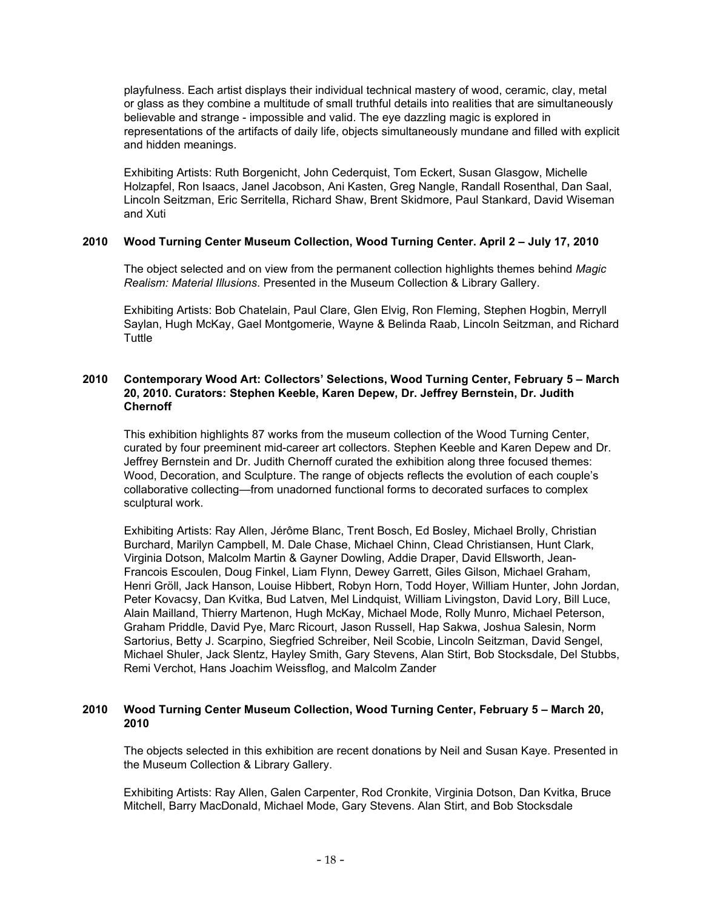playfulness. Each artist displays their individual technical mastery of wood, ceramic, clay, metal or glass as they combine a multitude of small truthful details into realities that are simultaneously believable and strange - impossible and valid. The eye dazzling magic is explored in representations of the artifacts of daily life, objects simultaneously mundane and filled with explicit and hidden meanings.

Exhibiting Artists: Ruth Borgenicht, John Cederquist, Tom Eckert, Susan Glasgow, Michelle Holzapfel, Ron Isaacs, Janel Jacobson, Ani Kasten, Greg Nangle, Randall Rosenthal, Dan Saal, Lincoln Seitzman, Eric Serritella, Richard Shaw, Brent Skidmore, Paul Stankard, David Wiseman and Xuti

**2010 Wood Turning Center Museum Collection, Wood Turning Center. April 2 – July 17, 2010**

The object selected and on view from the permanent collection highlights themes behind *Magic Realism: Material Illusions*. Presented in the Museum Collection & Library Gallery.

Exhibiting Artists: Bob Chatelain, Paul Clare, Glen Elvig, Ron Fleming, Stephen Hogbin, Merryll Saylan, Hugh McKay, Gael Montgomerie, Wayne & Belinda Raab, Lincoln Seitzman, and Richard Tuttle

**2010 Contemporary Wood Art: Collectors' Selections, Wood Turning Center, February 5 – March 20, 2010. Curators: Stephen Keeble, Karen Depew, Dr. Jeffrey Bernstein, Dr. Judith Chernoff**

This exhibition highlights 87 works from the museum collection of the Wood Turning Center, curated by four preeminent mid-career art collectors. Stephen Keeble and Karen Depew and Dr. Jeffrey Bernstein and Dr. Judith Chernoff curated the exhibition along three focused themes: Wood, Decoration, and Sculpture. The range of objects reflects the evolution of each couple's collaborative collecting—from unadorned functional forms to decorated surfaces to complex sculptural work.

Exhibiting Artists: Ray Allen, Jérôme Blanc, Trent Bosch, Ed Bosley, Michael Brolly, Christian Burchard, Marilyn Campbell, M. Dale Chase, Michael Chinn, Clead Christiansen, Hunt Clark, Virginia Dotson, Malcolm Martin & Gayner Dowling, Addie Draper, David Ellsworth, Jean-Francois Escoulen, Doug Finkel, Liam Flynn, Dewey Garrett, Giles Gilson, Michael Graham, Henri Gröll, Jack Hanson, Louise Hibbert, Robyn Horn, Todd Hoyer, William Hunter, John Jordan, Peter Kovacsy, Dan Kvitka, Bud Latven, Mel Lindquist, William Livingston, David Lory, Bill Luce, Alain Mailland, Thierry Martenon, Hugh McKay, Michael Mode, Rolly Munro, Michael Peterson, Graham Priddle, David Pye, Marc Ricourt, Jason Russell, Hap Sakwa, Joshua Salesin, Norm Sartorius, Betty J. Scarpino, Siegfried Schreiber, Neil Scobie, Lincoln Seitzman, David Sengel, Michael Shuler, Jack Slentz, Hayley Smith, Gary Stevens, Alan Stirt, Bob Stocksdale, Del Stubbs, Remi Verchot, Hans Joachim Weissflog, and Malcolm Zander

**2010 Wood Turning Center Museum Collection, Wood Turning Center, February 5 – March 20, 2010**

The objects selected in this exhibition are recent donations by Neil and Susan Kaye. Presented in the Museum Collection & Library Gallery.

Exhibiting Artists: Ray Allen, Galen Carpenter, Rod Cronkite, Virginia Dotson, Dan Kvitka, Bruce Mitchell, Barry MacDonald, Michael Mode, Gary Stevens. Alan Stirt, and Bob Stocksdale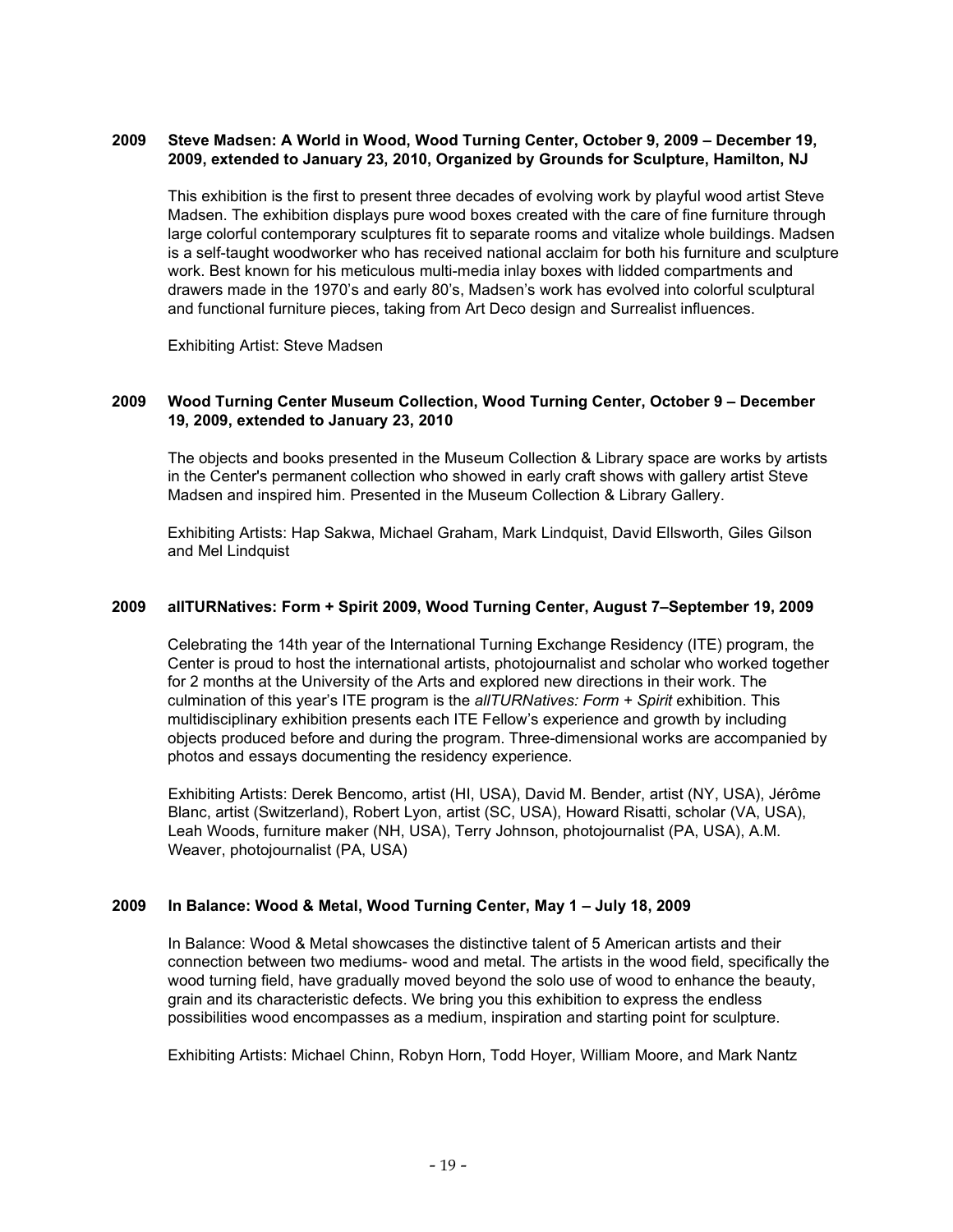**2009 Steve Madsen: A World in Wood, Wood Turning Center, October 9, 2009 – December 19, 2009, extended to January 23, 2010, Organized by Grounds for Sculpture, Hamilton, NJ**

This exhibition is the first to present three decades of evolving work by playful wood artist Steve Madsen. The exhibition displays pure wood boxes created with the care of fine furniture through large colorful contemporary sculptures fit to separate rooms and vitalize whole buildings. Madsen is a self-taught woodworker who has received national acclaim for both his furniture and sculpture work. Best known for his meticulous multi-media inlay boxes with lidded compartments and drawers made in the 1970's and early 80's, Madsen's work has evolved into colorful sculptural and functional furniture pieces, taking from Art Deco design and Surrealist influences.

Exhibiting Artist: Steve Madsen

**2009 Wood Turning Center Museum Collection, Wood Turning Center, October 9 – December 19, 2009, extended to January 23, 2010**

The objects and books presented in the Museum Collection & Library space are works by artists in the Center's permanent collection who showed in early craft shows with gallery artist Steve Madsen and inspired him. Presented in the Museum Collection & Library Gallery.

Exhibiting Artists: Hap Sakwa, Michael Graham, Mark Lindquist, David Ellsworth, Giles Gilson and Mel Lindquist

**2009 allTURNatives: Form + Spirit 2009, Wood Turning Center, August 7–September 19, 2009**

Celebrating the 14th year of the International Turning Exchange Residency (ITE) program, the Center is proud to host the international artists, photojournalist and scholar who worked together for 2 months at the University of the Arts and explored new directions in their work. The culmination of this year's ITE program is the *allTURNatives: Form + Spirit* exhibition. This multidisciplinary exhibition presents each ITE Fellow's experience and growth by including objects produced before and during the program. Three-dimensional works are accompanied by photos and essays documenting the residency experience.

Exhibiting Artists: Derek Bencomo, artist (HI, USA), David M. Bender, artist (NY, USA), Jérôme Blanc, artist (Switzerland), Robert Lyon, artist (SC, USA), Howard Risatti, scholar (VA, USA), Leah Woods, furniture maker (NH, USA), Terry Johnson, photojournalist (PA, USA), A.M. Weaver, photojournalist (PA, USA)

**2009 In Balance: Wood & Metal, Wood Turning Center, May 1 – July 18, 2009**

In Balance: Wood & Metal showcases the distinctive talent of 5 American artists and their connection between two mediums- wood and metal. The artists in the wood field, specifically the wood turning field, have gradually moved beyond the solo use of wood to enhance the beauty, grain and its characteristic defects. We bring you this exhibition to express the endless possibilities wood encompasses as a medium, inspiration and starting point for sculpture.

Exhibiting Artists: Michael Chinn, Robyn Horn, Todd Hoyer, William Moore, and Mark Nantz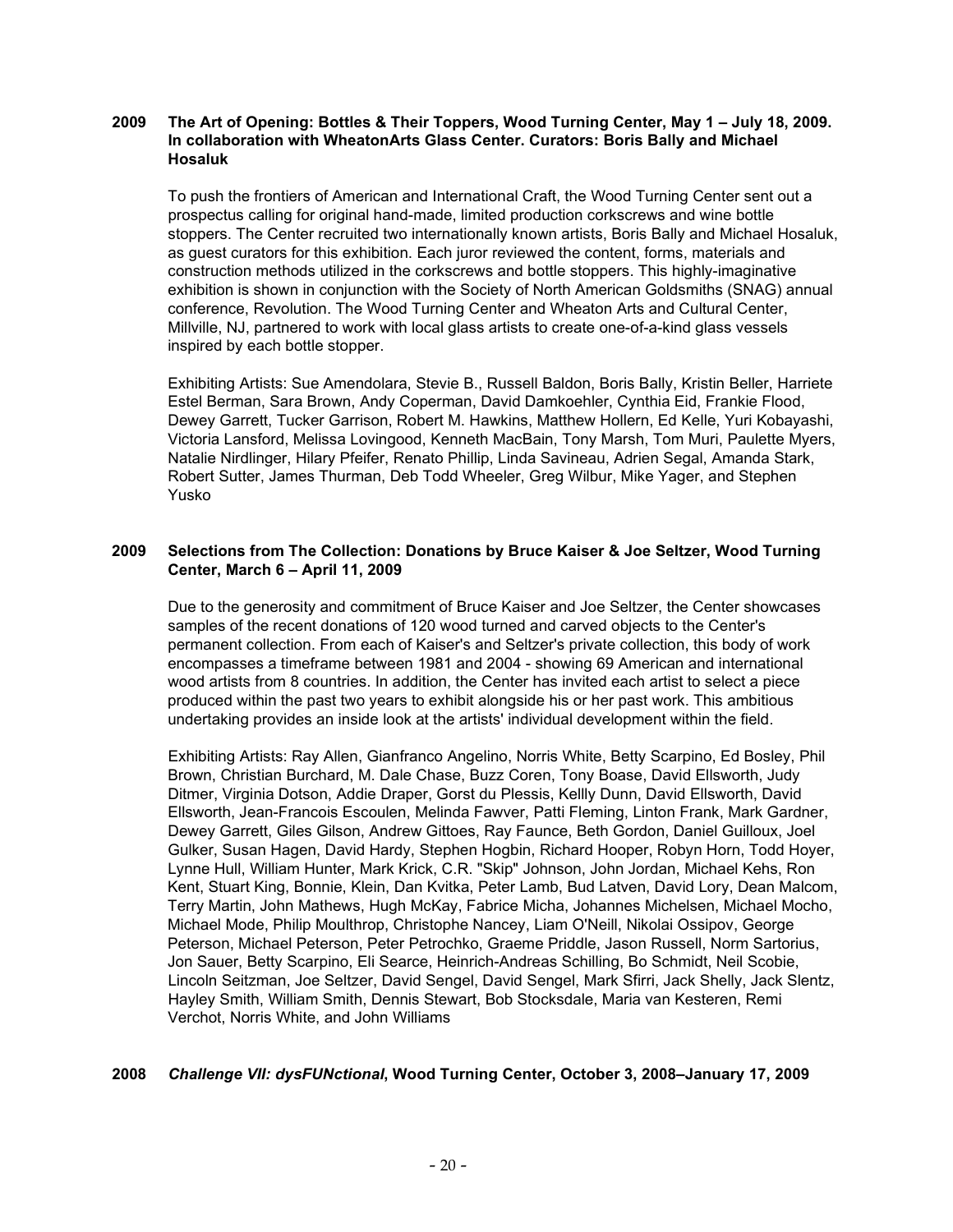**2009 The Art of Opening: Bottles & Their Toppers, Wood Turning Center, May 1 – July 18, 2009. In collaboration with WheatonArts Glass Center. Curators: Boris Bally and Michael Hosaluk**

To push the frontiers of American and International Craft, the Wood Turning Center sent out a prospectus calling for original hand-made, limited production corkscrews and wine bottle stoppers. The Center recruited two internationally known artists, Boris Bally and Michael Hosaluk, as guest curators for this exhibition. Each juror reviewed the content, forms, materials and construction methods utilized in the corkscrews and bottle stoppers. This highly-imaginative exhibition is shown in conjunction with the Society of North American Goldsmiths (SNAG) annual conference, Revolution. The Wood Turning Center and Wheaton Arts and Cultural Center, Millville, NJ, partnered to work with local glass artists to create one-of-a-kind glass vessels inspired by each bottle stopper.

Exhibiting Artists: Sue Amendolara, Stevie B., Russell Baldon, Boris Bally, Kristin Beller, Harriete Estel Berman, Sara Brown, Andy Coperman, David Damkoehler, Cynthia Eid, Frankie Flood, Dewey Garrett, Tucker Garrison, Robert M. Hawkins, Matthew Hollern, Ed Kelle, Yuri Kobayashi, Victoria Lansford, Melissa Lovingood, Kenneth MacBain, Tony Marsh, Tom Muri, Paulette Myers, Natalie Nirdlinger, Hilary Pfeifer, Renato Phillip, Linda Savineau, Adrien Segal, Amanda Stark, Robert Sutter, James Thurman, Deb Todd Wheeler, Greg Wilbur, Mike Yager, and Stephen Yusko

**2009 Selections from The Collection: Donations by Bruce Kaiser & Joe Seltzer, Wood Turning Center, March 6 – April 11, 2009**

Due to the generosity and commitment of Bruce Kaiser and Joe Seltzer, the Center showcases samples of the recent donations of 120 wood turned and carved objects to the Center's permanent collection. From each of Kaiser's and Seltzer's private collection, this body of work encompasses a timeframe between 1981 and 2004 - showing 69 American and international wood artists from 8 countries. In addition, the Center has invited each artist to select a piece produced within the past two years to exhibit alongside his or her past work. This ambitious undertaking provides an inside look at the artists' individual development within the field.

Exhibiting Artists: Ray Allen, Gianfranco Angelino, Norris White, Betty Scarpino, Ed Bosley, Phil Brown, Christian Burchard, M. Dale Chase, Buzz Coren, Tony Boase, David Ellsworth, Judy Ditmer, Virginia Dotson, Addie Draper, Gorst du Plessis, Kellly Dunn, David Ellsworth, David Ellsworth, Jean-Francois Escoulen, Melinda Fawver, Patti Fleming, Linton Frank, Mark Gardner, Dewey Garrett, Giles Gilson, Andrew Gittoes, Ray Faunce, Beth Gordon, Daniel Guilloux, Joel Gulker, Susan Hagen, David Hardy, Stephen Hogbin, Richard Hooper, Robyn Horn, Todd Hoyer, Lynne Hull, William Hunter, Mark Krick, C.R. "Skip" Johnson, John Jordan, Michael Kehs, Ron Kent, Stuart King, Bonnie, Klein, Dan Kvitka, Peter Lamb, Bud Latven, David Lory, Dean Malcom, Terry Martin, John Mathews, Hugh McKay, Fabrice Micha, Johannes Michelsen, Michael Mocho, Michael Mode, Philip Moulthrop, Christophe Nancey, Liam O'Neill, Nikolai Ossipov, George Peterson, Michael Peterson, Peter Petrochko, Graeme Priddle, Jason Russell, Norm Sartorius, Jon Sauer, Betty Scarpino, Eli Searce, Heinrich-Andreas Schilling, Bo Schmidt, Neil Scobie, Lincoln Seitzman, Joe Seltzer, David Sengel, David Sengel, Mark Sfirri, Jack Shelly, Jack Slentz, Hayley Smith, William Smith, Dennis Stewart, Bob Stocksdale, Maria van Kesteren, Remi Verchot, Norris White, and John Williams

**2008 *Challenge VII: dysFUNctional*, Wood Turning Center, October 3, 2008–January 17, 2009**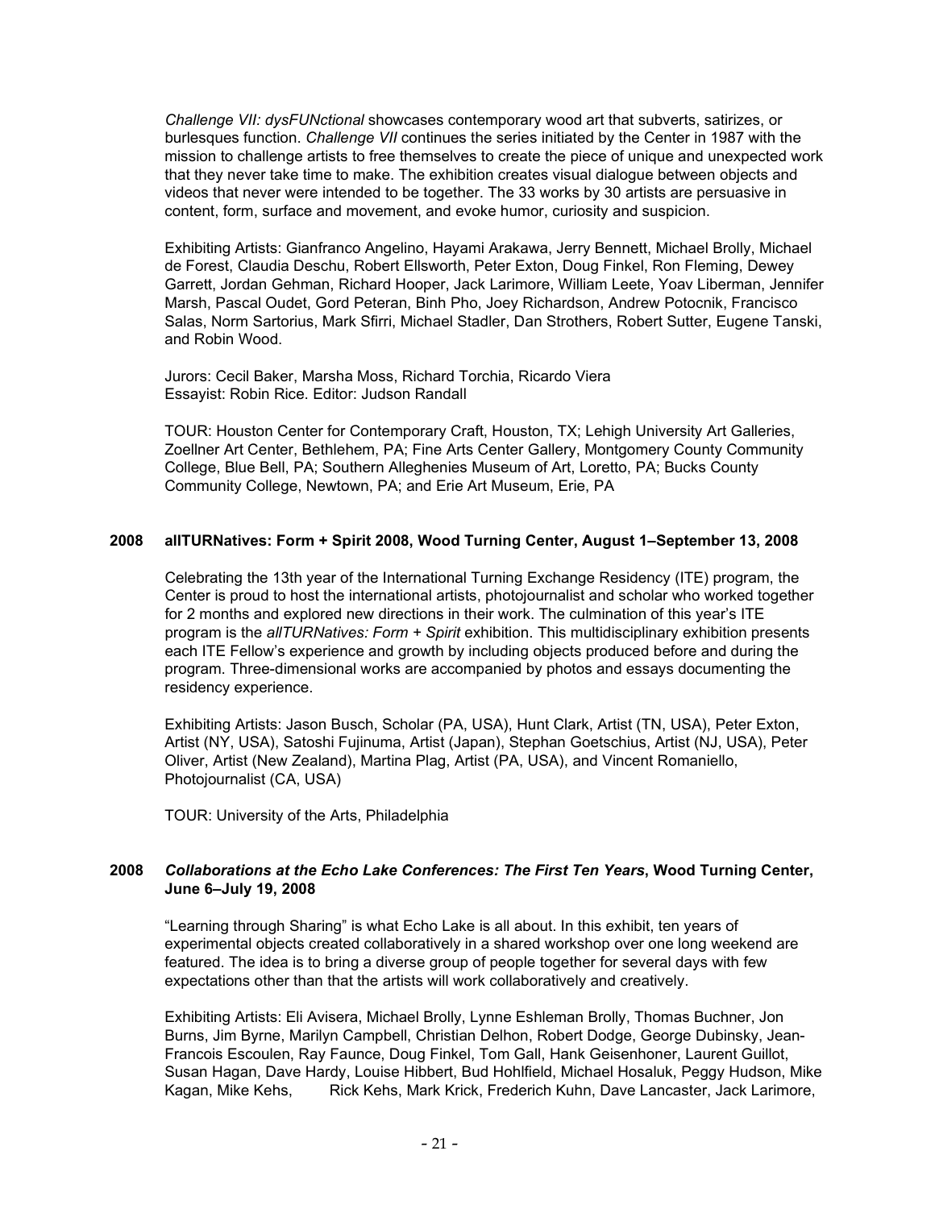*Challenge VII: dysFUNctional* showcases contemporary wood art that subverts, satirizes, or burlesques function. *Challenge VII* continues the series initiated by the Center in 1987 with the mission to challenge artists to free themselves to create the piece of unique and unexpected work that they never take time to make. The exhibition creates visual dialogue between objects and videos that never were intended to be together. The 33 works by 30 artists are persuasive in content, form, surface and movement, and evoke humor, curiosity and suspicion.

Exhibiting Artists: Gianfranco Angelino, Hayami Arakawa, Jerry Bennett, Michael Brolly, Michael de Forest, Claudia Deschu, Robert Ellsworth, Peter Exton, Doug Finkel, Ron Fleming, Dewey Garrett, Jordan Gehman, Richard Hooper, Jack Larimore, William Leete, Yoav Liberman, Jennifer Marsh, Pascal Oudet, Gord Peteran, Binh Pho, Joey Richardson, Andrew Potocnik, Francisco Salas, Norm Sartorius, Mark Sfirri, Michael Stadler, Dan Strothers, Robert Sutter, Eugene Tanski, and Robin Wood.

Jurors: Cecil Baker, Marsha Moss, Richard Torchia, Ricardo Viera
Essayist: Robin Rice. Editor: Judson Randall

TOUR: Houston Center for Contemporary Craft, Houston, TX; Lehigh University Art Galleries, Zoellner Art Center, Bethlehem, PA; Fine Arts Center Gallery, Montgomery County Community College, Blue Bell, PA; Southern Alleghenies Museum of Art, Loretto, PA; Bucks County Community College, Newtown, PA; and Erie Art Museum, Erie, PA

**2008 allTURNatives: Form + Spirit 2008, Wood Turning Center, August 1–September 13, 2008**

Celebrating the 13th year of the International Turning Exchange Residency (ITE) program, the Center is proud to host the international artists, photojournalist and scholar who worked together for 2 months and explored new directions in their work. The culmination of this year's ITE program is the *allTURNatives: Form + Spirit* exhibition. This multidisciplinary exhibition presents each ITE Fellow's experience and growth by including objects produced before and during the program. Three-dimensional works are accompanied by photos and essays documenting the residency experience.

Exhibiting Artists: Jason Busch, Scholar (PA, USA), Hunt Clark, Artist (TN, USA), Peter Exton, Artist (NY, USA), Satoshi Fujinuma, Artist (Japan), Stephan Goetschius, Artist (NJ, USA), Peter Oliver, Artist (New Zealand), Martina Plag, Artist (PA, USA), and Vincent Romaniello, Photojournalist (CA, USA)

TOUR: University of the Arts, Philadelphia

**2008 *Collaborations at the Echo Lake Conferences: The First Ten Years*, Wood Turning Center, June 6–July 19, 2008**

"Learning through Sharing" is what Echo Lake is all about. In this exhibit, ten years of experimental objects created collaboratively in a shared workshop over one long weekend are featured. The idea is to bring a diverse group of people together for several days with few expectations other than that the artists will work collaboratively and creatively.

Exhibiting Artists: Eli Avisera, Michael Brolly, Lynne Eshleman Brolly, Thomas Buchner, Jon Burns, Jim Byrne, Marilyn Campbell, Christian Delhon, Robert Dodge, George Dubinsky, Jean-Francois Escoulen, Ray Faunce, Doug Finkel, Tom Gall, Hank Geisenhoner, Laurent Guillot, Susan Hagan, Dave Hardy, Louise Hibbert, Bud Hohlfield, Michael Hosaluk, Peggy Hudson, Mike Kagan, Mike Kehs, Rick Kehs, Mark Krick, Frederich Kuhn, Dave Lancaster, Jack Larimore,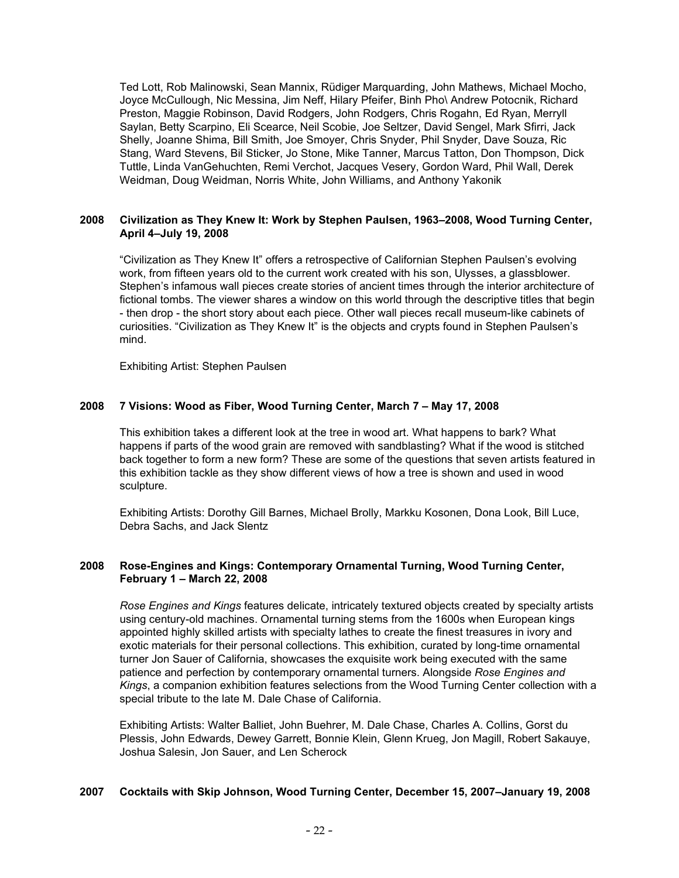Ted Lott, Rob Malinowski, Sean Mannix, Rüdiger Marquarding, John Mathews, Michael Mocho, Joyce McCullough, Nic Messina, Jim Neff, Hilary Pfeifer, Binh Pho\ Andrew Potocnik, Richard Preston, Maggie Robinson, David Rodgers, John Rodgers, Chris Rogahn, Ed Ryan, Merryll Saylan, Betty Scarpino, Eli Scearce, Neil Scobie, Joe Seltzer, David Sengel, Mark Sfirri, Jack Shelly, Joanne Shima, Bill Smith, Joe Smoyer, Chris Snyder, Phil Snyder, Dave Souza, Ric Stang, Ward Stevens, Bil Sticker, Jo Stone, Mike Tanner, Marcus Tatton, Don Thompson, Dick Tuttle, Linda VanGehuchten, Remi Verchot, Jacques Vesery, Gordon Ward, Phil Wall, Derek Weidman, Doug Weidman, Norris White, John Williams, and Anthony Yakonik

**2008 Civilization as They Knew It: Work by Stephen Paulsen, 1963–2008, Wood Turning Center, April 4–July 19, 2008**

"Civilization as They Knew It" offers a retrospective of Californian Stephen Paulsen's evolving work, from fifteen years old to the current work created with his son, Ulysses, a glassblower. Stephen's infamous wall pieces create stories of ancient times through the interior architecture of fictional tombs. The viewer shares a window on this world through the descriptive titles that begin - then drop - the short story about each piece. Other wall pieces recall museum-like cabinets of curiosities. "Civilization as They Knew It" is the objects and crypts found in Stephen Paulsen's mind.

Exhibiting Artist: Stephen Paulsen

**2008 7 Visions: Wood as Fiber, Wood Turning Center, March 7 – May 17, 2008**

This exhibition takes a different look at the tree in wood art. What happens to bark? What happens if parts of the wood grain are removed with sandblasting? What if the wood is stitched back together to form a new form? These are some of the questions that seven artists featured in this exhibition tackle as they show different views of how a tree is shown and used in wood sculpture.

Exhibiting Artists: Dorothy Gill Barnes, Michael Brolly, Markku Kosonen, Dona Look, Bill Luce, Debra Sachs, and Jack Slentz

**2008 Rose-Engines and Kings: Contemporary Ornamental Turning, Wood Turning Center, February 1 – March 22, 2008**

*Rose Engines and Kings* features delicate, intricately textured objects created by specialty artists using century-old machines. Ornamental turning stems from the 1600s when European kings appointed highly skilled artists with specialty lathes to create the finest treasures in ivory and exotic materials for their personal collections. This exhibition, curated by long-time ornamental turner Jon Sauer of California, showcases the exquisite work being executed with the same patience and perfection by contemporary ornamental turners. Alongside *Rose Engines and Kings*, a companion exhibition features selections from the Wood Turning Center collection with a special tribute to the late M. Dale Chase of California.

Exhibiting Artists: Walter Balliet, John Buehrer, M. Dale Chase, Charles A. Collins, Gorst du Plessis, John Edwards, Dewey Garrett, Bonnie Klein, Glenn Krueg, Jon Magill, Robert Sakauye, Joshua Salesin, Jon Sauer, and Len Scherock

**2007 Cocktails with Skip Johnson, Wood Turning Center, December 15, 2007–January 19, 2008**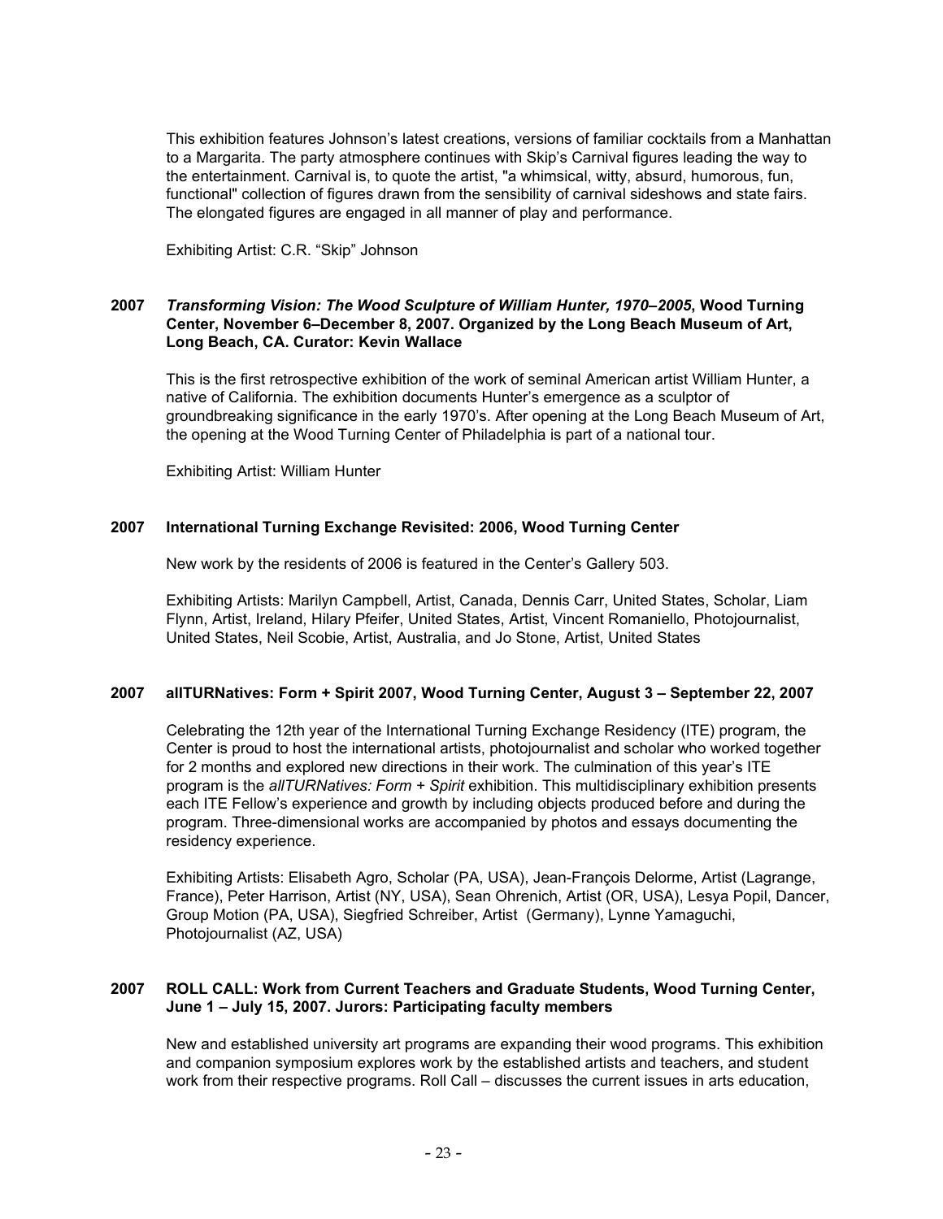This exhibition features Johnson's latest creations, versions of familiar cocktails from a Manhattan to a Margarita. The party atmosphere continues with Skip's Carnival figures leading the way to the entertainment. Carnival is, to quote the artist, "a whimsical, witty, absurd, humorous, fun, functional" collection of figures drawn from the sensibility of carnival sideshows and state fairs. The elongated figures are engaged in all manner of play and performance.

Exhibiting Artist: C.R. "Skip" Johnson

**2007 *Transforming Vision: The Wood Sculpture of William Hunter, 1970–2005*, Wood Turning Center, November 6–December 8, 2007. Organized by the Long Beach Museum of Art, Long Beach, CA. Curator: Kevin Wallace**

This is the first retrospective exhibition of the work of seminal American artist William Hunter, a native of California. The exhibition documents Hunter's emergence as a sculptor of groundbreaking significance in the early 1970's. After opening at the Long Beach Museum of Art, the opening at the Wood Turning Center of Philadelphia is part of a national tour.

Exhibiting Artist: William Hunter

**2007 International Turning Exchange Revisited: 2006, Wood Turning Center**

New work by the residents of 2006 is featured in the Center's Gallery 503.

Exhibiting Artists: Marilyn Campbell, Artist, Canada, Dennis Carr, United States, Scholar, Liam Flynn, Artist, Ireland, Hilary Pfeifer, United States, Artist, Vincent Romaniello, Photojournalist, United States, Neil Scobie, Artist, Australia, and Jo Stone, Artist, United States

**2007 allTURNatives: Form + Spirit 2007, Wood Turning Center, August 3 – September 22, 2007**

Celebrating the 12th year of the International Turning Exchange Residency (ITE) program, the Center is proud to host the international artists, photojournalist and scholar who worked together for 2 months and explored new directions in their work. The culmination of this year's ITE program is the *allTURNatives: Form + Spirit* exhibition. This multidisciplinary exhibition presents each ITE Fellow's experience and growth by including objects produced before and during the program. Three-dimensional works are accompanied by photos and essays documenting the residency experience.

Exhibiting Artists: Elisabeth Agro, Scholar (PA, USA), Jean-François Delorme, Artist (Lagrange, France), Peter Harrison, Artist (NY, USA), Sean Ohrenich, Artist (OR, USA), Lesya Popil, Dancer, Group Motion (PA, USA), Siegfried Schreiber, Artist (Germany), Lynne Yamaguchi, Photojournalist (AZ, USA)

**2007 ROLL CALL: Work from Current Teachers and Graduate Students, Wood Turning Center, June 1 – July 15, 2007. Jurors: Participating faculty members**

New and established university art programs are expanding their wood programs. This exhibition and companion symposium explores work by the established artists and teachers, and student work from their respective programs. Roll Call – discusses the current issues in arts education,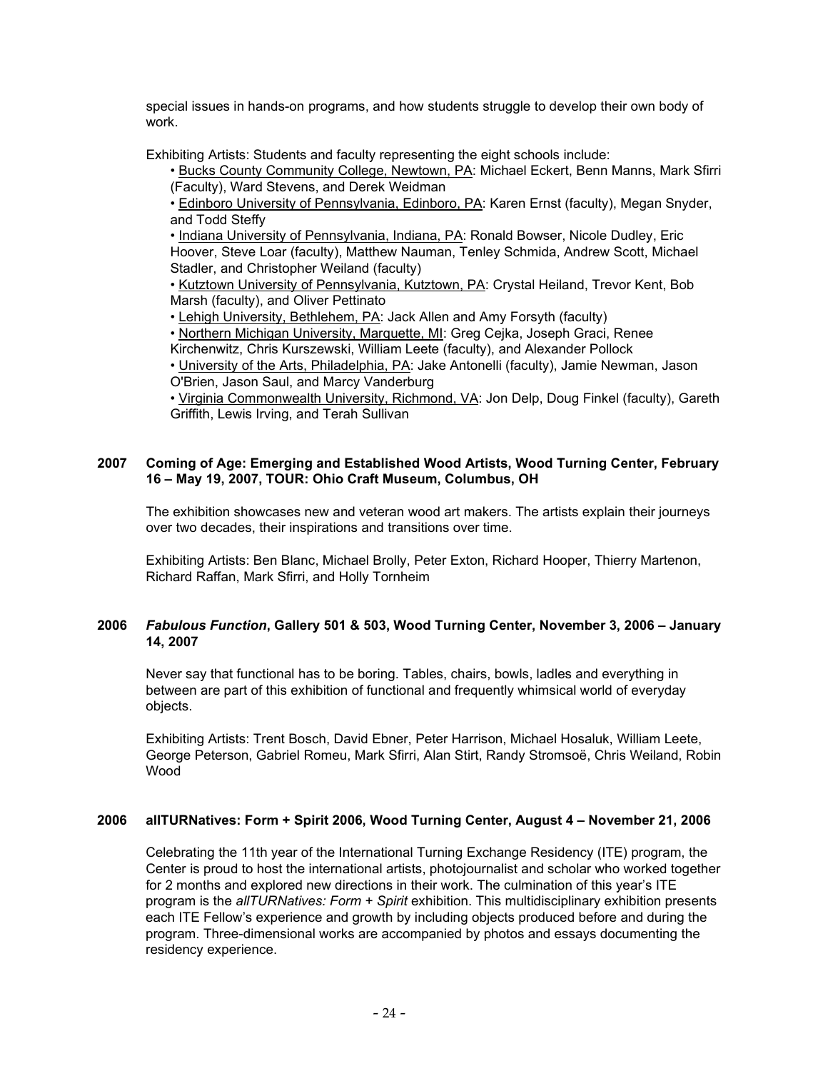special issues in hands-on programs, and how students struggle to develop their own body of work.

Exhibiting Artists: Students and faculty representing the eight schools include:

- Bucks County Community College, Newtown, PA: Michael Eckert, Benn Manns, Mark Sfirri (Faculty), Ward Stevens, and Derek Weidman
- Edinboro University of Pennsylvania, Edinboro, PA: Karen Ernst (faculty), Megan Snyder, and Todd Steffy
- Indiana University of Pennsylvania, Indiana, PA: Ronald Bowser, Nicole Dudley, Eric Hoover, Steve Loar (faculty), Matthew Nauman, Tenley Schmida, Andrew Scott, Michael Stadler, and Christopher Weiland (faculty)
- Kutztown University of Pennsylvania, Kutztown, PA: Crystal Heiland, Trevor Kent, Bob Marsh (faculty), and Oliver Pettinato
- Lehigh University, Bethlehem, PA: Jack Allen and Amy Forsyth (faculty)
- Northern Michigan University, Marquette, MI: Greg Cejka, Joseph Graci, Renee Kirchenwitz, Chris Kurszewski, William Leete (faculty), and Alexander Pollock
- University of the Arts, Philadelphia, PA: Jake Antonelli (faculty), Jamie Newman, Jason O'Brien, Jason Saul, and Marcy Vanderburg
- Virginia Commonwealth University, Richmond, VA: Jon Delp, Doug Finkel (faculty), Gareth Griffith, Lewis Irving, and Terah Sullivan

**2007 Coming of Age: Emerging and Established Wood Artists, Wood Turning Center, February 16 – May 19, 2007, TOUR: Ohio Craft Museum, Columbus, OH**

The exhibition showcases new and veteran wood art makers. The artists explain their journeys over two decades, their inspirations and transitions over time.

Exhibiting Artists: Ben Blanc, Michael Brolly, Peter Exton, Richard Hooper, Thierry Martenon, Richard Raffan, Mark Sfirri, and Holly Tornheim

**2006 *Fabulous Function*, Gallery 501 & 503, Wood Turning Center, November 3, 2006 – January 14, 2007**

Never say that functional has to be boring. Tables, chairs, bowls, ladles and everything in between are part of this exhibition of functional and frequently whimsical world of everyday objects.

Exhibiting Artists: Trent Bosch, David Ebner, Peter Harrison, Michael Hosaluk, William Leete, George Peterson, Gabriel Romeu, Mark Sfirri, Alan Stirt, Randy Stromsoë, Chris Weiland, Robin Wood

**2006 allTURNatives: Form + Spirit 2006, Wood Turning Center, August 4 – November 21, 2006**

Celebrating the 11th year of the International Turning Exchange Residency (ITE) program, the Center is proud to host the international artists, photojournalist and scholar who worked together for 2 months and explored new directions in their work. The culmination of this year's ITE program is the *allTURNatives: Form + Spirit* exhibition. This multidisciplinary exhibition presents each ITE Fellow's experience and growth by including objects produced before and during the program. Three-dimensional works are accompanied by photos and essays documenting the residency experience.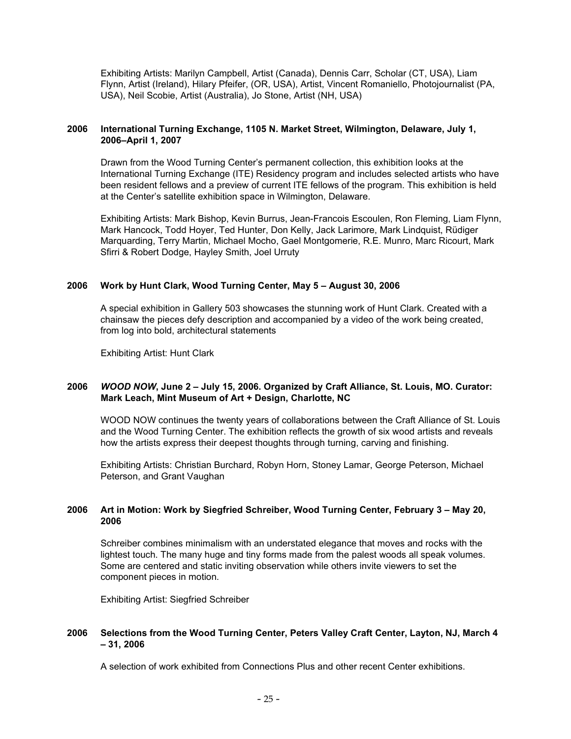Exhibiting Artists: Marilyn Campbell, Artist (Canada), Dennis Carr, Scholar (CT, USA), Liam Flynn, Artist (Ireland), Hilary Pfeifer, (OR, USA), Artist, Vincent Romaniello, Photojournalist (PA, USA), Neil Scobie, Artist (Australia), Jo Stone, Artist (NH, USA)

**2006 International Turning Exchange, 1105 N. Market Street, Wilmington, Delaware, July 1, 2006–April 1, 2007**

Drawn from the Wood Turning Center's permanent collection, this exhibition looks at the International Turning Exchange (ITE) Residency program and includes selected artists who have been resident fellows and a preview of current ITE fellows of the program. This exhibition is held at the Center's satellite exhibition space in Wilmington, Delaware.

Exhibiting Artists: Mark Bishop, Kevin Burrus, Jean-Francois Escoulen, Ron Fleming, Liam Flynn, Mark Hancock, Todd Hoyer, Ted Hunter, Don Kelly, Jack Larimore, Mark Lindquist, Rüdiger Marquarding, Terry Martin, Michael Mocho, Gael Montgomerie, R.E. Munro, Marc Ricourt, Mark Sfirri & Robert Dodge, Hayley Smith, Joel Urruty

**2006 Work by Hunt Clark, Wood Turning Center, May 5 – August 30, 2006**

A special exhibition in Gallery 503 showcases the stunning work of Hunt Clark. Created with a chainsaw the pieces defy description and accompanied by a video of the work being created, from log into bold, architectural statements

Exhibiting Artist: Hunt Clark

**2006 *WOOD NOW*, June 2 – July 15, 2006. Organized by Craft Alliance, St. Louis, MO. Curator: Mark Leach, Mint Museum of Art + Design, Charlotte, NC**

WOOD NOW continues the twenty years of collaborations between the Craft Alliance of St. Louis and the Wood Turning Center. The exhibition reflects the growth of six wood artists and reveals how the artists express their deepest thoughts through turning, carving and finishing.

Exhibiting Artists: Christian Burchard, Robyn Horn, Stoney Lamar, George Peterson, Michael Peterson, and Grant Vaughan

**2006 Art in Motion: Work by Siegfried Schreiber, Wood Turning Center, February 3 – May 20, 2006**

Schreiber combines minimalism with an understated elegance that moves and rocks with the lightest touch. The many huge and tiny forms made from the palest woods all speak volumes. Some are centered and static inviting observation while others invite viewers to set the component pieces in motion.

Exhibiting Artist: Siegfried Schreiber

**2006 Selections from the Wood Turning Center, Peters Valley Craft Center, Layton, NJ, March 4 – 31, 2006**

A selection of work exhibited from Connections Plus and other recent Center exhibitions.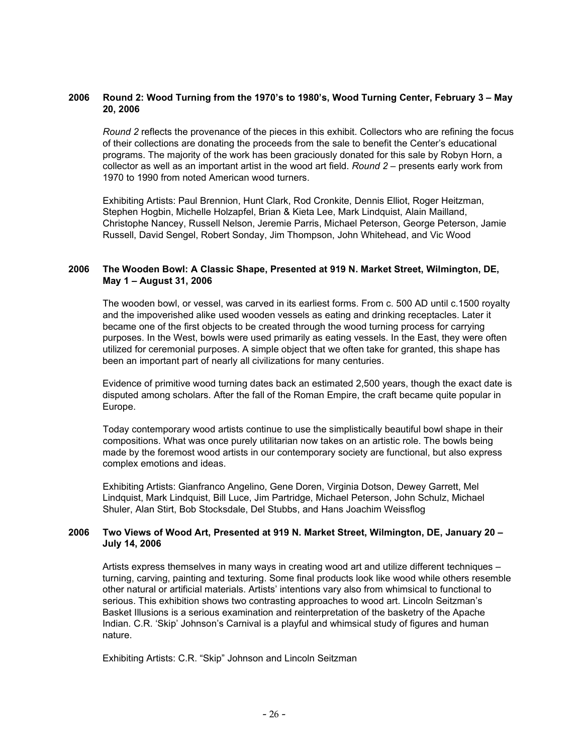**2006 Round 2: Wood Turning from the 1970's to 1980's, Wood Turning Center, February 3 – May 20, 2006**

*Round 2* reflects the provenance of the pieces in this exhibit. Collectors who are refining the focus of their collections are donating the proceeds from the sale to benefit the Center's educational programs. The majority of the work has been graciously donated for this sale by Robyn Horn, a collector as well as an important artist in the wood art field. *Round 2* – presents early work from 1970 to 1990 from noted American wood turners.

Exhibiting Artists: Paul Brennion, Hunt Clark, Rod Cronkite, Dennis Elliot, Roger Heitzman, Stephen Hogbin, Michelle Holzapfel, Brian & Kieta Lee, Mark Lindquist, Alain Mailland, Christophe Nancey, Russell Nelson, Jeremie Parris, Michael Peterson, George Peterson, Jamie Russell, David Sengel, Robert Sonday, Jim Thompson, John Whitehead, and Vic Wood

**2006 The Wooden Bowl: A Classic Shape, Presented at 919 N. Market Street, Wilmington, DE, May 1 – August 31, 2006**

The wooden bowl, or vessel, was carved in its earliest forms. From c. 500 AD until c.1500 royalty and the impoverished alike used wooden vessels as eating and drinking receptacles. Later it became one of the first objects to be created through the wood turning process for carrying purposes. In the West, bowls were used primarily as eating vessels. In the East, they were often utilized for ceremonial purposes. A simple object that we often take for granted, this shape has been an important part of nearly all civilizations for many centuries.

Evidence of primitive wood turning dates back an estimated 2,500 years, though the exact date is disputed among scholars. After the fall of the Roman Empire, the craft became quite popular in Europe.

Today contemporary wood artists continue to use the simplistically beautiful bowl shape in their compositions. What was once purely utilitarian now takes on an artistic role. The bowls being made by the foremost wood artists in our contemporary society are functional, but also express complex emotions and ideas.

Exhibiting Artists: Gianfranco Angelino, Gene Doren, Virginia Dotson, Dewey Garrett, Mel Lindquist, Mark Lindquist, Bill Luce, Jim Partridge, Michael Peterson, John Schulz, Michael Shuler, Alan Stirt, Bob Stocksdale, Del Stubbs, and Hans Joachim Weissflog

**2006 Two Views of Wood Art, Presented at 919 N. Market Street, Wilmington, DE, January 20 – July 14, 2006**

Artists express themselves in many ways in creating wood art and utilize different techniques – turning, carving, painting and texturing. Some final products look like wood while others resemble other natural or artificial materials. Artists' intentions vary also from whimsical to functional to serious. This exhibition shows two contrasting approaches to wood art. Lincoln Seitzman's Basket Illusions is a serious examination and reinterpretation of the basketry of the Apache Indian. C.R. 'Skip' Johnson's Carnival is a playful and whimsical study of figures and human nature.

Exhibiting Artists: C.R. "Skip" Johnson and Lincoln Seitzman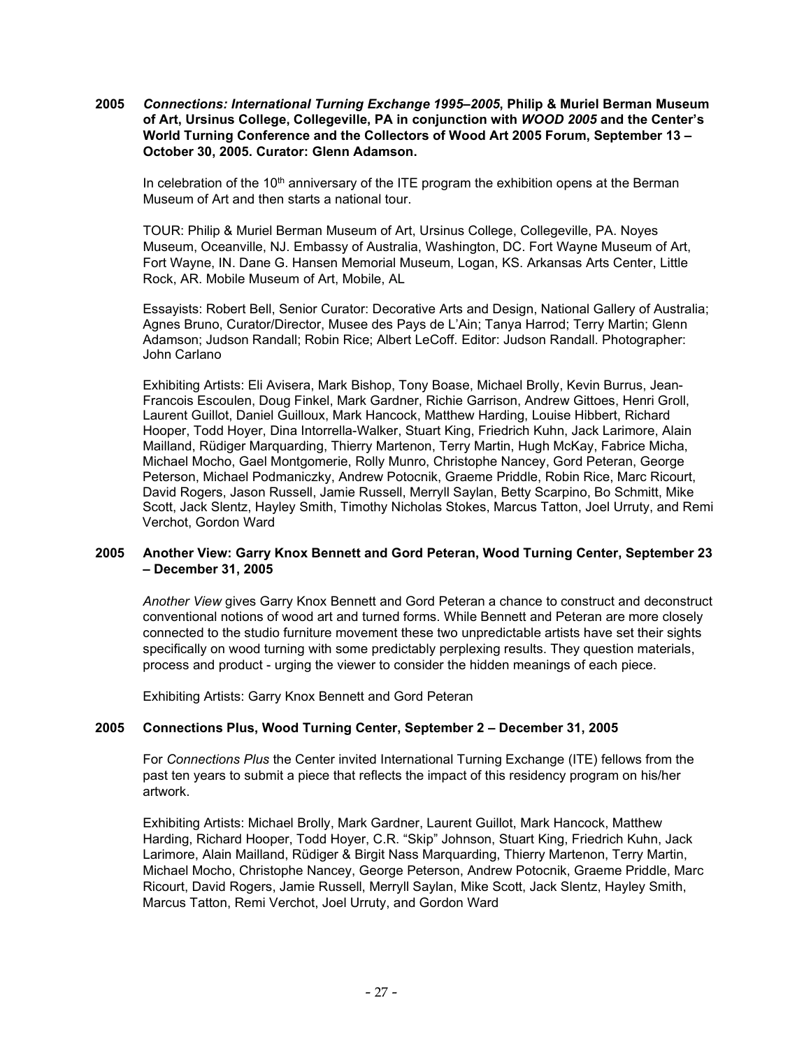**2005 *Connections: International Turning Exchange 1995–2005*, Philip & Muriel Berman Museum of Art, Ursinus College, Collegeville, PA in conjunction with *WOOD 2005* and the Center's World Turning Conference and the Collectors of Wood Art 2005 Forum, September 13 – October 30, 2005. Curator: Glenn Adamson.**

In celebration of the 10th anniversary of the ITE program the exhibition opens at the Berman Museum of Art and then starts a national tour.

TOUR: Philip & Muriel Berman Museum of Art, Ursinus College, Collegeville, PA. Noyes Museum, Oceanville, NJ. Embassy of Australia, Washington, DC. Fort Wayne Museum of Art, Fort Wayne, IN. Dane G. Hansen Memorial Museum, Logan, KS. Arkansas Arts Center, Little Rock, AR. Mobile Museum of Art, Mobile, AL

Essayists: Robert Bell, Senior Curator: Decorative Arts and Design, National Gallery of Australia; Agnes Bruno, Curator/Director, Musee des Pays de L'Ain; Tanya Harrod; Terry Martin; Glenn Adamson; Judson Randall; Robin Rice; Albert LeCoff. Editor: Judson Randall. Photographer: John Carlano

Exhibiting Artists: Eli Avisera, Mark Bishop, Tony Boase, Michael Brolly, Kevin Burrus, Jean-Francois Escoulen, Doug Finkel, Mark Gardner, Richie Garrison, Andrew Gittoes, Henri Groll, Laurent Guillot, Daniel Guilloux, Mark Hancock, Matthew Harding, Louise Hibbert, Richard Hooper, Todd Hoyer, Dina Intorrella-Walker, Stuart King, Friedrich Kuhn, Jack Larimore, Alain Mailland, Rüdiger Marquarding, Thierry Martenon, Terry Martin, Hugh McKay, Fabrice Micha, Michael Mocho, Gael Montgomerie, Rolly Munro, Christophe Nancey, Gord Peteran, George Peterson, Michael Podmaniczky, Andrew Potocnik, Graeme Priddle, Robin Rice, Marc Ricourt, David Rogers, Jason Russell, Jamie Russell, Merryll Saylan, Betty Scarpino, Bo Schmitt, Mike Scott, Jack Slentz, Hayley Smith, Timothy Nicholas Stokes, Marcus Tatton, Joel Urruty, and Remi Verchot, Gordon Ward

**2005 Another View: Garry Knox Bennett and Gord Peteran, Wood Turning Center, September 23 – December 31, 2005**

*Another View* gives Garry Knox Bennett and Gord Peteran a chance to construct and deconstruct conventional notions of wood art and turned forms. While Bennett and Peteran are more closely connected to the studio furniture movement these two unpredictable artists have set their sights specifically on wood turning with some predictably perplexing results. They question materials, process and product - urging the viewer to consider the hidden meanings of each piece.

Exhibiting Artists: Garry Knox Bennett and Gord Peteran

**2005 Connections Plus, Wood Turning Center, September 2 – December 31, 2005**

For *Connections Plus* the Center invited International Turning Exchange (ITE) fellows from the past ten years to submit a piece that reflects the impact of this residency program on his/her artwork.

Exhibiting Artists: Michael Brolly, Mark Gardner, Laurent Guillot, Mark Hancock, Matthew Harding, Richard Hooper, Todd Hoyer, C.R. "Skip" Johnson, Stuart King, Friedrich Kuhn, Jack Larimore, Alain Mailland, Rüdiger & Birgit Nass Marquarding, Thierry Martenon, Terry Martin, Michael Mocho, Christophe Nancey, George Peterson, Andrew Potocnik, Graeme Priddle, Marc Ricourt, David Rogers, Jamie Russell, Merryll Saylan, Mike Scott, Jack Slentz, Hayley Smith, Marcus Tatton, Remi Verchot, Joel Urruty, and Gordon Ward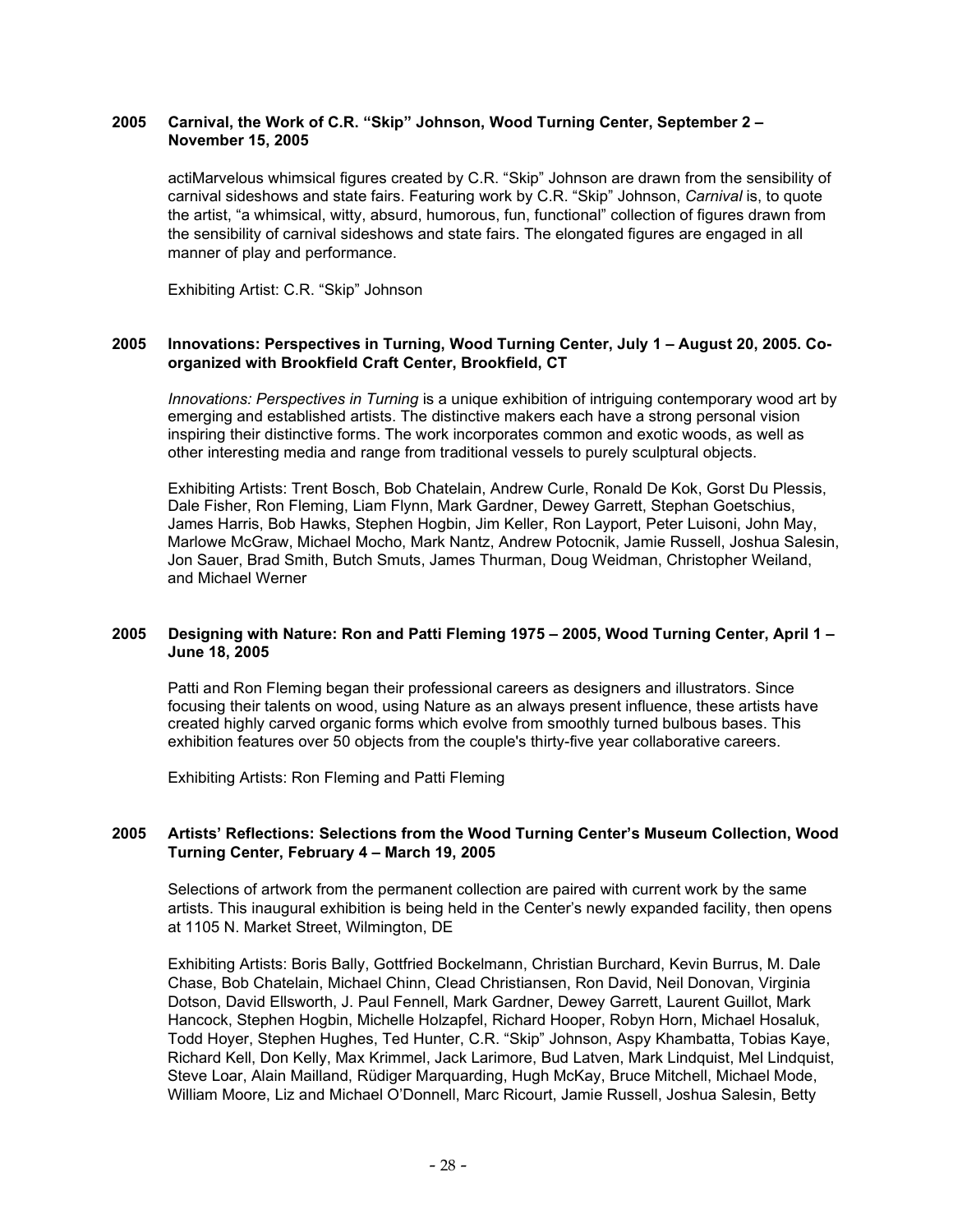**2005 Carnival, the Work of C.R. "Skip" Johnson, Wood Turning Center, September 2 – November 15, 2005**

actiMarvelous whimsical figures created by C.R. "Skip" Johnson are drawn from the sensibility of carnival sideshows and state fairs. Featuring work by C.R. "Skip" Johnson, *Carnival* is, to quote the artist, "a whimsical, witty, absurd, humorous, fun, functional" collection of figures drawn from the sensibility of carnival sideshows and state fairs. The elongated figures are engaged in all manner of play and performance.

Exhibiting Artist: C.R. "Skip" Johnson

**2005 Innovations: Perspectives in Turning, Wood Turning Center, July 1 – August 20, 2005. Co-organized with Brookfield Craft Center, Brookfield, CT**

*Innovations: Perspectives in Turning* is a unique exhibition of intriguing contemporary wood art by emerging and established artists. The distinctive makers each have a strong personal vision inspiring their distinctive forms. The work incorporates common and exotic woods, as well as other interesting media and range from traditional vessels to purely sculptural objects.

Exhibiting Artists: Trent Bosch, Bob Chatelain, Andrew Curle, Ronald De Kok, Gorst Du Plessis, Dale Fisher, Ron Fleming, Liam Flynn, Mark Gardner, Dewey Garrett, Stephan Goetschius, James Harris, Bob Hawks, Stephen Hogbin, Jim Keller, Ron Layport, Peter Luisoni, John May, Marlowe McGraw, Michael Mocho, Mark Nantz, Andrew Potocnik, Jamie Russell, Joshua Salesin, Jon Sauer, Brad Smith, Butch Smuts, James Thurman, Doug Weidman, Christopher Weiland, and Michael Werner

**2005 Designing with Nature: Ron and Patti Fleming 1975 – 2005, Wood Turning Center, April 1 – June 18, 2005**

Patti and Ron Fleming began their professional careers as designers and illustrators. Since focusing their talents on wood, using Nature as an always present influence, these artists have created highly carved organic forms which evolve from smoothly turned bulbous bases. This exhibition features over 50 objects from the couple's thirty-five year collaborative careers.

Exhibiting Artists: Ron Fleming and Patti Fleming

**2005 Artists' Reflections: Selections from the Wood Turning Center's Museum Collection, Wood Turning Center, February 4 – March 19, 2005**

Selections of artwork from the permanent collection are paired with current work by the same artists. This inaugural exhibition is being held in the Center's newly expanded facility, then opens at 1105 N. Market Street, Wilmington, DE

Exhibiting Artists: Boris Bally, Gottfried Bockelmann, Christian Burchard, Kevin Burrus, M. Dale Chase, Bob Chatelain, Michael Chinn, Clead Christiansen, Ron David, Neil Donovan, Virginia Dotson, David Ellsworth, J. Paul Fennell, Mark Gardner, Dewey Garrett, Laurent Guillot, Mark Hancock, Stephen Hogbin, Michelle Holzapfel, Richard Hooper, Robyn Horn, Michael Hosaluk, Todd Hoyer, Stephen Hughes, Ted Hunter, C.R. "Skip" Johnson, Aspy Khambatta, Tobias Kaye, Richard Kell, Don Kelly, Max Krimmel, Jack Larimore, Bud Latven, Mark Lindquist, Mel Lindquist, Steve Loar, Alain Mailland, Rüdiger Marquarding, Hugh McKay, Bruce Mitchell, Michael Mode, William Moore, Liz and Michael O'Donnell, Marc Ricourt, Jamie Russell, Joshua Salesin, Betty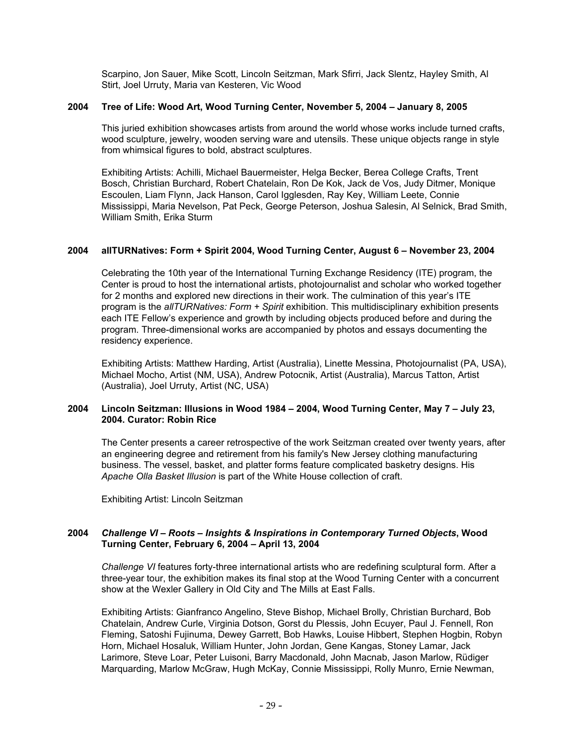Scarpino, Jon Sauer, Mike Scott, Lincoln Seitzman, Mark Sfirri, Jack Slentz, Hayley Smith, Al Stirt, Joel Urruty, Maria van Kesteren, Vic Wood

**2004 Tree of Life: Wood Art, Wood Turning Center, November 5, 2004 – January 8, 2005**

This juried exhibition showcases artists from around the world whose works include turned crafts, wood sculpture, jewelry, wooden serving ware and utensils. These unique objects range in style from whimsical figures to bold, abstract sculptures.

Exhibiting Artists: Achilli, Michael Bauermeister, Helga Becker, Berea College Crafts, Trent Bosch, Christian Burchard, Robert Chatelain, Ron De Kok, Jack de Vos, Judy Ditmer, Monique Escoulen, Liam Flynn, Jack Hanson, Carol Igglesden, Ray Key, William Leete, Connie Mississippi, Maria Nevelson, Pat Peck, George Peterson, Joshua Salesin, Al Selnick, Brad Smith, William Smith, Erika Sturm

**2004 allTURNatives: Form + Spirit 2004, Wood Turning Center, August 6 – November 23, 2004**

Celebrating the 10th year of the International Turning Exchange Residency (ITE) program, the Center is proud to host the international artists, photojournalist and scholar who worked together for 2 months and explored new directions in their work. The culmination of this year's ITE program is the *allTURNatives: Form + Spirit* exhibition. This multidisciplinary exhibition presents each ITE Fellow's experience and growth by including objects produced before and during the program. Three-dimensional works are accompanied by photos and essays documenting the residency experience.

Exhibiting Artists: Matthew Harding, Artist (Australia), Linette Messina, Photojournalist (PA, USA), Michael Mocho, Artist (NM, USA), Andrew Potocnik, Artist (Australia), Marcus Tatton, Artist (Australia), Joel Urruty, Artist (NC, USA)

**2004 Lincoln Seitzman: Illusions in Wood 1984 – 2004, Wood Turning Center, May 7 – July 23, 2004. Curator: Robin Rice**

The Center presents a career retrospective of the work Seitzman created over twenty years, after an engineering degree and retirement from his family's New Jersey clothing manufacturing business. The vessel, basket, and platter forms feature complicated basketry designs. His *Apache Olla Basket Illusion* is part of the White House collection of craft.

Exhibiting Artist: Lincoln Seitzman

**2004 *Challenge VI – Roots – Insights & Inspirations in Contemporary Turned Objects*, Wood Turning Center, February 6, 2004 – April 13, 2004**

*Challenge VI* features forty-three international artists who are redefining sculptural form. After a three-year tour, the exhibition makes its final stop at the Wood Turning Center with a concurrent show at the Wexler Gallery in Old City and The Mills at East Falls.

Exhibiting Artists: Gianfranco Angelino, Steve Bishop, Michael Brolly, Christian Burchard, Bob Chatelain, Andrew Curle, Virginia Dotson, Gorst du Plessis, John Ecuyer, Paul J. Fennell, Ron Fleming, Satoshi Fujinuma, Dewey Garrett, Bob Hawks, Louise Hibbert, Stephen Hogbin, Robyn Horn, Michael Hosaluk, William Hunter, John Jordan, Gene Kangas, Stoney Lamar, Jack Larimore, Steve Loar, Peter Luisoni, Barry Macdonald, John Macnab, Jason Marlow, Rüdiger Marquarding, Marlow McGraw, Hugh McKay, Connie Mississippi, Rolly Munro, Ernie Newman,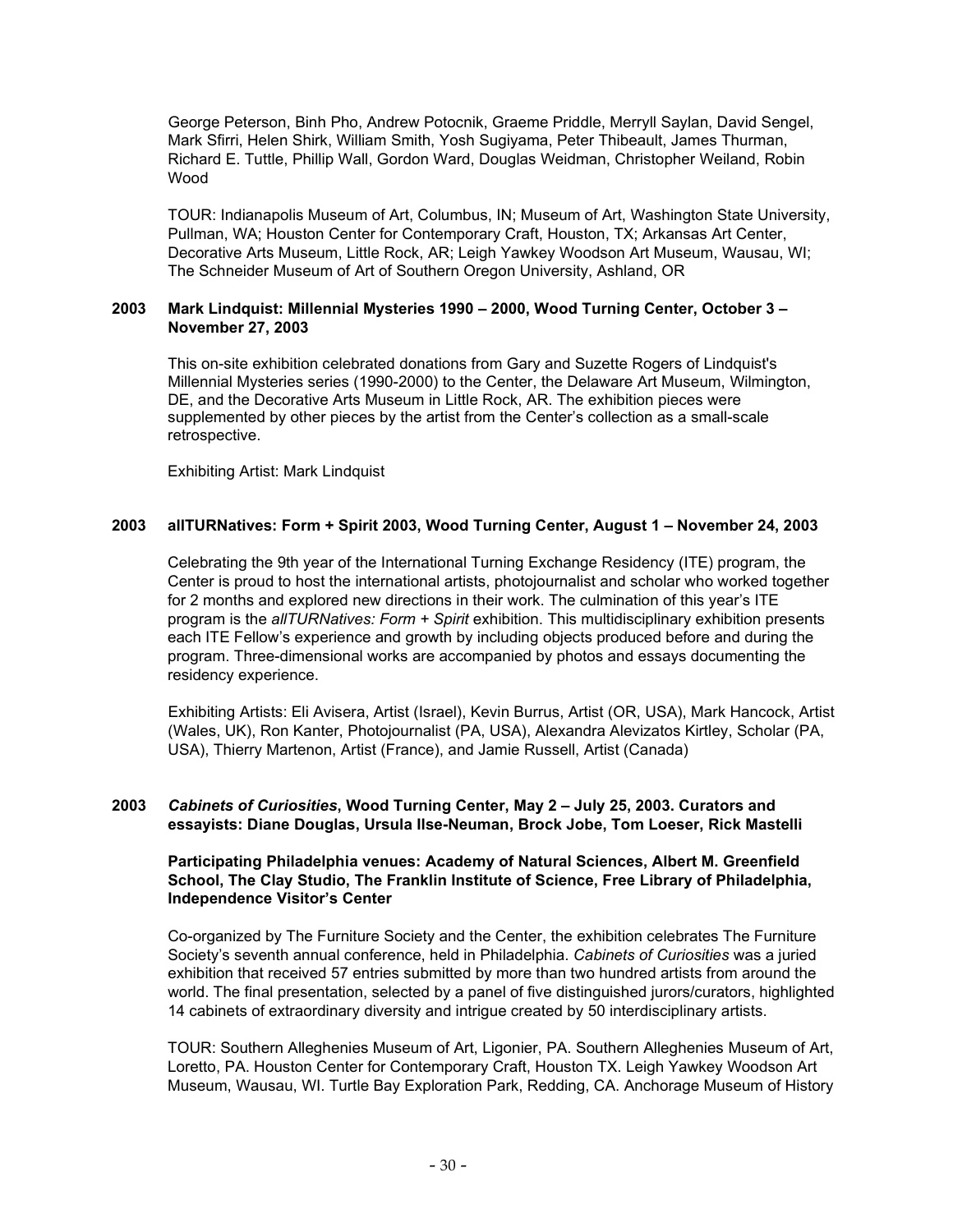George Peterson, Binh Pho, Andrew Potocnik, Graeme Priddle, Merryll Saylan, David Sengel, Mark Sfirri, Helen Shirk, William Smith, Yosh Sugiyama, Peter Thibeault, James Thurman, Richard E. Tuttle, Phillip Wall, Gordon Ward, Douglas Weidman, Christopher Weiland, Robin Wood

TOUR: Indianapolis Museum of Art, Columbus, IN; Museum of Art, Washington State University, Pullman, WA; Houston Center for Contemporary Craft, Houston, TX; Arkansas Art Center, Decorative Arts Museum, Little Rock, AR; Leigh Yawkey Woodson Art Museum, Wausau, WI; The Schneider Museum of Art of Southern Oregon University, Ashland, OR

**2003 Mark Lindquist: Millennial Mysteries 1990 – 2000, Wood Turning Center, October 3 – November 27, 2003**

This on-site exhibition celebrated donations from Gary and Suzette Rogers of Lindquist's Millennial Mysteries series (1990-2000) to the Center, the Delaware Art Museum, Wilmington, DE, and the Decorative Arts Museum in Little Rock, AR. The exhibition pieces were supplemented by other pieces by the artist from the Center's collection as a small-scale retrospective.

Exhibiting Artist: Mark Lindquist

**2003 allTURNatives: Form + Spirit 2003, Wood Turning Center, August 1 – November 24, 2003**

Celebrating the 9th year of the International Turning Exchange Residency (ITE) program, the Center is proud to host the international artists, photojournalist and scholar who worked together for 2 months and explored new directions in their work. The culmination of this year's ITE program is the *allTURNatives: Form + Spirit* exhibition. This multidisciplinary exhibition presents each ITE Fellow's experience and growth by including objects produced before and during the program. Three-dimensional works are accompanied by photos and essays documenting the residency experience.

Exhibiting Artists: Eli Avisera, Artist (Israel), Kevin Burrus, Artist (OR, USA), Mark Hancock, Artist (Wales, UK), Ron Kanter, Photojournalist (PA, USA), Alexandra Alevizatos Kirtley, Scholar (PA, USA), Thierry Martenon, Artist (France), and Jamie Russell, Artist (Canada)

**2003 *Cabinets of Curiosities*, Wood Turning Center, May 2 – July 25, 2003. Curators and essayists: Diane Douglas, Ursula Ilse-Neuman, Brock Jobe, Tom Loeser, Rick Mastelli**

**Participating Philadelphia venues: Academy of Natural Sciences, Albert M. Greenfield School, The Clay Studio, The Franklin Institute of Science, Free Library of Philadelphia, Independence Visitor's Center**

Co-organized by The Furniture Society and the Center, the exhibition celebrates The Furniture Society's seventh annual conference, held in Philadelphia. *Cabinets of Curiosities* was a juried exhibition that received 57 entries submitted by more than two hundred artists from around the world. The final presentation, selected by a panel of five distinguished jurors/curators, highlighted 14 cabinets of extraordinary diversity and intrigue created by 50 interdisciplinary artists.

TOUR: Southern Alleghenies Museum of Art, Ligonier, PA. Southern Alleghenies Museum of Art, Loretto, PA. Houston Center for Contemporary Craft, Houston TX. Leigh Yawkey Woodson Art Museum, Wausau, WI. Turtle Bay Exploration Park, Redding, CA. Anchorage Museum of History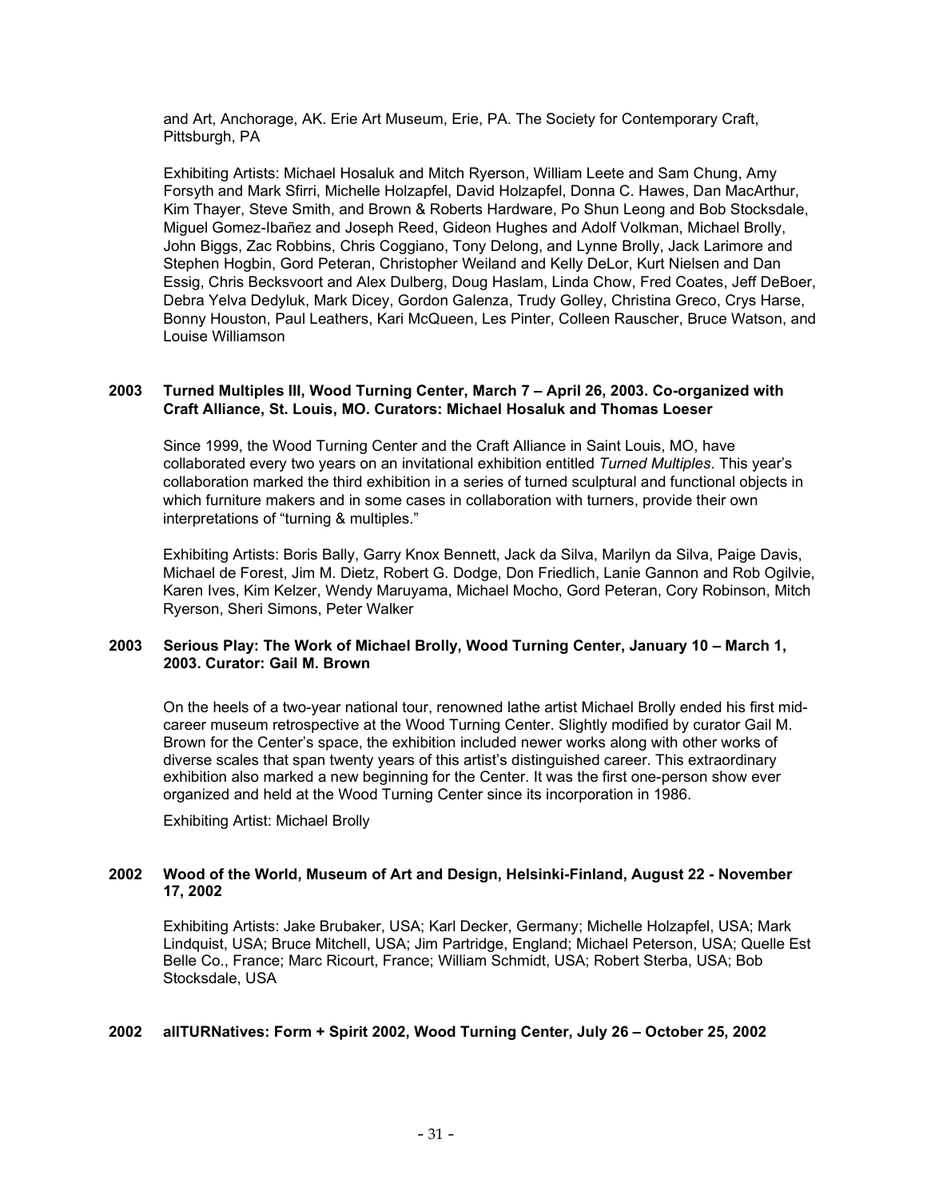and Art, Anchorage, AK. Erie Art Museum, Erie, PA. The Society for Contemporary Craft, Pittsburgh, PA

Exhibiting Artists: Michael Hosaluk and Mitch Ryerson, William Leete and Sam Chung, Amy Forsyth and Mark Sfirri, Michelle Holzapfel, David Holzapfel, Donna C. Hawes, Dan MacArthur, Kim Thayer, Steve Smith, and Brown & Roberts Hardware, Po Shun Leong and Bob Stocksdale, Miguel Gomez-Ibañez and Joseph Reed, Gideon Hughes and Adolf Volkman, Michael Brolly, John Biggs, Zac Robbins, Chris Coggiano, Tony Delong, and Lynne Brolly, Jack Larimore and Stephen Hogbin, Gord Peteran, Christopher Weiland and Kelly DeLor, Kurt Nielsen and Dan Essig, Chris Becksvoort and Alex Dulberg, Doug Haslam, Linda Chow, Fred Coates, Jeff DeBoer, Debra Yelva Dedyluk, Mark Dicey, Gordon Galenza, Trudy Golley, Christina Greco, Crys Harse, Bonny Houston, Paul Leathers, Kari McQueen, Les Pinter, Colleen Rauscher, Bruce Watson, and Louise Williamson

**2003 Turned Multiples III, Wood Turning Center, March 7 – April 26, 2003. Co-organized with Craft Alliance, St. Louis, MO. Curators: Michael Hosaluk and Thomas Loeser**

Since 1999, the Wood Turning Center and the Craft Alliance in Saint Louis, MO, have collaborated every two years on an invitational exhibition entitled *Turned Multiples*. This year's collaboration marked the third exhibition in a series of turned sculptural and functional objects in which furniture makers and in some cases in collaboration with turners, provide their own interpretations of "turning & multiples."

Exhibiting Artists: Boris Bally, Garry Knox Bennett, Jack da Silva, Marilyn da Silva, Paige Davis, Michael de Forest, Jim M. Dietz, Robert G. Dodge, Don Friedlich, Lanie Gannon and Rob Ogilvie, Karen Ives, Kim Kelzer, Wendy Maruyama, Michael Mocho, Gord Peteran, Cory Robinson, Mitch Ryerson, Sheri Simons, Peter Walker

**2003 Serious Play: The Work of Michael Brolly, Wood Turning Center, January 10 – March 1, 2003. Curator: Gail M. Brown**

On the heels of a two-year national tour, renowned lathe artist Michael Brolly ended his first mid-career museum retrospective at the Wood Turning Center. Slightly modified by curator Gail M. Brown for the Center's space, the exhibition included newer works along with other works of diverse scales that span twenty years of this artist's distinguished career. This extraordinary exhibition also marked a new beginning for the Center. It was the first one-person show ever organized and held at the Wood Turning Center since its incorporation in 1986.

Exhibiting Artist: Michael Brolly

**2002 Wood of the World, Museum of Art and Design, Helsinki-Finland, August 22 - November 17, 2002**

Exhibiting Artists: Jake Brubaker, USA; Karl Decker, Germany; Michelle Holzapfel, USA; Mark Lindquist, USA; Bruce Mitchell, USA; Jim Partridge, England; Michael Peterson, USA; Quelle Est Belle Co., France; Marc Ricourt, France; William Schmidt, USA; Robert Sterba, USA; Bob Stocksdale, USA

**2002 allTURNatives: Form + Spirit 2002, Wood Turning Center, July 26 – October 25, 2002**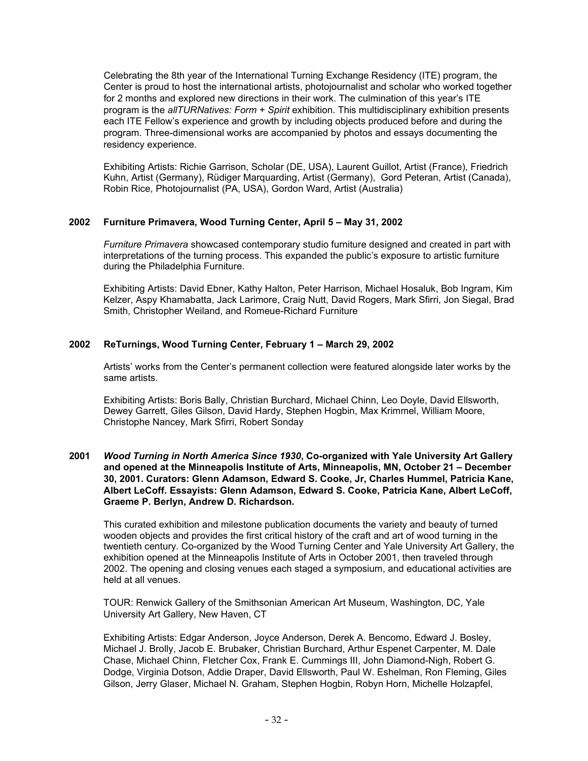Celebrating the 8th year of the International Turning Exchange Residency (ITE) program, the Center is proud to host the international artists, photojournalist and scholar who worked together for 2 months and explored new directions in their work. The culmination of this year's ITE program is the *allTURNatives: Form + Spirit* exhibition. This multidisciplinary exhibition presents each ITE Fellow's experience and growth by including objects produced before and during the program. Three-dimensional works are accompanied by photos and essays documenting the residency experience.

Exhibiting Artists: Richie Garrison, Scholar (DE, USA), Laurent Guillot, Artist (France), Friedrich Kuhn, Artist (Germany), Rüdiger Marquarding, Artist (Germany), Gord Peteran, Artist (Canada), Robin Rice, Photojournalist (PA, USA), Gordon Ward, Artist (Australia)

**2002 Furniture Primavera, Wood Turning Center, April 5 – May 31, 2002**

*Furniture Primavera* showcased contemporary studio furniture designed and created in part with interpretations of the turning process. This expanded the public's exposure to artistic furniture during the Philadelphia Furniture.

Exhibiting Artists: David Ebner, Kathy Halton, Peter Harrison, Michael Hosaluk, Bob Ingram, Kim Kelzer, Aspy Khamabatta, Jack Larimore, Craig Nutt, David Rogers, Mark Sfirri, Jon Siegal, Brad Smith, Christopher Weiland, and Romeue-Richard Furniture

**2002 ReTurnings, Wood Turning Center, February 1 – March 29, 2002**

Artists' works from the Center's permanent collection were featured alongside later works by the same artists.

Exhibiting Artists: Boris Bally, Christian Burchard, Michael Chinn, Leo Doyle, David Ellsworth, Dewey Garrett, Giles Gilson, David Hardy, Stephen Hogbin, Max Krimmel, William Moore, Christophe Nancey, Mark Sfirri, Robert Sonday

**2001 *Wood Turning in North America Since 1930*, Co-organized with Yale University Art Gallery and opened at the Minneapolis Institute of Arts, Minneapolis, MN, October 21 – December 30, 2001. Curators: Glenn Adamson, Edward S. Cooke, Jr, Charles Hummel, Patricia Kane, Albert LeCoff. Essayists: Glenn Adamson, Edward S. Cooke, Patricia Kane, Albert LeCoff, Graeme P. Berlyn, Andrew D. Richardson.**

This curated exhibition and milestone publication documents the variety and beauty of turned wooden objects and provides the first critical history of the craft and art of wood turning in the twentieth century. Co-organized by the Wood Turning Center and Yale University Art Gallery, the exhibition opened at the Minneapolis Institute of Arts in October 2001, then traveled through 2002. The opening and closing venues each staged a symposium, and educational activities are held at all venues.

TOUR: Renwick Gallery of the Smithsonian American Art Museum, Washington, DC, Yale University Art Gallery, New Haven, CT

Exhibiting Artists: Edgar Anderson, Joyce Anderson, Derek A. Bencomo, Edward J. Bosley, Michael J. Brolly, Jacob E. Brubaker, Christian Burchard, Arthur Espenet Carpenter, M. Dale Chase, Michael Chinn, Fletcher Cox, Frank E. Cummings III, John Diamond-Nigh, Robert G. Dodge, Virginia Dotson, Addie Draper, David Ellsworth, Paul W. Eshelman, Ron Fleming, Giles Gilson, Jerry Glaser, Michael N. Graham, Stephen Hogbin, Robyn Horn, Michelle Holzapfel,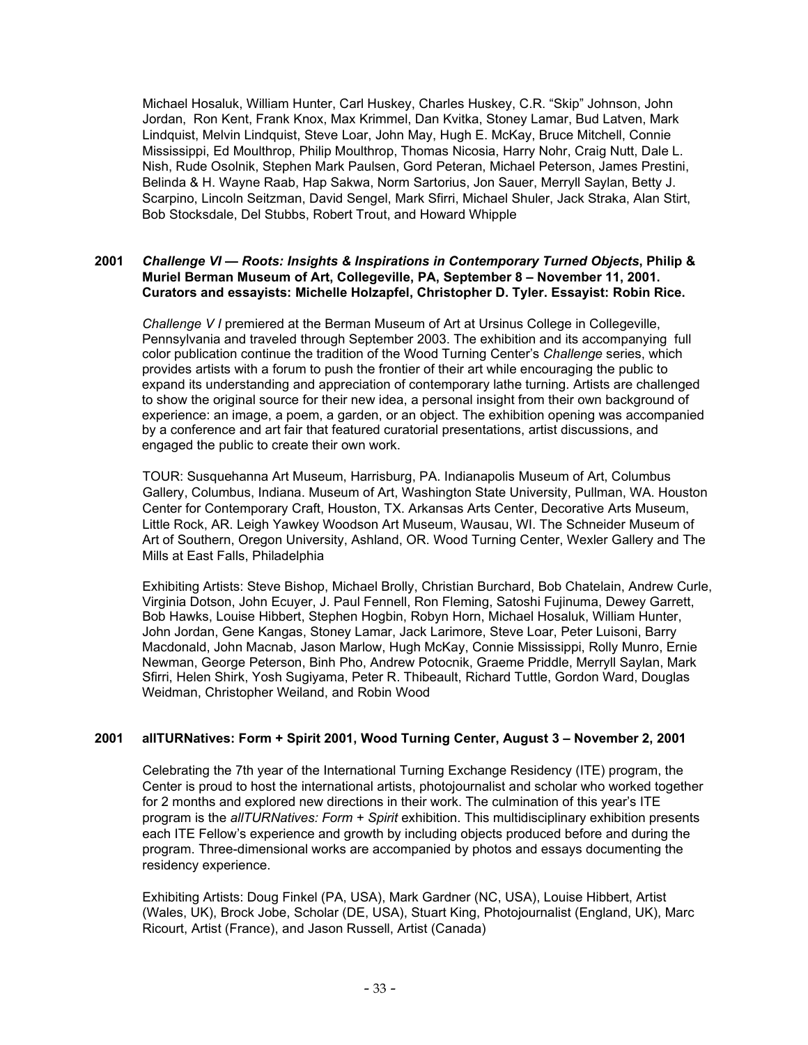Michael Hosaluk, William Hunter, Carl Huskey, Charles Huskey, C.R. "Skip" Johnson, John Jordan, Ron Kent, Frank Knox, Max Krimmel, Dan Kvitka, Stoney Lamar, Bud Latven, Mark Lindquist, Melvin Lindquist, Steve Loar, John May, Hugh E. McKay, Bruce Mitchell, Connie Mississippi, Ed Moulthrop, Philip Moulthrop, Thomas Nicosia, Harry Nohr, Craig Nutt, Dale L. Nish, Rude Osolnik, Stephen Mark Paulsen, Gord Peteran, Michael Peterson, James Prestini, Belinda & H. Wayne Raab, Hap Sakwa, Norm Sartorius, Jon Sauer, Merryll Saylan, Betty J. Scarpino, Lincoln Seitzman, David Sengel, Mark Sfirri, Michael Shuler, Jack Straka, Alan Stirt, Bob Stocksdale, Del Stubbs, Robert Trout, and Howard Whipple

**2001 *Challenge VI — Roots: Insights & Inspirations in Contemporary Turned Objects*, Philip & Muriel Berman Museum of Art, Collegeville, PA, September 8 – November 11, 2001. Curators and essayists: Michelle Holzapfel, Christopher D. Tyler. Essayist: Robin Rice.**

*Challenge V I* premiered at the Berman Museum of Art at Ursinus College in Collegeville, Pennsylvania and traveled through September 2003. The exhibition and its accompanying full color publication continue the tradition of the Wood Turning Center's *Challenge* series, which provides artists with a forum to push the frontier of their art while encouraging the public to expand its understanding and appreciation of contemporary lathe turning. Artists are challenged to show the original source for their new idea, a personal insight from their own background of experience: an image, a poem, a garden, or an object. The exhibition opening was accompanied by a conference and art fair that featured curatorial presentations, artist discussions, and engaged the public to create their own work.

TOUR: Susquehanna Art Museum, Harrisburg, PA. Indianapolis Museum of Art, Columbus Gallery, Columbus, Indiana. Museum of Art, Washington State University, Pullman, WA. Houston Center for Contemporary Craft, Houston, TX. Arkansas Arts Center, Decorative Arts Museum, Little Rock, AR. Leigh Yawkey Woodson Art Museum, Wausau, WI. The Schneider Museum of Art of Southern, Oregon University, Ashland, OR. Wood Turning Center, Wexler Gallery and The Mills at East Falls, Philadelphia

Exhibiting Artists: Steve Bishop, Michael Brolly, Christian Burchard, Bob Chatelain, Andrew Curle, Virginia Dotson, John Ecuyer, J. Paul Fennell, Ron Fleming, Satoshi Fujinuma, Dewey Garrett, Bob Hawks, Louise Hibbert, Stephen Hogbin, Robyn Horn, Michael Hosaluk, William Hunter, John Jordan, Gene Kangas, Stoney Lamar, Jack Larimore, Steve Loar, Peter Luisoni, Barry Macdonald, John Macnab, Jason Marlow, Hugh McKay, Connie Mississippi, Rolly Munro, Ernie Newman, George Peterson, Binh Pho, Andrew Potocnik, Graeme Priddle, Merryll Saylan, Mark Sfirri, Helen Shirk, Yosh Sugiyama, Peter R. Thibeault, Richard Tuttle, Gordon Ward, Douglas Weidman, Christopher Weiland, and Robin Wood

**2001 allTURNatives: Form + Spirit 2001, Wood Turning Center, August 3 – November 2, 2001**

Celebrating the 7th year of the International Turning Exchange Residency (ITE) program, the Center is proud to host the international artists, photojournalist and scholar who worked together for 2 months and explored new directions in their work. The culmination of this year's ITE program is the *allTURNatives: Form + Spirit* exhibition. This multidisciplinary exhibition presents each ITE Fellow's experience and growth by including objects produced before and during the program. Three-dimensional works are accompanied by photos and essays documenting the residency experience.

Exhibiting Artists: Doug Finkel (PA, USA), Mark Gardner (NC, USA), Louise Hibbert, Artist (Wales, UK), Brock Jobe, Scholar (DE, USA), Stuart King, Photojournalist (England, UK), Marc Ricourt, Artist (France), and Jason Russell, Artist (Canada)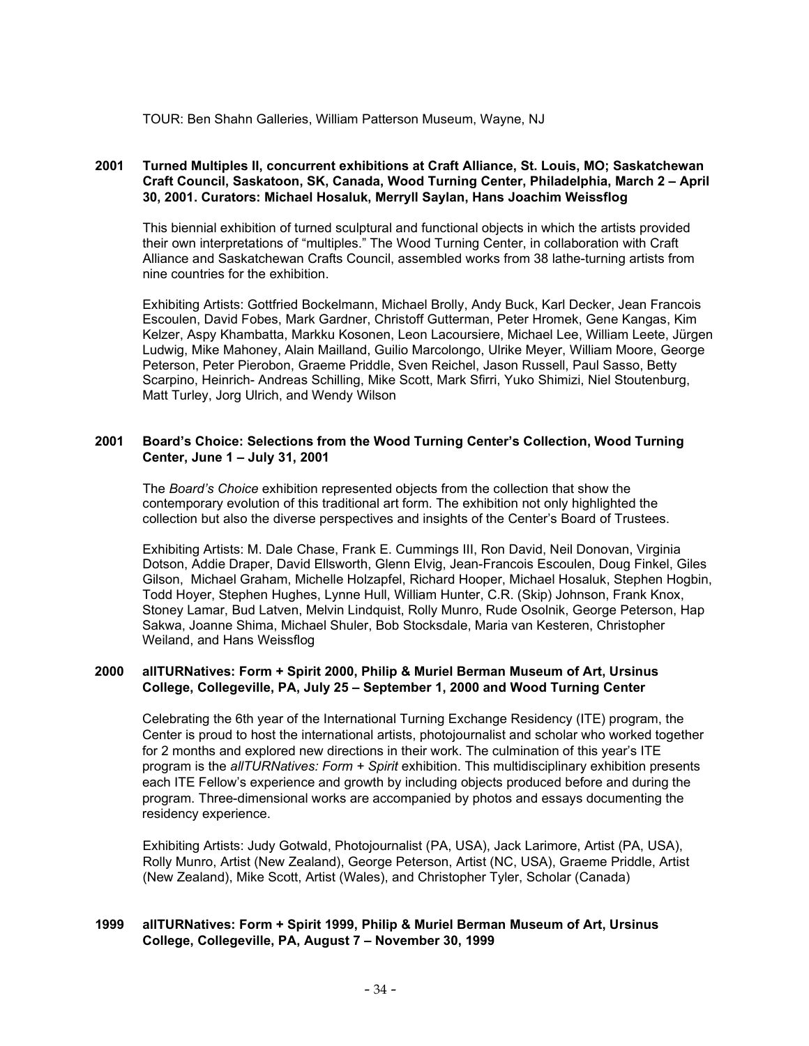TOUR: Ben Shahn Galleries, William Patterson Museum, Wayne, NJ

**2001 Turned Multiples II, concurrent exhibitions at Craft Alliance, St. Louis, MO; Saskatchewan Craft Council, Saskatoon, SK, Canada, Wood Turning Center, Philadelphia, March 2 – April 30, 2001. Curators: Michael Hosaluk, Merryll Saylan, Hans Joachim Weissflog**

This biennial exhibition of turned sculptural and functional objects in which the artists provided their own interpretations of "multiples." The Wood Turning Center, in collaboration with Craft Alliance and Saskatchewan Crafts Council, assembled works from 38 lathe-turning artists from nine countries for the exhibition.

Exhibiting Artists: Gottfried Bockelmann, Michael Brolly, Andy Buck, Karl Decker, Jean Francois Escoulen, David Fobes, Mark Gardner, Christoff Gutterman, Peter Hromek, Gene Kangas, Kim Kelzer, Aspy Khambatta, Markku Kosonen, Leon Lacoursiere, Michael Lee, William Leete, Jürgen Ludwig, Mike Mahoney, Alain Mailland, Guilio Marcolongo, Ulrike Meyer, William Moore, George Peterson, Peter Pierobon, Graeme Priddle, Sven Reichel, Jason Russell, Paul Sasso, Betty Scarpino, Heinrich- Andreas Schilling, Mike Scott, Mark Sfirri, Yuko Shimizi, Niel Stoutenburg, Matt Turley, Jorg Ulrich, and Wendy Wilson

**2001 Board's Choice: Selections from the Wood Turning Center's Collection, Wood Turning Center, June 1 – July 31, 2001**

The *Board's Choice* exhibition represented objects from the collection that show the contemporary evolution of this traditional art form. The exhibition not only highlighted the collection but also the diverse perspectives and insights of the Center's Board of Trustees.

Exhibiting Artists: M. Dale Chase, Frank E. Cummings III, Ron David, Neil Donovan, Virginia Dotson, Addie Draper, David Ellsworth, Glenn Elvig, Jean-Francois Escoulen, Doug Finkel, Giles Gilson, Michael Graham, Michelle Holzapfel, Richard Hooper, Michael Hosaluk, Stephen Hogbin, Todd Hoyer, Stephen Hughes, Lynne Hull, William Hunter, C.R. (Skip) Johnson, Frank Knox, Stoney Lamar, Bud Latven, Melvin Lindquist, Rolly Munro, Rude Osolnik, George Peterson, Hap Sakwa, Joanne Shima, Michael Shuler, Bob Stocksdale, Maria van Kesteren, Christopher Weiland, and Hans Weissflog

**2000 allTURNatives: Form + Spirit 2000, Philip & Muriel Berman Museum of Art, Ursinus College, Collegeville, PA, July 25 – September 1, 2000 and Wood Turning Center**

Celebrating the 6th year of the International Turning Exchange Residency (ITE) program, the Center is proud to host the international artists, photojournalist and scholar who worked together for 2 months and explored new directions in their work. The culmination of this year's ITE program is the *allTURNatives: Form + Spirit* exhibition. This multidisciplinary exhibition presents each ITE Fellow's experience and growth by including objects produced before and during the program. Three-dimensional works are accompanied by photos and essays documenting the residency experience.

Exhibiting Artists: Judy Gotwald, Photojournalist (PA, USA), Jack Larimore, Artist (PA, USA), Rolly Munro, Artist (New Zealand), George Peterson, Artist (NC, USA), Graeme Priddle, Artist (New Zealand), Mike Scott, Artist (Wales), and Christopher Tyler, Scholar (Canada)

**1999 allTURNatives: Form + Spirit 1999, Philip & Muriel Berman Museum of Art, Ursinus College, Collegeville, PA, August 7 – November 30, 1999**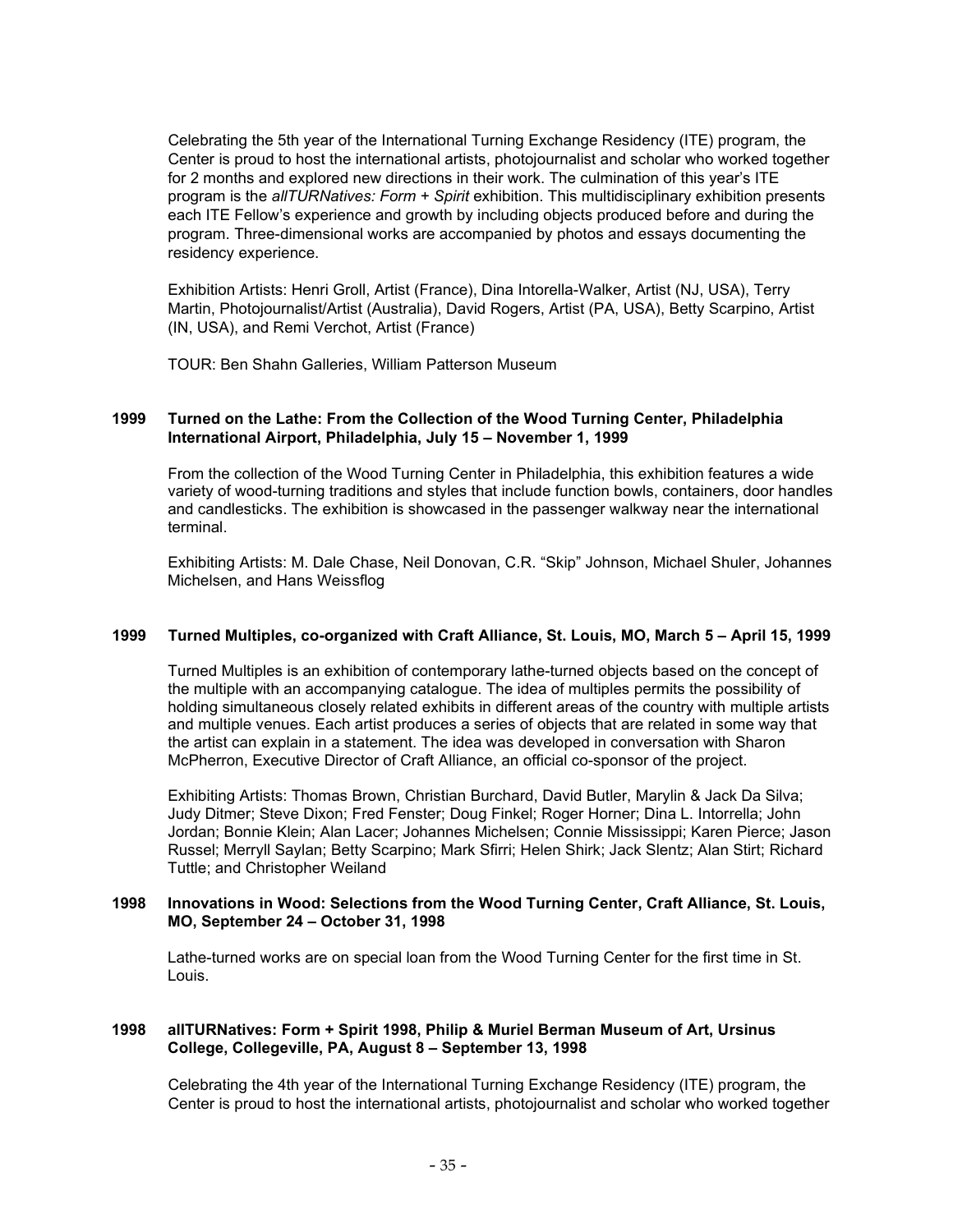Celebrating the 5th year of the International Turning Exchange Residency (ITE) program, the Center is proud to host the international artists, photojournalist and scholar who worked together for 2 months and explored new directions in their work. The culmination of this year's ITE program is the *allTURNatives: Form + Spirit* exhibition. This multidisciplinary exhibition presents each ITE Fellow's experience and growth by including objects produced before and during the program. Three-dimensional works are accompanied by photos and essays documenting the residency experience.

Exhibition Artists: Henri Groll, Artist (France), Dina Intorella-Walker, Artist (NJ, USA), Terry Martin, Photojournalist/Artist (Australia), David Rogers, Artist (PA, USA), Betty Scarpino, Artist (IN, USA), and Remi Verchot, Artist (France)

TOUR: Ben Shahn Galleries, William Patterson Museum

**1999 Turned on the Lathe: From the Collection of the Wood Turning Center, Philadelphia International Airport, Philadelphia, July 15 – November 1, 1999**

From the collection of the Wood Turning Center in Philadelphia, this exhibition features a wide variety of wood-turning traditions and styles that include function bowls, containers, door handles and candlesticks. The exhibition is showcased in the passenger walkway near the international terminal.

Exhibiting Artists: M. Dale Chase, Neil Donovan, C.R. "Skip" Johnson, Michael Shuler, Johannes Michelsen, and Hans Weissflog

**1999 Turned Multiples, co-organized with Craft Alliance, St. Louis, MO, March 5 – April 15, 1999**

Turned Multiples is an exhibition of contemporary lathe-turned objects based on the concept of the multiple with an accompanying catalogue. The idea of multiples permits the possibility of holding simultaneous closely related exhibits in different areas of the country with multiple artists and multiple venues. Each artist produces a series of objects that are related in some way that the artist can explain in a statement. The idea was developed in conversation with Sharon McPherron, Executive Director of Craft Alliance, an official co-sponsor of the project.

Exhibiting Artists: Thomas Brown, Christian Burchard, David Butler, Marylin & Jack Da Silva; Judy Ditmer; Steve Dixon; Fred Fenster; Doug Finkel; Roger Horner; Dina L. Intorrella; John Jordan; Bonnie Klein; Alan Lacer; Johannes Michelsen; Connie Mississippi; Karen Pierce; Jason Russel; Merryll Saylan; Betty Scarpino; Mark Sfirri; Helen Shirk; Jack Slentz; Alan Stirt; Richard Tuttle; and Christopher Weiland

**1998 Innovations in Wood: Selections from the Wood Turning Center, Craft Alliance, St. Louis, MO, September 24 – October 31, 1998**

Lathe-turned works are on special loan from the Wood Turning Center for the first time in St. Louis.

**1998 allTURNatives: Form + Spirit 1998, Philip & Muriel Berman Museum of Art, Ursinus College, Collegeville, PA, August 8 – September 13, 1998**

Celebrating the 4th year of the International Turning Exchange Residency (ITE) program, the Center is proud to host the international artists, photojournalist and scholar who worked together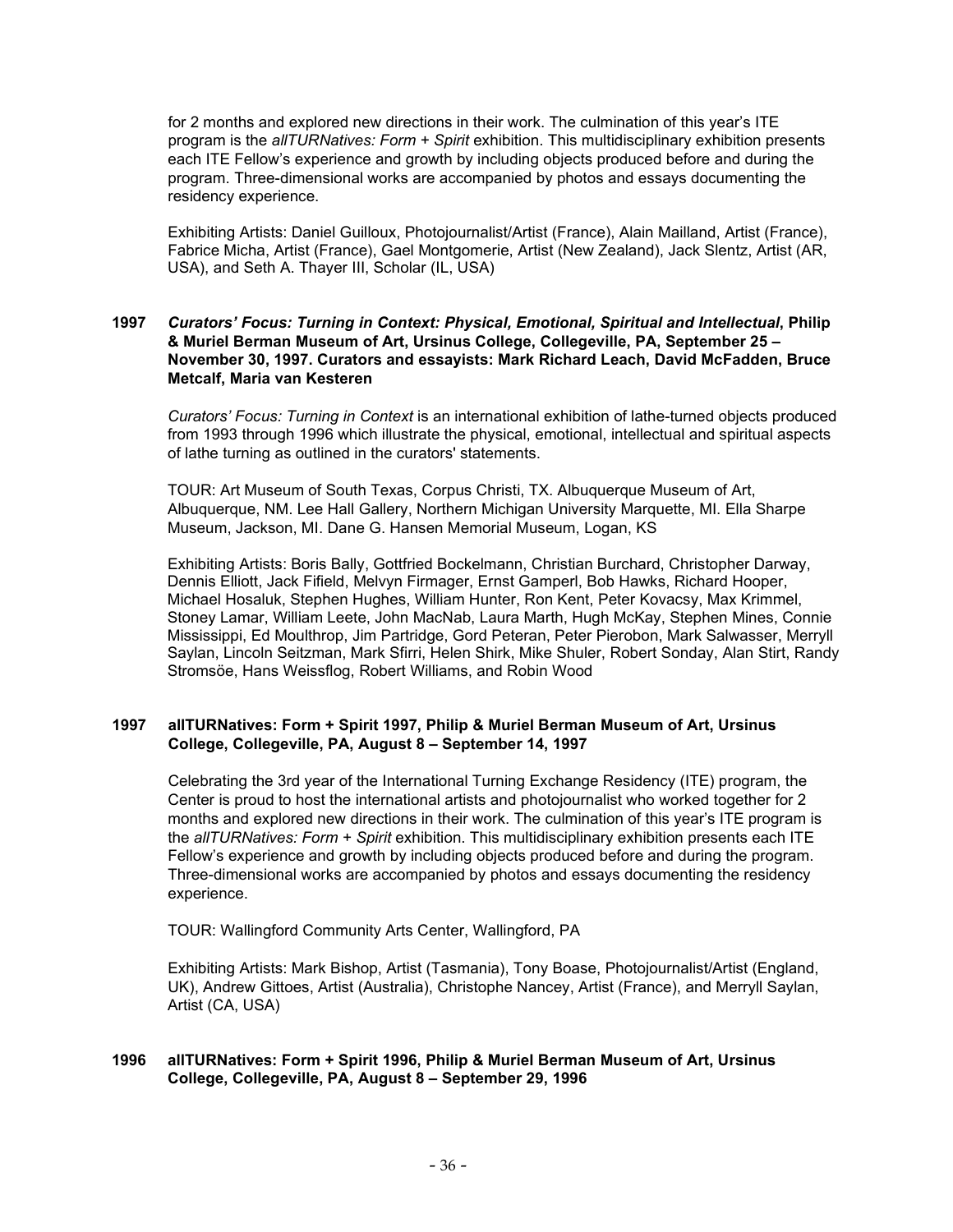for 2 months and explored new directions in their work. The culmination of this year's ITE program is the *allTURNatives: Form + Spirit* exhibition. This multidisciplinary exhibition presents each ITE Fellow's experience and growth by including objects produced before and during the program. Three-dimensional works are accompanied by photos and essays documenting the residency experience.

Exhibiting Artists: Daniel Guilloux, Photojournalist/Artist (France), Alain Mailland, Artist (France), Fabrice Micha, Artist (France), Gael Montgomerie, Artist (New Zealand), Jack Slentz, Artist (AR, USA), and Seth A. Thayer III, Scholar (IL, USA)

**1997** ***Curators' Focus: Turning in Context: Physical, Emotional, Spiritual and Intellectual*, Philip & Muriel Berman Museum of Art, Ursinus College, Collegeville, PA, September 25 – November 30, 1997. Curators and essayists: Mark Richard Leach, David McFadden, Bruce Metcalf, Maria van Kesteren**

*Curators' Focus: Turning in Context* is an international exhibition of lathe-turned objects produced from 1993 through 1996 which illustrate the physical, emotional, intellectual and spiritual aspects of lathe turning as outlined in the curators' statements.

TOUR: Art Museum of South Texas, Corpus Christi, TX. Albuquerque Museum of Art, Albuquerque, NM. Lee Hall Gallery, Northern Michigan University Marquette, MI. Ella Sharpe Museum, Jackson, MI. Dane G. Hansen Memorial Museum, Logan, KS

Exhibiting Artists: Boris Bally, Gottfried Bockelmann, Christian Burchard, Christopher Darway, Dennis Elliott, Jack Fifield, Melvyn Firmager, Ernst Gamperl, Bob Hawks, Richard Hooper, Michael Hosaluk, Stephen Hughes, William Hunter, Ron Kent, Peter Kovacsy, Max Krimmel, Stoney Lamar, William Leete, John MacNab, Laura Marth, Hugh McKay, Stephen Mines, Connie Mississippi, Ed Moulthrop, Jim Partridge, Gord Peteran, Peter Pierobon, Mark Salwasser, Merryll Saylan, Lincoln Seitzman, Mark Sfirri, Helen Shirk, Mike Shuler, Robert Sonday, Alan Stirt, Randy Stromsöe, Hans Weissflog, Robert Williams, and Robin Wood

**1997 allTURNatives: Form + Spirit 1997, Philip & Muriel Berman Museum of Art, Ursinus College, Collegeville, PA, August 8 – September 14, 1997**

Celebrating the 3rd year of the International Turning Exchange Residency (ITE) program, the Center is proud to host the international artists and photojournalist who worked together for 2 months and explored new directions in their work. The culmination of this year's ITE program is the *allTURNatives: Form + Spirit* exhibition. This multidisciplinary exhibition presents each ITE Fellow's experience and growth by including objects produced before and during the program. Three-dimensional works are accompanied by photos and essays documenting the residency experience.

TOUR: Wallingford Community Arts Center, Wallingford, PA

Exhibiting Artists: Mark Bishop, Artist (Tasmania), Tony Boase, Photojournalist/Artist (England, UK), Andrew Gittoes, Artist (Australia), Christophe Nancey, Artist (France), and Merryll Saylan, Artist (CA, USA)

**1996 allTURNatives: Form + Spirit 1996, Philip & Muriel Berman Museum of Art, Ursinus College, Collegeville, PA, August 8 – September 29, 1996**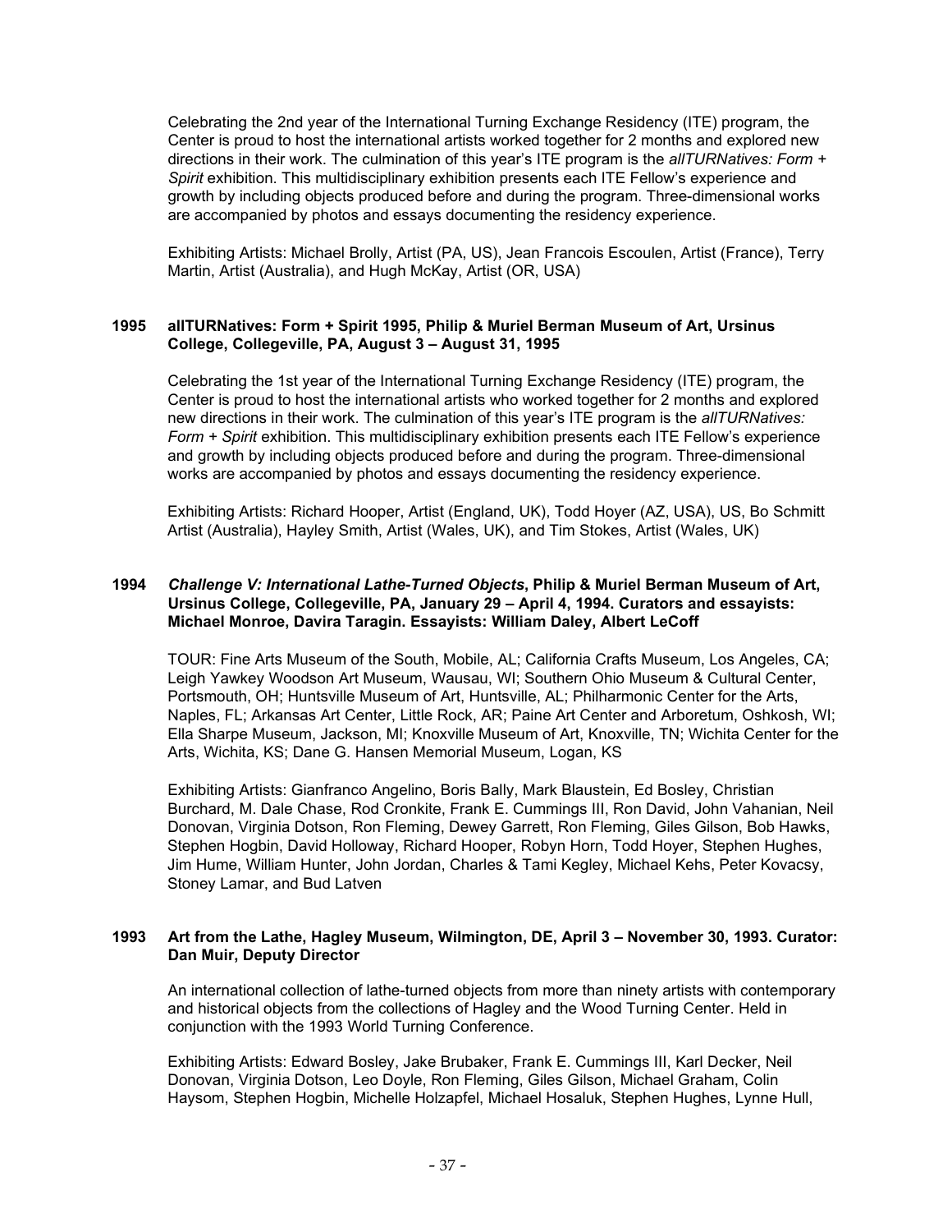Celebrating the 2nd year of the International Turning Exchange Residency (ITE) program, the Center is proud to host the international artists worked together for 2 months and explored new directions in their work. The culmination of this year's ITE program is the *allTURNatives: Form + Spirit* exhibition. This multidisciplinary exhibition presents each ITE Fellow's experience and growth by including objects produced before and during the program. Three-dimensional works are accompanied by photos and essays documenting the residency experience.

Exhibiting Artists: Michael Brolly, Artist (PA, US), Jean Francois Escoulen, Artist (France), Terry Martin, Artist (Australia), and Hugh McKay, Artist (OR, USA)

**1995 allTURNatives: Form + Spirit 1995, Philip & Muriel Berman Museum of Art, Ursinus College, Collegeville, PA, August 3 – August 31, 1995**

Celebrating the 1st year of the International Turning Exchange Residency (ITE) program, the Center is proud to host the international artists who worked together for 2 months and explored new directions in their work. The culmination of this year's ITE program is the *allTURNatives: Form + Spirit* exhibition. This multidisciplinary exhibition presents each ITE Fellow's experience and growth by including objects produced before and during the program. Three-dimensional works are accompanied by photos and essays documenting the residency experience.

Exhibiting Artists: Richard Hooper, Artist (England, UK), Todd Hoyer (AZ, USA), US, Bo Schmitt Artist (Australia), Hayley Smith, Artist (Wales, UK), and Tim Stokes, Artist (Wales, UK)

**1994 *Challenge V: International Lathe-Turned Objects*, Philip & Muriel Berman Museum of Art, Ursinus College, Collegeville, PA, January 29 – April 4, 1994. Curators and essayists: Michael Monroe, Davira Taragin. Essayists: William Daley, Albert LeCoff**

TOUR: Fine Arts Museum of the South, Mobile, AL; California Crafts Museum, Los Angeles, CA; Leigh Yawkey Woodson Art Museum, Wausau, WI; Southern Ohio Museum & Cultural Center, Portsmouth, OH; Huntsville Museum of Art, Huntsville, AL; Philharmonic Center for the Arts, Naples, FL; Arkansas Art Center, Little Rock, AR; Paine Art Center and Arboretum, Oshkosh, WI; Ella Sharpe Museum, Jackson, MI; Knoxville Museum of Art, Knoxville, TN; Wichita Center for the Arts, Wichita, KS; Dane G. Hansen Memorial Museum, Logan, KS

Exhibiting Artists: Gianfranco Angelino, Boris Bally, Mark Blaustein, Ed Bosley, Christian Burchard, M. Dale Chase, Rod Cronkite, Frank E. Cummings III, Ron David, John Vahanian, Neil Donovan, Virginia Dotson, Ron Fleming, Dewey Garrett, Ron Fleming, Giles Gilson, Bob Hawks, Stephen Hogbin, David Holloway, Richard Hooper, Robyn Horn, Todd Hoyer, Stephen Hughes, Jim Hume, William Hunter, John Jordan, Charles & Tami Kegley, Michael Kehs, Peter Kovacsy, Stoney Lamar, and Bud Latven

**1993 Art from the Lathe, Hagley Museum, Wilmington, DE, April 3 – November 30, 1993. Curator: Dan Muir, Deputy Director**

An international collection of lathe-turned objects from more than ninety artists with contemporary and historical objects from the collections of Hagley and the Wood Turning Center. Held in conjunction with the 1993 World Turning Conference.

Exhibiting Artists: Edward Bosley, Jake Brubaker, Frank E. Cummings III, Karl Decker, Neil Donovan, Virginia Dotson, Leo Doyle, Ron Fleming, Giles Gilson, Michael Graham, Colin Haysom, Stephen Hogbin, Michelle Holzapfel, Michael Hosaluk, Stephen Hughes, Lynne Hull,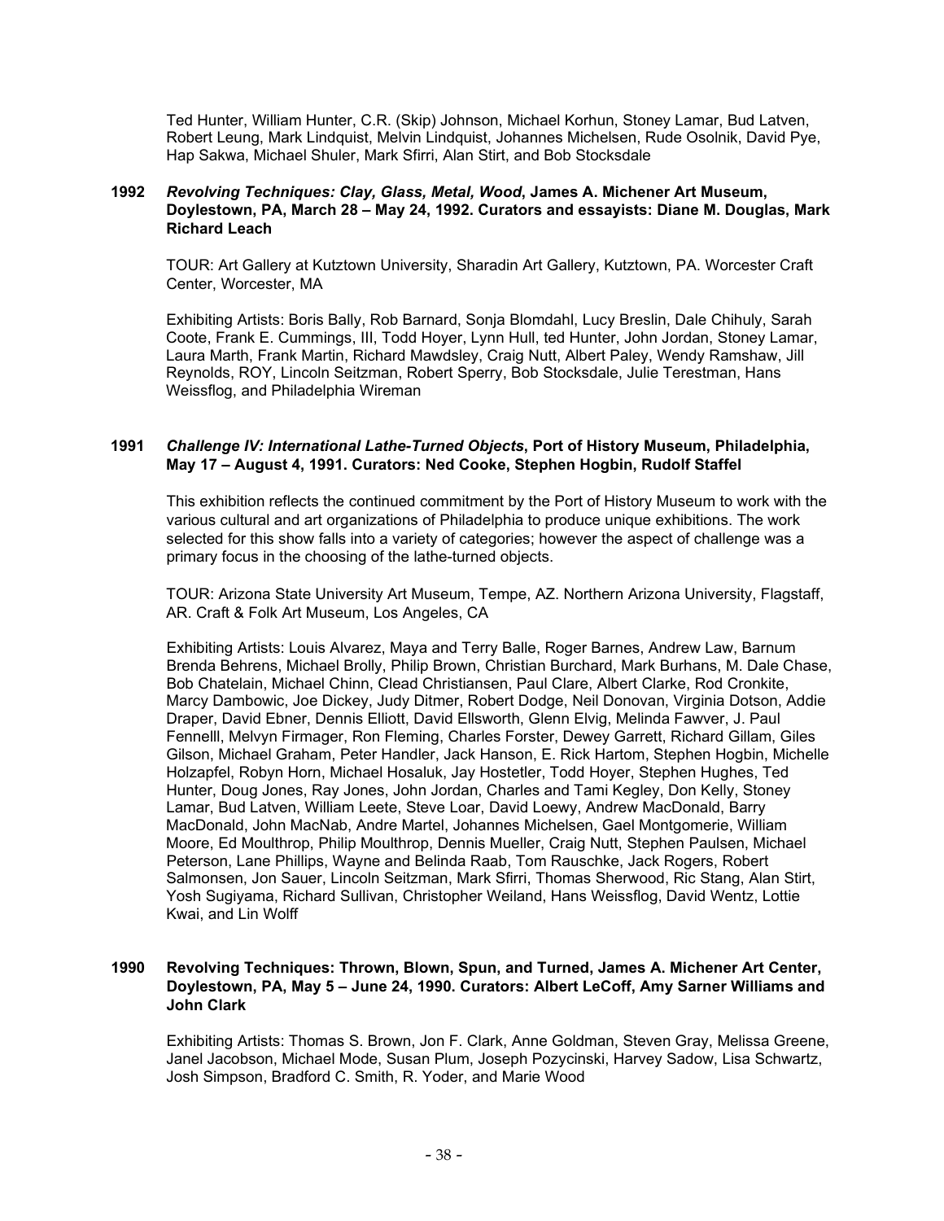Ted Hunter, William Hunter, C.R. (Skip) Johnson, Michael Korhun, Stoney Lamar, Bud Latven, Robert Leung, Mark Lindquist, Melvin Lindquist, Johannes Michelsen, Rude Osolnik, David Pye, Hap Sakwa, Michael Shuler, Mark Sfirri, Alan Stirt, and Bob Stocksdale

**1992** ***Revolving Techniques: Clay, Glass, Metal, Wood*, James A. Michener Art Museum, Doylestown, PA, March 28 – May 24, 1992. Curators and essayists: Diane M. Douglas, Mark Richard Leach**

TOUR: Art Gallery at Kutztown University, Sharadin Art Gallery, Kutztown, PA. Worcester Craft Center, Worcester, MA

Exhibiting Artists: Boris Bally, Rob Barnard, Sonja Blomdahl, Lucy Breslin, Dale Chihuly, Sarah Coote, Frank E. Cummings, III, Todd Hoyer, Lynn Hull, ted Hunter, John Jordan, Stoney Lamar, Laura Marth, Frank Martin, Richard Mawdsley, Craig Nutt, Albert Paley, Wendy Ramshaw, Jill Reynolds, ROY, Lincoln Seitzman, Robert Sperry, Bob Stocksdale, Julie Terestman, Hans Weissflog, and Philadelphia Wireman

**1991** ***Challenge IV: International Lathe-Turned Objects*, Port of History Museum, Philadelphia, May 17 – August 4, 1991. Curators: Ned Cooke, Stephen Hogbin, Rudolf Staffel**

This exhibition reflects the continued commitment by the Port of History Museum to work with the various cultural and art organizations of Philadelphia to produce unique exhibitions. The work selected for this show falls into a variety of categories; however the aspect of challenge was a primary focus in the choosing of the lathe-turned objects.

TOUR: Arizona State University Art Museum, Tempe, AZ. Northern Arizona University, Flagstaff, AR. Craft & Folk Art Museum, Los Angeles, CA

Exhibiting Artists: Louis Alvarez, Maya and Terry Balle, Roger Barnes, Andrew Law, Barnum Brenda Behrens, Michael Brolly, Philip Brown, Christian Burchard, Mark Burhans, M. Dale Chase, Bob Chatelain, Michael Chinn, Clead Christiansen, Paul Clare, Albert Clarke, Rod Cronkite, Marcy Dambowic, Joe Dickey, Judy Ditmer, Robert Dodge, Neil Donovan, Virginia Dotson, Addie Draper, David Ebner, Dennis Elliott, David Ellsworth, Glenn Elvig, Melinda Fawver, J. Paul Fennelll, Melvyn Firmager, Ron Fleming, Charles Forster, Dewey Garrett, Richard Gillam, Giles Gilson, Michael Graham, Peter Handler, Jack Hanson, E. Rick Hartom, Stephen Hogbin, Michelle Holzapfel, Robyn Horn, Michael Hosaluk, Jay Hostetler, Todd Hoyer, Stephen Hughes, Ted Hunter, Doug Jones, Ray Jones, John Jordan, Charles and Tami Kegley, Don Kelly, Stoney Lamar, Bud Latven, William Leete, Steve Loar, David Loewy, Andrew MacDonald, Barry MacDonald, John MacNab, Andre Martel, Johannes Michelsen, Gael Montgomerie, William Moore, Ed Moulthrop, Philip Moulthrop, Dennis Mueller, Craig Nutt, Stephen Paulsen, Michael Peterson, Lane Phillips, Wayne and Belinda Raab, Tom Rauschke, Jack Rogers, Robert Salmonsen, Jon Sauer, Lincoln Seitzman, Mark Sfirri, Thomas Sherwood, Ric Stang, Alan Stirt, Yosh Sugiyama, Richard Sullivan, Christopher Weiland, Hans Weissflog, David Wentz, Lottie Kwai, and Lin Wolff

**1990** **Revolving Techniques: Thrown, Blown, Spun, and Turned, James A. Michener Art Center, Doylestown, PA, May 5 – June 24, 1990. Curators: Albert LeCoff, Amy Sarner Williams and John Clark**

Exhibiting Artists: Thomas S. Brown, Jon F. Clark, Anne Goldman, Steven Gray, Melissa Greene, Janel Jacobson, Michael Mode, Susan Plum, Joseph Pozycinski, Harvey Sadow, Lisa Schwartz, Josh Simpson, Bradford C. Smith, R. Yoder, and Marie Wood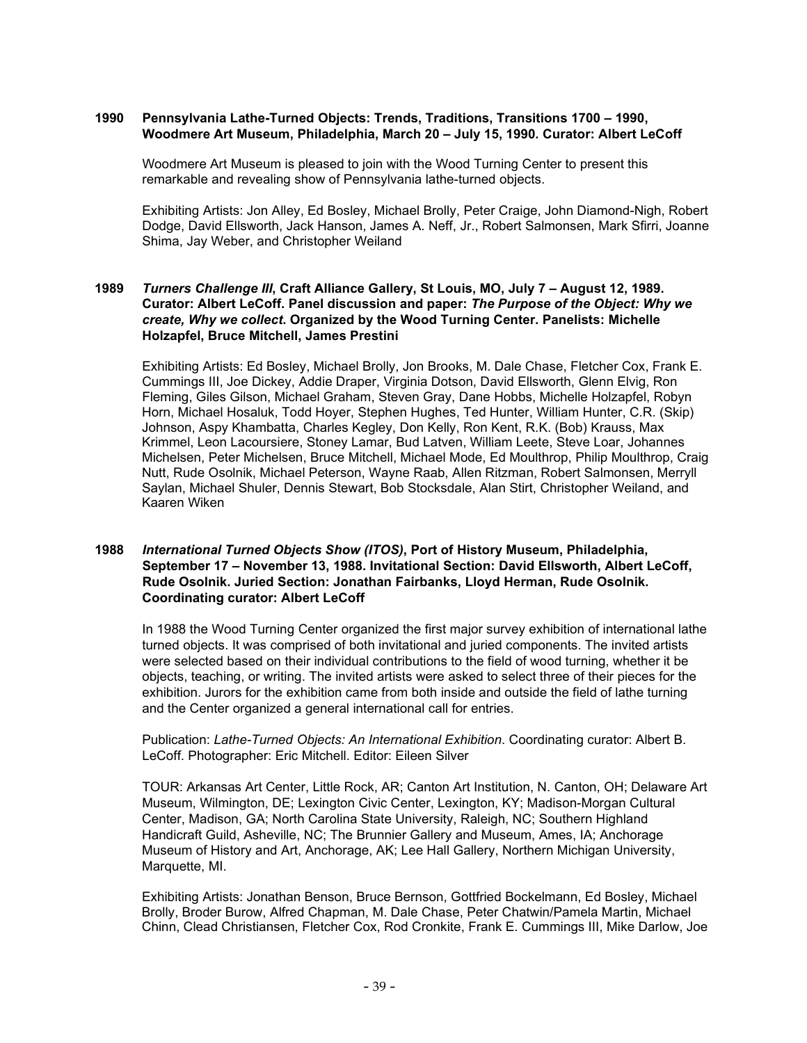**1990 Pennsylvania Lathe-Turned Objects: Trends, Traditions, Transitions 1700 – 1990, Woodmere Art Museum, Philadelphia, March 20 – July 15, 1990. Curator: Albert LeCoff**

Woodmere Art Museum is pleased to join with the Wood Turning Center to present this remarkable and revealing show of Pennsylvania lathe-turned objects.

Exhibiting Artists: Jon Alley, Ed Bosley, Michael Brolly, Peter Craige, John Diamond-Nigh, Robert Dodge, David Ellsworth, Jack Hanson, James A. Neff, Jr., Robert Salmonsen, Mark Sfirri, Joanne Shima, Jay Weber, and Christopher Weiland

**1989 *Turners Challenge III*, Craft Alliance Gallery, St Louis, MO, July 7 – August 12, 1989. Curator: Albert LeCoff. Panel discussion and paper: *The Purpose of the Object: Why we create, Why we collect*. Organized by the Wood Turning Center. Panelists: Michelle Holzapfel, Bruce Mitchell, James Prestini**

Exhibiting Artists: Ed Bosley, Michael Brolly, Jon Brooks, M. Dale Chase, Fletcher Cox, Frank E. Cummings III, Joe Dickey, Addie Draper, Virginia Dotson, David Ellsworth, Glenn Elvig, Ron Fleming, Giles Gilson, Michael Graham, Steven Gray, Dane Hobbs, Michelle Holzapfel, Robyn Horn, Michael Hosaluk, Todd Hoyer, Stephen Hughes, Ted Hunter, William Hunter, C.R. (Skip) Johnson, Aspy Khambatta, Charles Kegley, Don Kelly, Ron Kent, R.K. (Bob) Krauss, Max Krimmel, Leon Lacoursiere, Stoney Lamar, Bud Latven, William Leete, Steve Loar, Johannes Michelsen, Peter Michelsen, Bruce Mitchell, Michael Mode, Ed Moulthrop, Philip Moulthrop, Craig Nutt, Rude Osolnik, Michael Peterson, Wayne Raab, Allen Ritzman, Robert Salmonsen, Merryll Saylan, Michael Shuler, Dennis Stewart, Bob Stocksdale, Alan Stirt, Christopher Weiland, and Kaaren Wiken

**1988 *International Turned Objects Show (ITOS)*, Port of History Museum, Philadelphia, September 17 – November 13, 1988. Invitational Section: David Ellsworth, Albert LeCoff, Rude Osolnik. Juried Section: Jonathan Fairbanks, Lloyd Herman, Rude Osolnik. Coordinating curator: Albert LeCoff**

In 1988 the Wood Turning Center organized the first major survey exhibition of international lathe turned objects. It was comprised of both invitational and juried components. The invited artists were selected based on their individual contributions to the field of wood turning, whether it be objects, teaching, or writing. The invited artists were asked to select three of their pieces for the exhibition. Jurors for the exhibition came from both inside and outside the field of lathe turning and the Center organized a general international call for entries.

Publication: *Lathe-Turned Objects: An International Exhibition*. Coordinating curator: Albert B. LeCoff. Photographer: Eric Mitchell. Editor: Eileen Silver

TOUR: Arkansas Art Center, Little Rock, AR; Canton Art Institution, N. Canton, OH; Delaware Art Museum, Wilmington, DE; Lexington Civic Center, Lexington, KY; Madison-Morgan Cultural Center, Madison, GA; North Carolina State University, Raleigh, NC; Southern Highland Handicraft Guild, Asheville, NC; The Brunnier Gallery and Museum, Ames, IA; Anchorage Museum of History and Art, Anchorage, AK; Lee Hall Gallery, Northern Michigan University, Marquette, MI.

Exhibiting Artists: Jonathan Benson, Bruce Bernson, Gottfried Bockelmann, Ed Bosley, Michael Brolly, Broder Burow, Alfred Chapman, M. Dale Chase, Peter Chatwin/Pamela Martin, Michael Chinn, Clead Christiansen, Fletcher Cox, Rod Cronkite, Frank E. Cummings III, Mike Darlow, Joe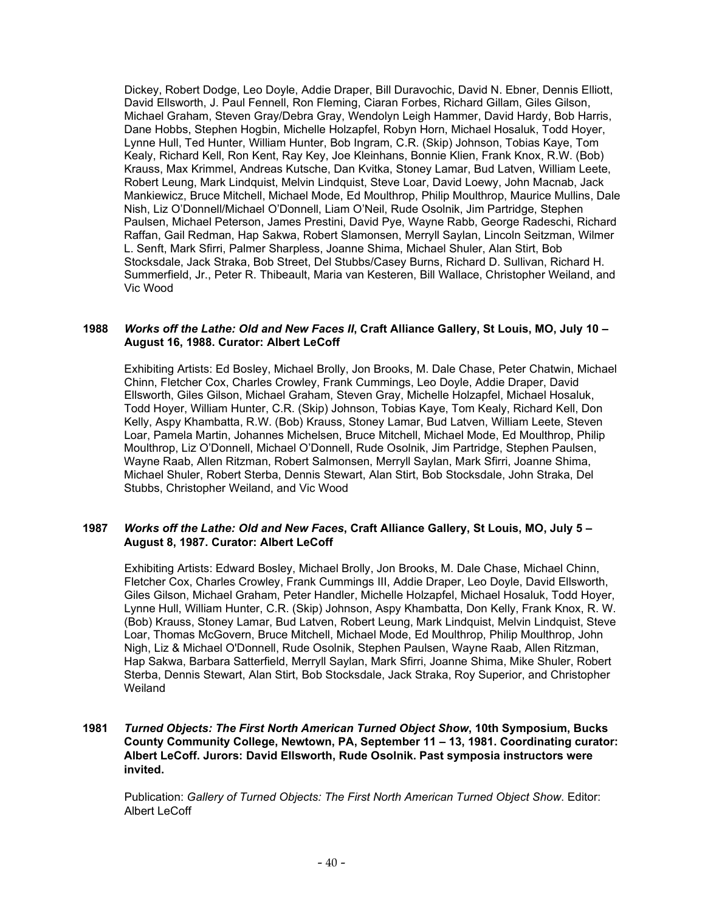Dickey, Robert Dodge, Leo Doyle, Addie Draper, Bill Duravochic, David N. Ebner, Dennis Elliott, David Ellsworth, J. Paul Fennell, Ron Fleming, Ciaran Forbes, Richard Gillam, Giles Gilson, Michael Graham, Steven Gray/Debra Gray, Wendolyn Leigh Hammer, David Hardy, Bob Harris, Dane Hobbs, Stephen Hogbin, Michelle Holzapfel, Robyn Horn, Michael Hosaluk, Todd Hoyer, Lynne Hull, Ted Hunter, William Hunter, Bob Ingram, C.R. (Skip) Johnson, Tobias Kaye, Tom Kealy, Richard Kell, Ron Kent, Ray Key, Joe Kleinhans, Bonnie Klien, Frank Knox, R.W. (Bob) Krauss, Max Krimmel, Andreas Kutsche, Dan Kvitka, Stoney Lamar, Bud Latven, William Leete, Robert Leung, Mark Lindquist, Melvin Lindquist, Steve Loar, David Loewy, John Macnab, Jack Mankiewicz, Bruce Mitchell, Michael Mode, Ed Moulthrop, Philip Moulthrop, Maurice Mullins, Dale Nish, Liz O'Donnell/Michael O'Donnell, Liam O'Neil, Rude Osolnik, Jim Partridge, Stephen Paulsen, Michael Peterson, James Prestini, David Pye, Wayne Rabb, George Radeschi, Richard Raffan, Gail Redman, Hap Sakwa, Robert Slamonsen, Merryll Saylan, Lincoln Seitzman, Wilmer L. Senft, Mark Sfirri, Palmer Sharpless, Joanne Shima, Michael Shuler, Alan Stirt, Bob Stocksdale, Jack Straka, Bob Street, Del Stubbs/Casey Burns, Richard D. Sullivan, Richard H. Summerfield, Jr., Peter R. Thibeault, Maria van Kesteren, Bill Wallace, Christopher Weiland, and Vic Wood

**1988** ***Works off the Lathe: Old and New Faces II*, Craft Alliance Gallery, St Louis, MO, July 10 – August 16, 1988. Curator: Albert LeCoff**

Exhibiting Artists: Ed Bosley, Michael Brolly, Jon Brooks, M. Dale Chase, Peter Chatwin, Michael Chinn, Fletcher Cox, Charles Crowley, Frank Cummings, Leo Doyle, Addie Draper, David Ellsworth, Giles Gilson, Michael Graham, Steven Gray, Michelle Holzapfel, Michael Hosaluk, Todd Hoyer, William Hunter, C.R. (Skip) Johnson, Tobias Kaye, Tom Kealy, Richard Kell, Don Kelly, Aspy Khambatta, R.W. (Bob) Krauss, Stoney Lamar, Bud Latven, William Leete, Steven Loar, Pamela Martin, Johannes Michelsen, Bruce Mitchell, Michael Mode, Ed Moulthrop, Philip Moulthrop, Liz O'Donnell, Michael O'Donnell, Rude Osolnik, Jim Partridge, Stephen Paulsen, Wayne Raab, Allen Ritzman, Robert Salmonsen, Merryll Saylan, Mark Sfirri, Joanne Shima, Michael Shuler, Robert Sterba, Dennis Stewart, Alan Stirt, Bob Stocksdale, John Straka, Del Stubbs, Christopher Weiland, and Vic Wood

**1987** ***Works off the Lathe: Old and New Faces*, Craft Alliance Gallery, St Louis, MO, July 5 – August 8, 1987. Curator: Albert LeCoff**

Exhibiting Artists: Edward Bosley, Michael Brolly, Jon Brooks, M. Dale Chase, Michael Chinn, Fletcher Cox, Charles Crowley, Frank Cummings III, Addie Draper, Leo Doyle, David Ellsworth, Giles Gilson, Michael Graham, Peter Handler, Michelle Holzapfel, Michael Hosaluk, Todd Hoyer, Lynne Hull, William Hunter, C.R. (Skip) Johnson, Aspy Khambatta, Don Kelly, Frank Knox, R. W. (Bob) Krauss, Stoney Lamar, Bud Latven, Robert Leung, Mark Lindquist, Melvin Lindquist, Steve Loar, Thomas McGovern, Bruce Mitchell, Michael Mode, Ed Moulthrop, Philip Moulthrop, John Nigh, Liz & Michael O'Donnell, Rude Osolnik, Stephen Paulsen, Wayne Raab, Allen Ritzman, Hap Sakwa, Barbara Satterfield, Merryll Saylan, Mark Sfirri, Joanne Shima, Mike Shuler, Robert Sterba, Dennis Stewart, Alan Stirt, Bob Stocksdale, Jack Straka, Roy Superior, and Christopher Weiland

**1981** ***Turned Objects: The First North American Turned Object Show*, 10th Symposium, Bucks County Community College, Newtown, PA, September 11 – 13, 1981. Coordinating curator: Albert LeCoff. Jurors: David Ellsworth, Rude Osolnik. Past symposia instructors were invited.**

Publication: *Gallery of Turned Objects: The First North American Turned Object Show*. Editor: Albert LeCoff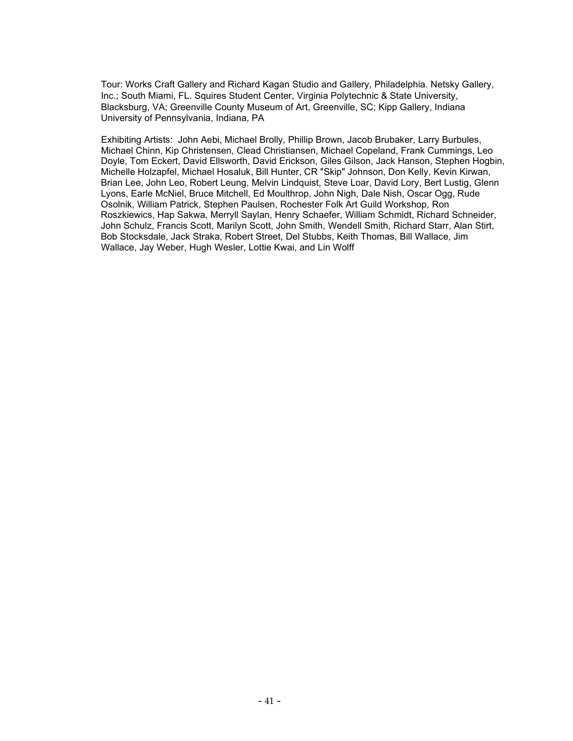Tour: Works Craft Gallery and Richard Kagan Studio and Gallery, Philadelphia. Netsky Gallery, Inc.; South Miami, FL. Squires Student Center, Virginia Polytechnic & State University, Blacksburg, VA; Greenville County Museum of Art, Greenville, SC; Kipp Gallery, Indiana University of Pennsylvania, Indiana, PA

Exhibiting Artists: John Aebi, Michael Brolly, Phillip Brown, Jacob Brubaker, Larry Burbules, Michael Chinn, Kip Christensen, Clead Christiansen, Michael Copeland, Frank Cummings, Leo Doyle, Tom Eckert, David Ellsworth, David Erickson, Giles Gilson, Jack Hanson, Stephen Hogbin, Michelle Holzapfel, Michael Hosaluk, Bill Hunter, CR "Skip" Johnson, Don Kelly, Kevin Kirwan, Brian Lee, John Leo, Robert Leung, Melvin Lindquist, Steve Loar, David Lory, Bert Lustig, Glenn Lyons, Earle McNiel, Bruce Mitchell, Ed Moulthrop, John Nigh, Dale Nish, Oscar Ogg, Rude Osolnik, William Patrick, Stephen Paulsen, Rochester Folk Art Guild Workshop, Ron Roszkiewics, Hap Sakwa, Merryll Saylan, Henry Schaefer, William Schmidt, Richard Schneider, John Schulz, Francis Scott, Marilyn Scott, John Smith, Wendell Smith, Richard Starr, Alan Stirt, Bob Stocksdale, Jack Straka, Robert Street, Del Stubbs, Keith Thomas, Bill Wallace, Jim Wallace, Jay Weber, Hugh Wesler, Lottie Kwai, and Lin Wolff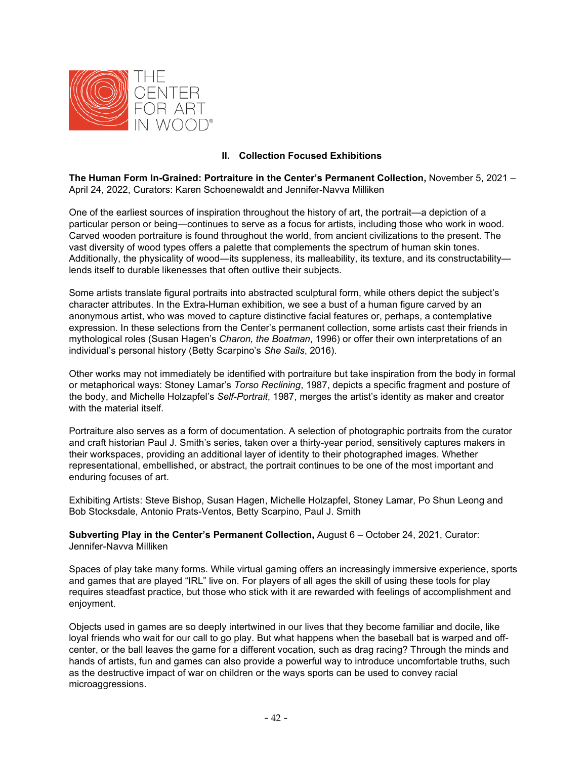THE CENTER FOR ART IN WOOD®

## II. Collection Focused Exhibitions

**The Human Form In-Grained: Portraiture in the Center's Permanent Collection,** November 5, 2021 – April 24, 2022, Curators: Karen Schoenewaldt and Jennifer-Navva Milliken

One of the earliest sources of inspiration throughout the history of art, the portrait—a depiction of a particular person or being—continues to serve as a focus for artists, including those who work in wood. Carved wooden portraiture is found throughout the world, from ancient civilizations to the present. The vast diversity of wood types offers a palette that complements the spectrum of human skin tones. Additionally, the physicality of wood—its suppleness, its malleability, its texture, and its constructability—lends itself to durable likenesses that often outlive their subjects.

Some artists translate figural portraits into abstracted sculptural form, while others depict the subject's character attributes. In the Extra-Human exhibition, we see a bust of a human figure carved by an anonymous artist, who was moved to capture distinctive facial features or, perhaps, a contemplative expression. In these selections from the Center's permanent collection, some artists cast their friends in mythological roles (Susan Hagen's *Charon, the Boatman*, 1996) or offer their own interpretations of an individual's personal history (Betty Scarpino's *She Sails*, 2016).

Other works may not immediately be identified with portraiture but take inspiration from the body in formal or metaphorical ways: Stoney Lamar's *Torso Reclining*, 1987, depicts a specific fragment and posture of the body, and Michelle Holzapfel's *Self-Portrait*, 1987, merges the artist's identity as maker and creator with the material itself.

Portraiture also serves as a form of documentation. A selection of photographic portraits from the curator and craft historian Paul J. Smith's series, taken over a thirty-year period, sensitively captures makers in their workspaces, providing an additional layer of identity to their photographed images. Whether representational, embellished, or abstract, the portrait continues to be one of the most important and enduring focuses of art.

Exhibiting Artists: Steve Bishop, Susan Hagen, Michelle Holzapfel, Stoney Lamar, Po Shun Leong and Bob Stocksdale, Antonio Prats-Ventos, Betty Scarpino, Paul J. Smith

**Subverting Play in the Center's Permanent Collection,** August 6 – October 24, 2021, Curator: Jennifer-Navva Milliken

Spaces of play take many forms. While virtual gaming offers an increasingly immersive experience, sports and games that are played "IRL" live on. For players of all ages the skill of using these tools for play requires steadfast practice, but those who stick with it are rewarded with feelings of accomplishment and enjoyment.

Objects used in games are so deeply intertwined in our lives that they become familiar and docile, like loyal friends who wait for our call to go play. But what happens when the baseball bat is warped and off-center, or the ball leaves the game for a different vocation, such as drag racing? Through the minds and hands of artists, fun and games can also provide a powerful way to introduce uncomfortable truths, such as the destructive impact of war on children or the ways sports can be used to convey racial microaggressions.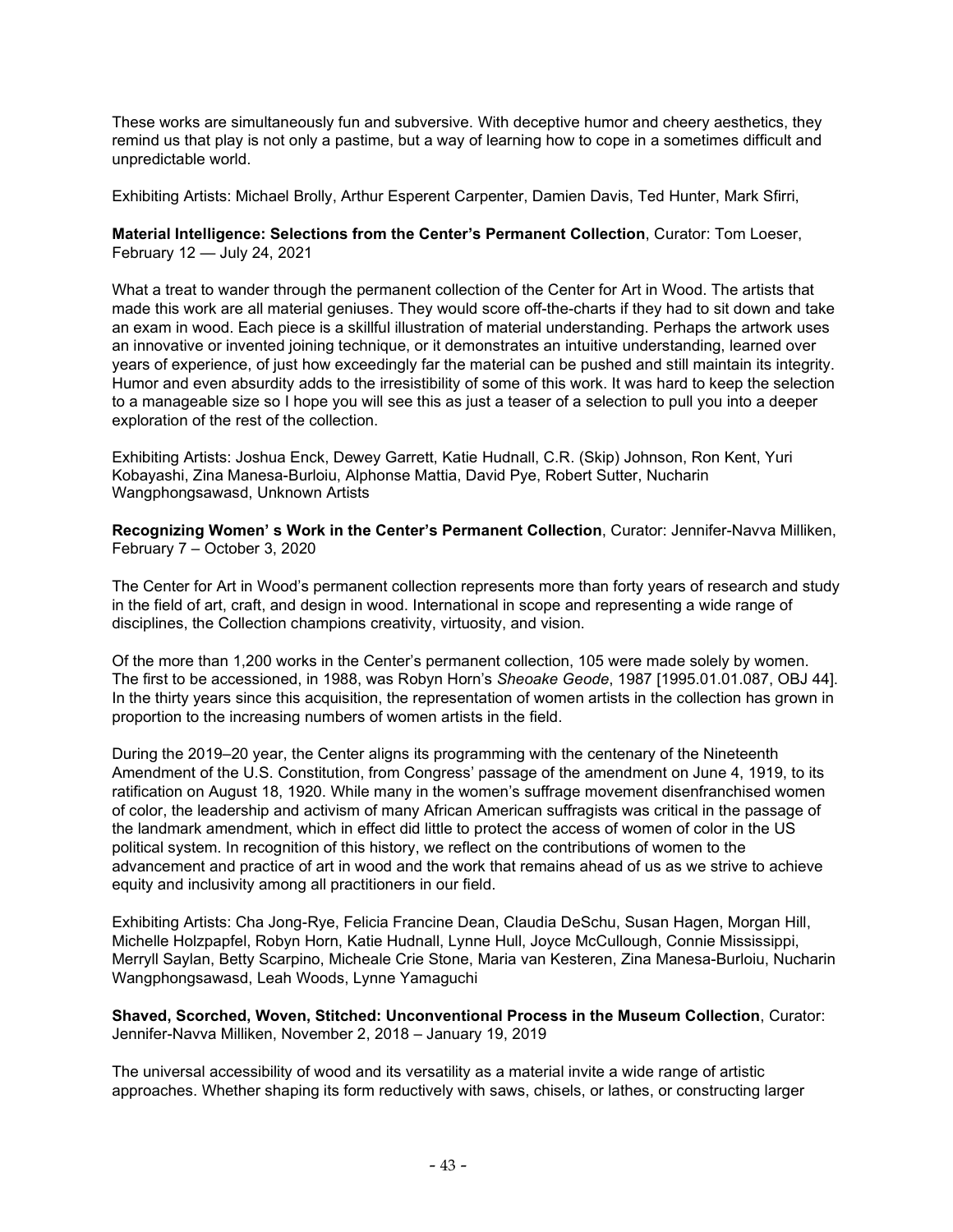These works are simultaneously fun and subversive. With deceptive humor and cheery aesthetics, they remind us that play is not only a pastime, but a way of learning how to cope in a sometimes difficult and unpredictable world.

Exhibiting Artists: Michael Brolly, Arthur Esperent Carpenter, Damien Davis, Ted Hunter, Mark Sfirri,

**Material Intelligence: Selections from the Center's Permanent Collection**, Curator: Tom Loeser, February 12 — July 24, 2021

What a treat to wander through the permanent collection of the Center for Art in Wood. The artists that made this work are all material geniuses. They would score off-the-charts if they had to sit down and take an exam in wood. Each piece is a skillful illustration of material understanding. Perhaps the artwork uses an innovative or invented joining technique, or it demonstrates an intuitive understanding, learned over years of experience, of just how exceedingly far the material can be pushed and still maintain its integrity. Humor and even absurdity adds to the irresistibility of some of this work. It was hard to keep the selection to a manageable size so I hope you will see this as just a teaser of a selection to pull you into a deeper exploration of the rest of the collection.

Exhibiting Artists: Joshua Enck, Dewey Garrett, Katie Hudnall, C.R. (Skip) Johnson, Ron Kent, Yuri Kobayashi, Zina Manesa-Burloiu, Alphonse Mattia, David Pye, Robert Sutter, Nucharin Wangphongsawasd, Unknown Artists

**Recognizing Women' s Work in the Center's Permanent Collection**, Curator: Jennifer-Navva Milliken, February 7 – October 3, 2020

The Center for Art in Wood's permanent collection represents more than forty years of research and study in the field of art, craft, and design in wood. International in scope and representing a wide range of disciplines, the Collection champions creativity, virtuosity, and vision.

Of the more than 1,200 works in the Center's permanent collection, 105 were made solely by women. The first to be accessioned, in 1988, was Robyn Horn's *Sheoake Geode*, 1987 [1995.01.01.087, OBJ 44]. In the thirty years since this acquisition, the representation of women artists in the collection has grown in proportion to the increasing numbers of women artists in the field.

During the 2019–20 year, the Center aligns its programming with the centenary of the Nineteenth Amendment of the U.S. Constitution, from Congress' passage of the amendment on June 4, 1919, to its ratification on August 18, 1920. While many in the women's suffrage movement disenfranchised women of color, the leadership and activism of many African American suffragists was critical in the passage of the landmark amendment, which in effect did little to protect the access of women of color in the US political system. In recognition of this history, we reflect on the contributions of women to the advancement and practice of art in wood and the work that remains ahead of us as we strive to achieve equity and inclusivity among all practitioners in our field.

Exhibiting Artists: Cha Jong-Rye, Felicia Francine Dean, Claudia DeSchu, Susan Hagen, Morgan Hill, Michelle Holzpapfel, Robyn Horn, Katie Hudnall, Lynne Hull, Joyce McCullough, Connie Mississippi, Merryll Saylan, Betty Scarpino, Micheale Crie Stone, Maria van Kesteren, Zina Manesa-Burloiu, Nucharin Wangphongsawasd, Leah Woods, Lynne Yamaguchi

**Shaved, Scorched, Woven, Stitched: Unconventional Process in the Museum Collection**, Curator: Jennifer-Navva Milliken, November 2, 2018 – January 19, 2019

The universal accessibility of wood and its versatility as a material invite a wide range of artistic approaches. Whether shaping its form reductively with saws, chisels, or lathes, or constructing larger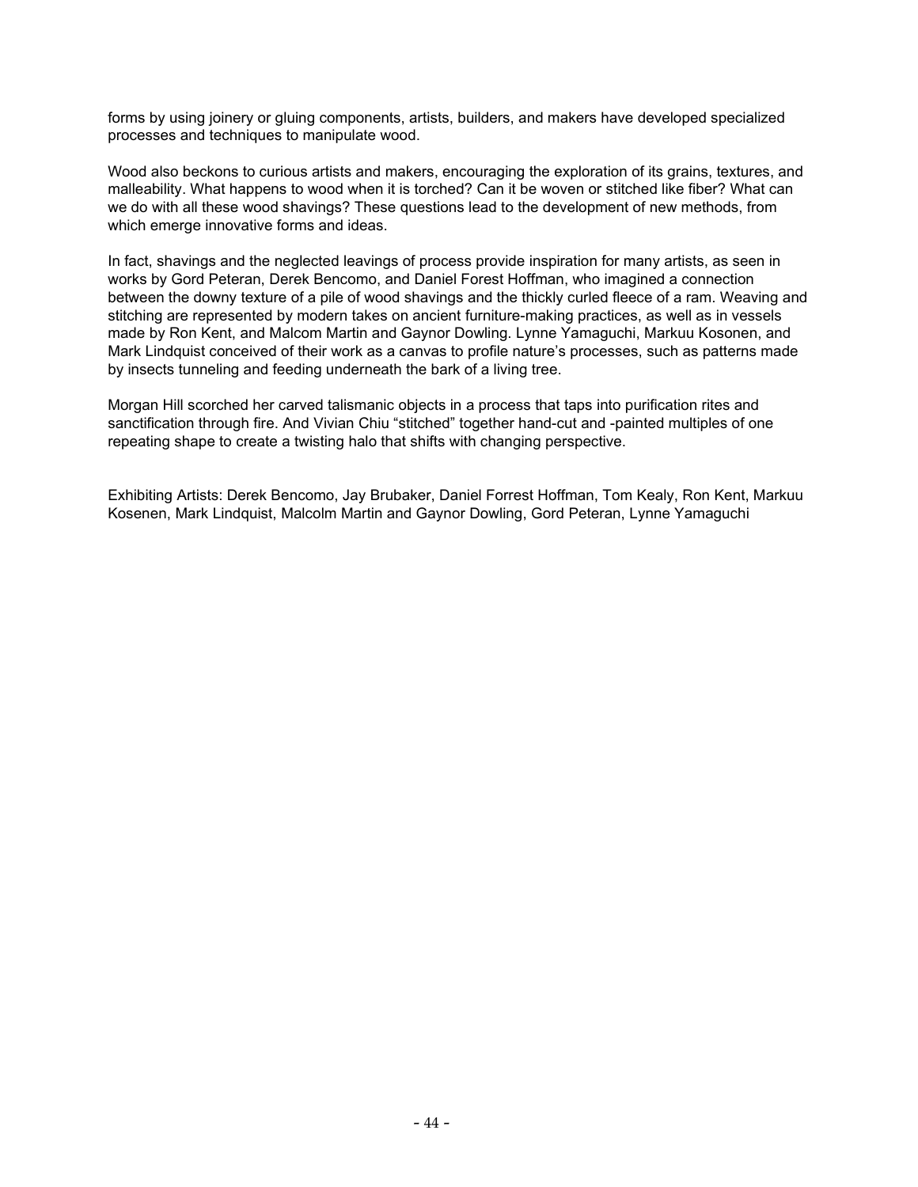forms by using joinery or gluing components, artists, builders, and makers have developed specialized processes and techniques to manipulate wood.

Wood also beckons to curious artists and makers, encouraging the exploration of its grains, textures, and malleability. What happens to wood when it is torched? Can it be woven or stitched like fiber? What can we do with all these wood shavings? These questions lead to the development of new methods, from which emerge innovative forms and ideas.

In fact, shavings and the neglected leavings of process provide inspiration for many artists, as seen in works by Gord Peteran, Derek Bencomo, and Daniel Forest Hoffman, who imagined a connection between the downy texture of a pile of wood shavings and the thickly curled fleece of a ram. Weaving and stitching are represented by modern takes on ancient furniture-making practices, as well as in vessels made by Ron Kent, and Malcom Martin and Gaynor Dowling. Lynne Yamaguchi, Markuu Kosonen, and Mark Lindquist conceived of their work as a canvas to profile nature's processes, such as patterns made by insects tunneling and feeding underneath the bark of a living tree.

Morgan Hill scorched her carved talismanic objects in a process that taps into purification rites and sanctification through fire. And Vivian Chiu "stitched" together hand-cut and -painted multiples of one repeating shape to create a twisting halo that shifts with changing perspective.

Exhibiting Artists: Derek Bencomo, Jay Brubaker, Daniel Forrest Hoffman, Tom Kealy, Ron Kent, Markuu Kosenen, Mark Lindquist, Malcolm Martin and Gaynor Dowling, Gord Peteran, Lynne Yamaguchi